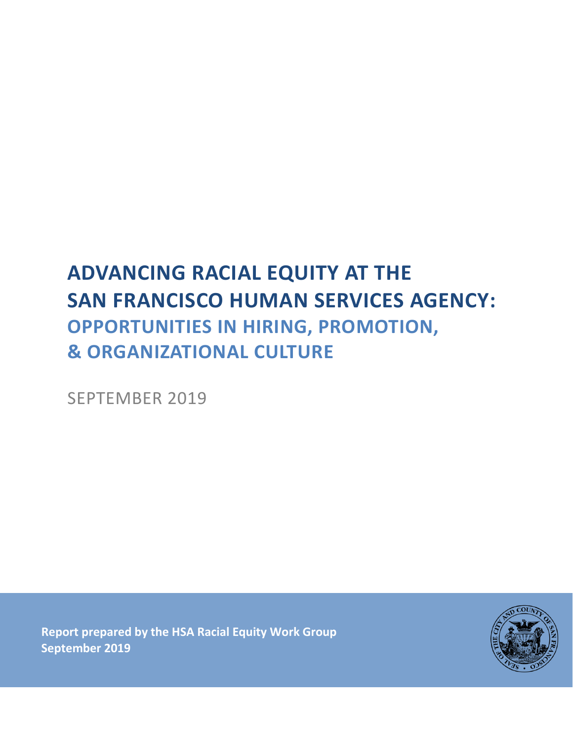# ADVANCING RACIAL EQUITY AT THE SAN FRANCISCO HUMAN SERVICES AGENCY:

## OPPORTUNITIES IN HIRING, PROMOTION, & ORGANIZATIONAL CULTURE

SEPTEMBER 2019

**Report prepared by the HSA Racial Equity Work Group**
**September 2019**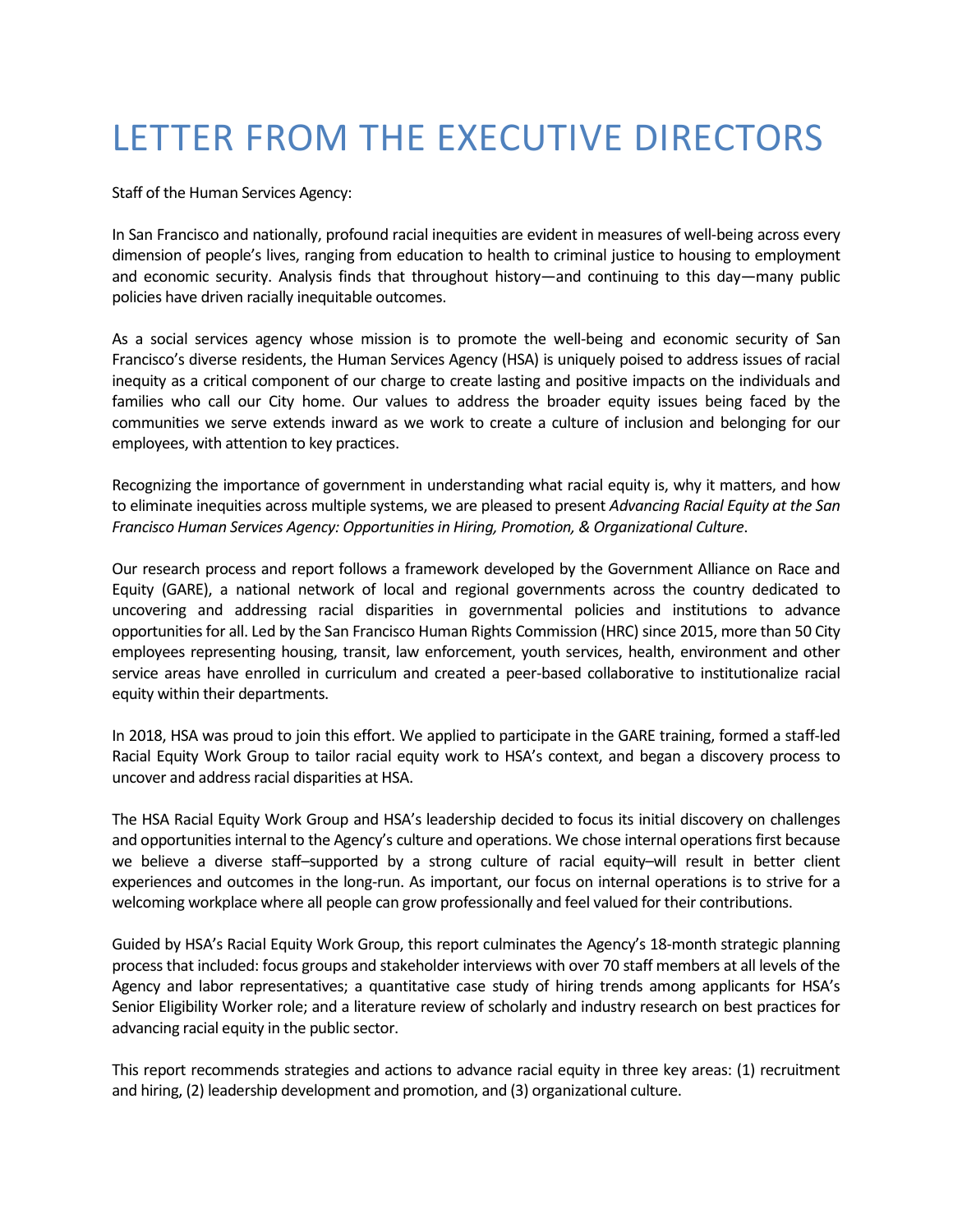# LETTER FROM THE EXECUTIVE DIRECTORS

Staff of the Human Services Agency:

In San Francisco and nationally, profound racial inequities are evident in measures of well-being across every dimension of people's lives, ranging from education to health to criminal justice to housing to employment and economic security. Analysis finds that throughout history—and continuing to this day—many public policies have driven racially inequitable outcomes.

As a social services agency whose mission is to promote the well-being and economic security of San Francisco's diverse residents, the Human Services Agency (HSA) is uniquely poised to address issues of racial inequity as a critical component of our charge to create lasting and positive impacts on the individuals and families who call our City home. Our values to address the broader equity issues being faced by the communities we serve extends inward as we work to create a culture of inclusion and belonging for our employees, with attention to key practices.

Recognizing the importance of government in understanding what racial equity is, why it matters, and how to eliminate inequities across multiple systems, we are pleased to present *Advancing Racial Equity at the San Francisco Human Services Agency: Opportunities in Hiring, Promotion, & Organizational Culture*.

Our research process and report follows a framework developed by the Government Alliance on Race and Equity (GARE), a national network of local and regional governments across the country dedicated to uncovering and addressing racial disparities in governmental policies and institutions to advance opportunities for all. Led by the San Francisco Human Rights Commission (HRC) since 2015, more than 50 City employees representing housing, transit, law enforcement, youth services, health, environment and other service areas have enrolled in curriculum and created a peer-based collaborative to institutionalize racial equity within their departments.

In 2018, HSA was proud to join this effort. We applied to participate in the GARE training, formed a staff-led Racial Equity Work Group to tailor racial equity work to HSA's context, and began a discovery process to uncover and address racial disparities at HSA.

The HSA Racial Equity Work Group and HSA's leadership decided to focus its initial discovery on challenges and opportunities internal to the Agency's culture and operations. We chose internal operations first because we believe a diverse staff–supported by a strong culture of racial equity–will result in better client experiences and outcomes in the long-run. As important, our focus on internal operations is to strive for a welcoming workplace where all people can grow professionally and feel valued for their contributions.

Guided by HSA's Racial Equity Work Group, this report culminates the Agency's 18-month strategic planning process that included: focus groups and stakeholder interviews with over 70 staff members at all levels of the Agency and labor representatives; a quantitative case study of hiring trends among applicants for HSA's Senior Eligibility Worker role; and a literature review of scholarly and industry research on best practices for advancing racial equity in the public sector.

This report recommends strategies and actions to advance racial equity in three key areas: (1) recruitment and hiring, (2) leadership development and promotion, and (3) organizational culture.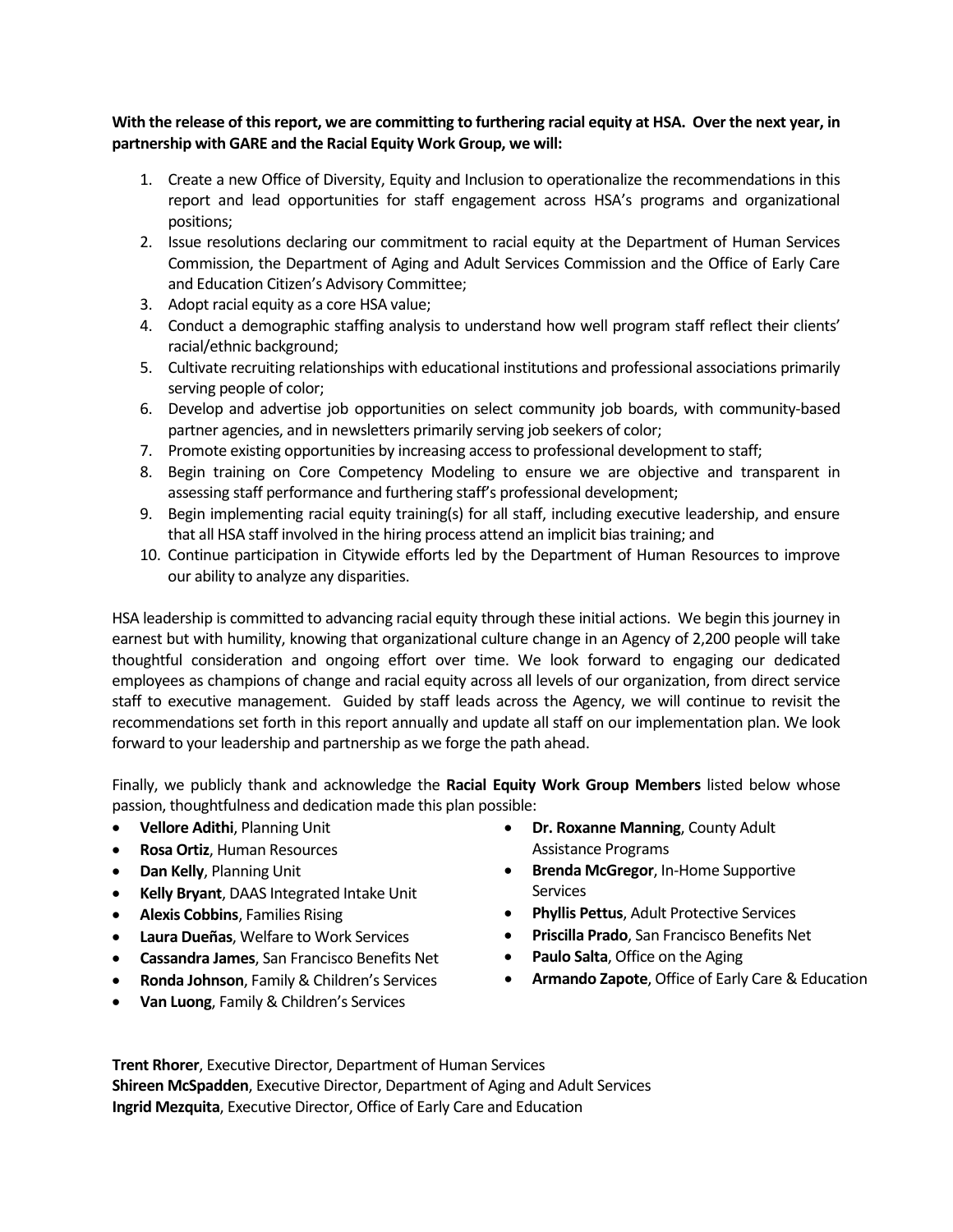**With the release of this report, we are committing to furthering racial equity at HSA. Over the next year, in partnership with GARE and the Racial Equity Work Group, we will:**

1. Create a new Office of Diversity, Equity and Inclusion to operationalize the recommendations in this report and lead opportunities for staff engagement across HSA's programs and organizational positions;
2. Issue resolutions declaring our commitment to racial equity at the Department of Human Services Commission, the Department of Aging and Adult Services Commission and the Office of Early Care and Education Citizen's Advisory Committee;
3. Adopt racial equity as a core HSA value;
4. Conduct a demographic staffing analysis to understand how well program staff reflect their clients' racial/ethnic background;
5. Cultivate recruiting relationships with educational institutions and professional associations primarily serving people of color;
6. Develop and advertise job opportunities on select community job boards, with community-based partner agencies, and in newsletters primarily serving job seekers of color;
7. Promote existing opportunities by increasing access to professional development to staff;
8. Begin training on Core Competency Modeling to ensure we are objective and transparent in assessing staff performance and furthering staff's professional development;
9. Begin implementing racial equity training(s) for all staff, including executive leadership, and ensure that all HSA staff involved in the hiring process attend an implicit bias training; and
10. Continue participation in Citywide efforts led by the Department of Human Resources to improve our ability to analyze any disparities.

HSA leadership is committed to advancing racial equity through these initial actions. We begin this journey in earnest but with humility, knowing that organizational culture change in an Agency of 2,200 people will take thoughtful consideration and ongoing effort over time. We look forward to engaging our dedicated employees as champions of change and racial equity across all levels of our organization, from direct service staff to executive management. Guided by staff leads across the Agency, we will continue to revisit the recommendations set forth in this report annually and update all staff on our implementation plan. We look forward to your leadership and partnership as we forge the path ahead.

Finally, we publicly thank and acknowledge the **Racial Equity Work Group Members** listed below whose passion, thoughtfulness and dedication made this plan possible:

- **Vellore Adithi**, Planning Unit
- **Rosa Ortiz**, Human Resources
- **Dan Kelly**, Planning Unit
- **Kelly Bryant**, DAAS Integrated Intake Unit
- **Alexis Cobbins**, Families Rising
- **Laura Dueñas**, Welfare to Work Services
- **Cassandra James**, San Francisco Benefits Net
- **Ronda Johnson**, Family & Children's Services
- **Van Luong**, Family & Children's Services
- **Dr. Roxanne Manning**, County Adult Assistance Programs
- **Brenda McGregor**, In-Home Supportive Services
- **Phyllis Pettus**, Adult Protective Services
- **Priscilla Prado**, San Francisco Benefits Net
- **Paulo Salta**, Office on the Aging
- **Armando Zapote**, Office of Early Care & Education

**Trent Rhorer**, Executive Director, Department of Human Services
**Shireen McSpadden**, Executive Director, Department of Aging and Adult Services
**Ingrid Mezquita**, Executive Director, Office of Early Care and Education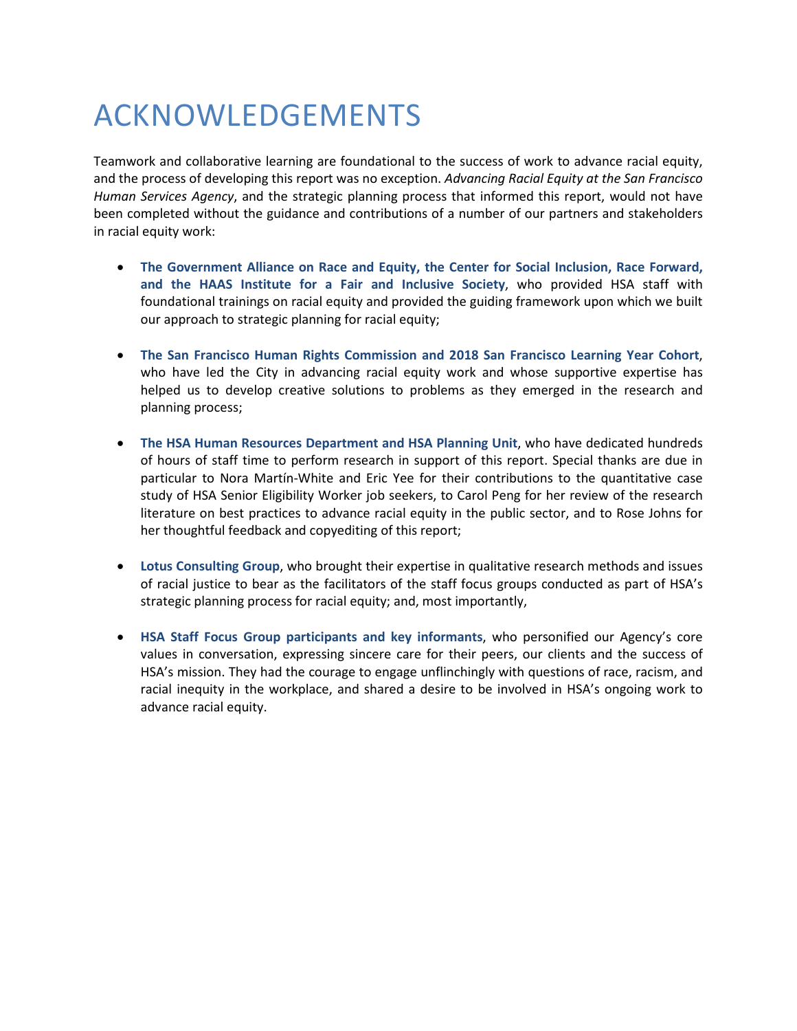# ACKNOWLEDGEMENTS

Teamwork and collaborative learning are foundational to the success of work to advance racial equity, and the process of developing this report was no exception. *Advancing Racial Equity at the San Francisco Human Services Agency*, and the strategic planning process that informed this report, would not have been completed without the guidance and contributions of a number of our partners and stakeholders in racial equity work:

- **The Government Alliance on Race and Equity, the Center for Social Inclusion, Race Forward, and the HAAS Institute for a Fair and Inclusive Society**, who provided HSA staff with foundational trainings on racial equity and provided the guiding framework upon which we built our approach to strategic planning for racial equity;

- **The San Francisco Human Rights Commission and 2018 San Francisco Learning Year Cohort**, who have led the City in advancing racial equity work and whose supportive expertise has helped us to develop creative solutions to problems as they emerged in the research and planning process;

- **The HSA Human Resources Department and HSA Planning Unit**, who have dedicated hundreds of hours of staff time to perform research in support of this report. Special thanks are due in particular to Nora Martín-White and Eric Yee for their contributions to the quantitative case study of HSA Senior Eligibility Worker job seekers, to Carol Peng for her review of the research literature on best practices to advance racial equity in the public sector, and to Rose Johns for her thoughtful feedback and copyediting of this report;

- **Lotus Consulting Group**, who brought their expertise in qualitative research methods and issues of racial justice to bear as the facilitators of the staff focus groups conducted as part of HSA's strategic planning process for racial equity; and, most importantly,

- **HSA Staff Focus Group participants and key informants**, who personified our Agency's core values in conversation, expressing sincere care for their peers, our clients and the success of HSA's mission. They had the courage to engage unflinchingly with questions of race, racism, and racial inequity in the workplace, and shared a desire to be involved in HSA's ongoing work to advance racial equity.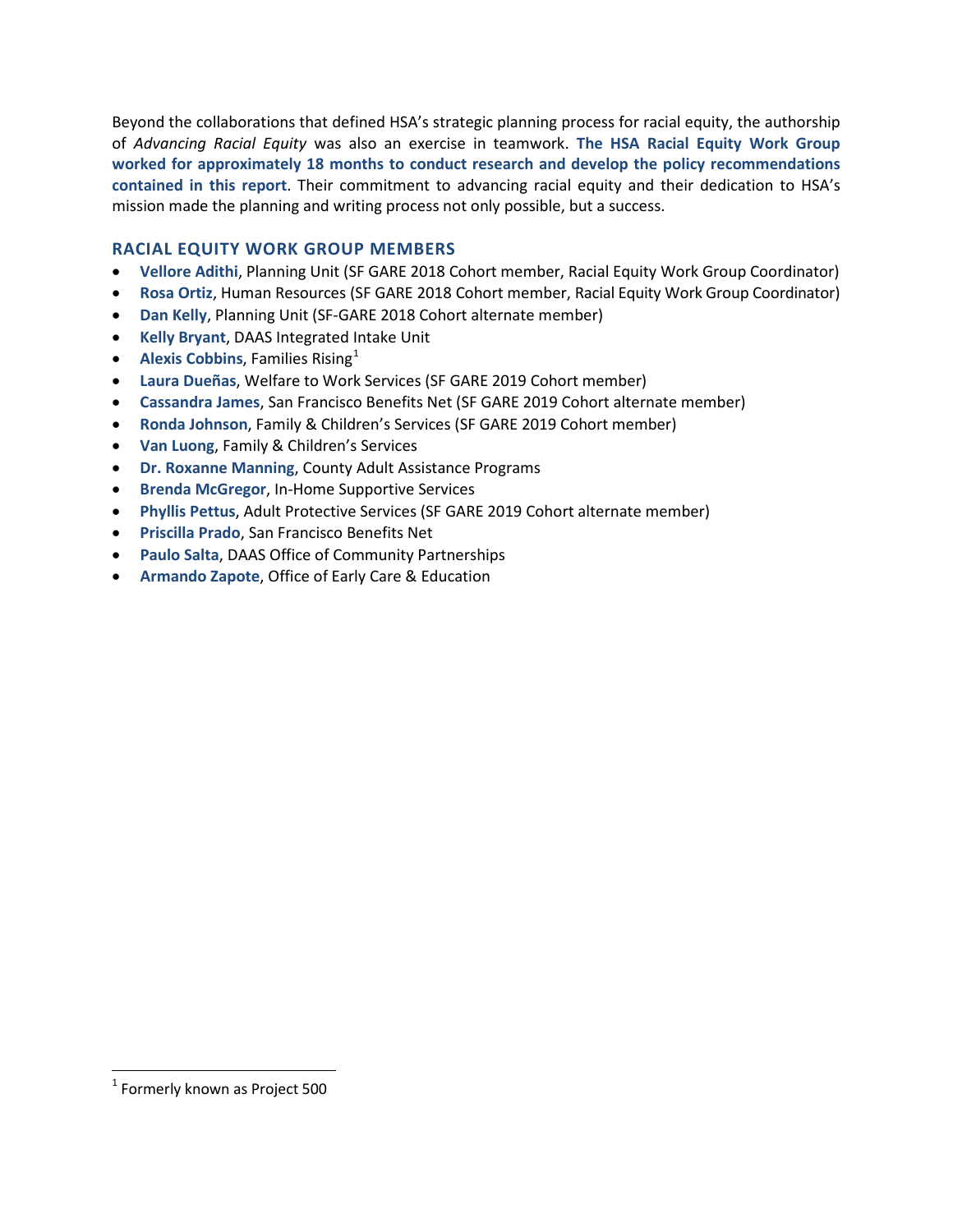Beyond the collaborations that defined HSA's strategic planning process for racial equity, the authorship of *Advancing Racial Equity* was also an exercise in teamwork. **The HSA Racial Equity Work Group worked for approximately 18 months to conduct research and develop the policy recommendations contained in this report**. Their commitment to advancing racial equity and their dedication to HSA's mission made the planning and writing process not only possible, but a success.

### RACIAL EQUITY WORK GROUP MEMBERS

- **Vellore Adithi**, Planning Unit (SF GARE 2018 Cohort member, Racial Equity Work Group Coordinator)
- **Rosa Ortiz**, Human Resources (SF GARE 2018 Cohort member, Racial Equity Work Group Coordinator)
- **Dan Kelly**, Planning Unit (SF-GARE 2018 Cohort alternate member)
- **Kelly Bryant**, DAAS Integrated Intake Unit
- **Alexis Cobbins**, Families Rising[1]
- **Laura Dueñas**, Welfare to Work Services (SF GARE 2019 Cohort member)
- **Cassandra James**, San Francisco Benefits Net (SF GARE 2019 Cohort alternate member)
- **Ronda Johnson**, Family & Children's Services (SF GARE 2019 Cohort member)
- **Van Luong**, Family & Children's Services
- **Dr. Roxanne Manning**, County Adult Assistance Programs
- **Brenda McGregor**, In-Home Supportive Services
- **Phyllis Pettus**, Adult Protective Services (SF GARE 2019 Cohort alternate member)
- **Priscilla Prado**, San Francisco Benefits Net
- **Paulo Salta**, DAAS Office of Community Partnerships
- **Armando Zapote**, Office of Early Care & Education

[1] Formerly known as Project 500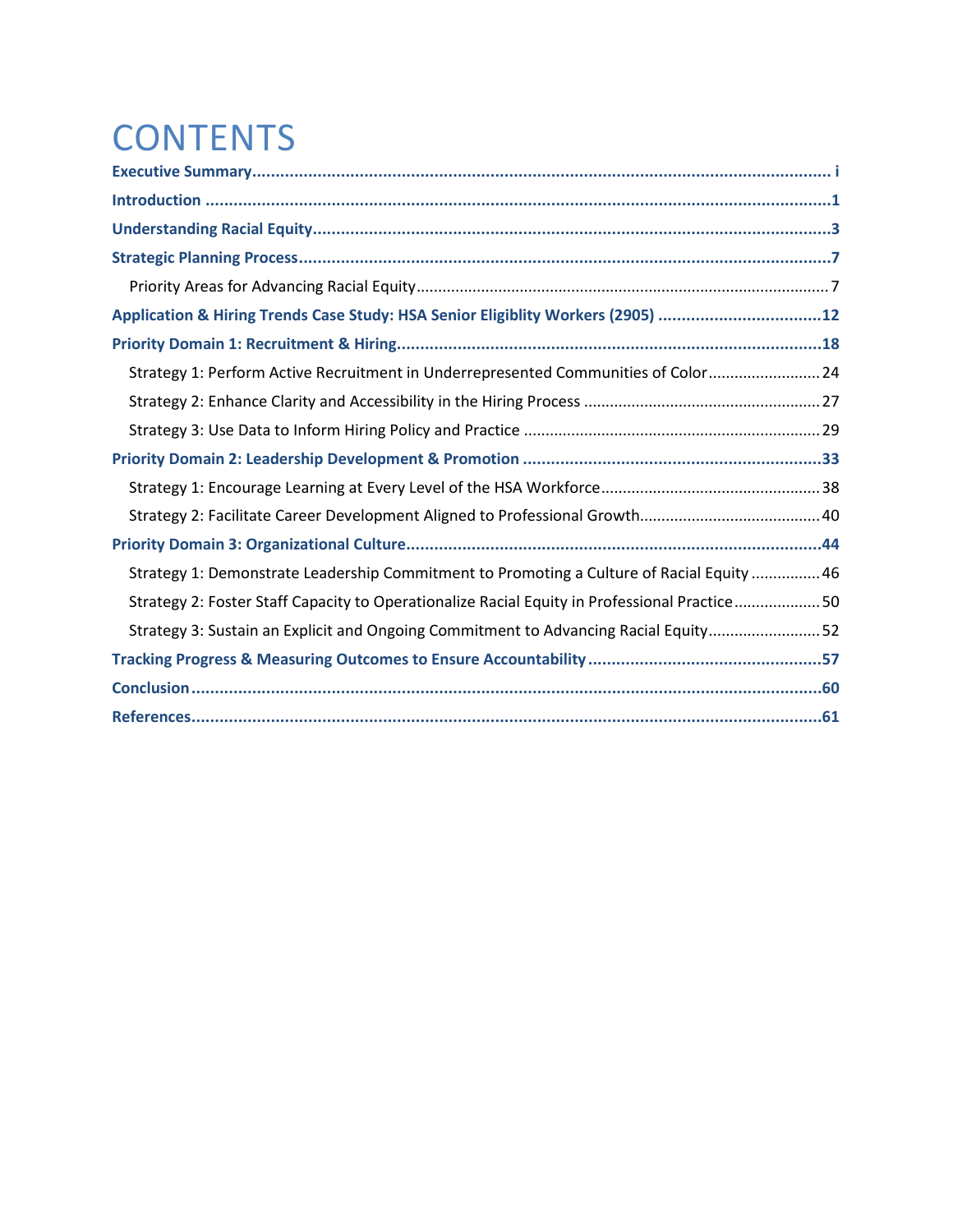# CONTENTS

**Executive Summary** ..... i

**Introduction** ..... 1

**Understanding Racial Equity** ..... 3

**Strategic Planning Process** ..... 7

- Priority Areas for Advancing Racial Equity ..... 7

**Application & Hiring Trends Case Study: HSA Senior Eligiblity Workers (2905)** ..... 12

**Priority Domain 1: Recruitment & Hiring** ..... 18

- Strategy 1: Perform Active Recruitment in Underrepresented Communities of Color ..... 24
- Strategy 2: Enhance Clarity and Accessibility in the Hiring Process ..... 27
- Strategy 3: Use Data to Inform Hiring Policy and Practice ..... 29

**Priority Domain 2: Leadership Development & Promotion** ..... 33

- Strategy 1: Encourage Learning at Every Level of the HSA Workforce ..... 38
- Strategy 2: Facilitate Career Development Aligned to Professional Growth ..... 40

**Priority Domain 3: Organizational Culture** ..... 44

- Strategy 1: Demonstrate Leadership Commitment to Promoting a Culture of Racial Equity ..... 46
- Strategy 2: Foster Staff Capacity to Operationalize Racial Equity in Professional Practice ..... 50
- Strategy 3: Sustain an Explicit and Ongoing Commitment to Advancing Racial Equity ..... 52

**Tracking Progress & Measuring Outcomes to Ensure Accountability** ..... 57

**Conclusion** ..... 60

**References** ..... 61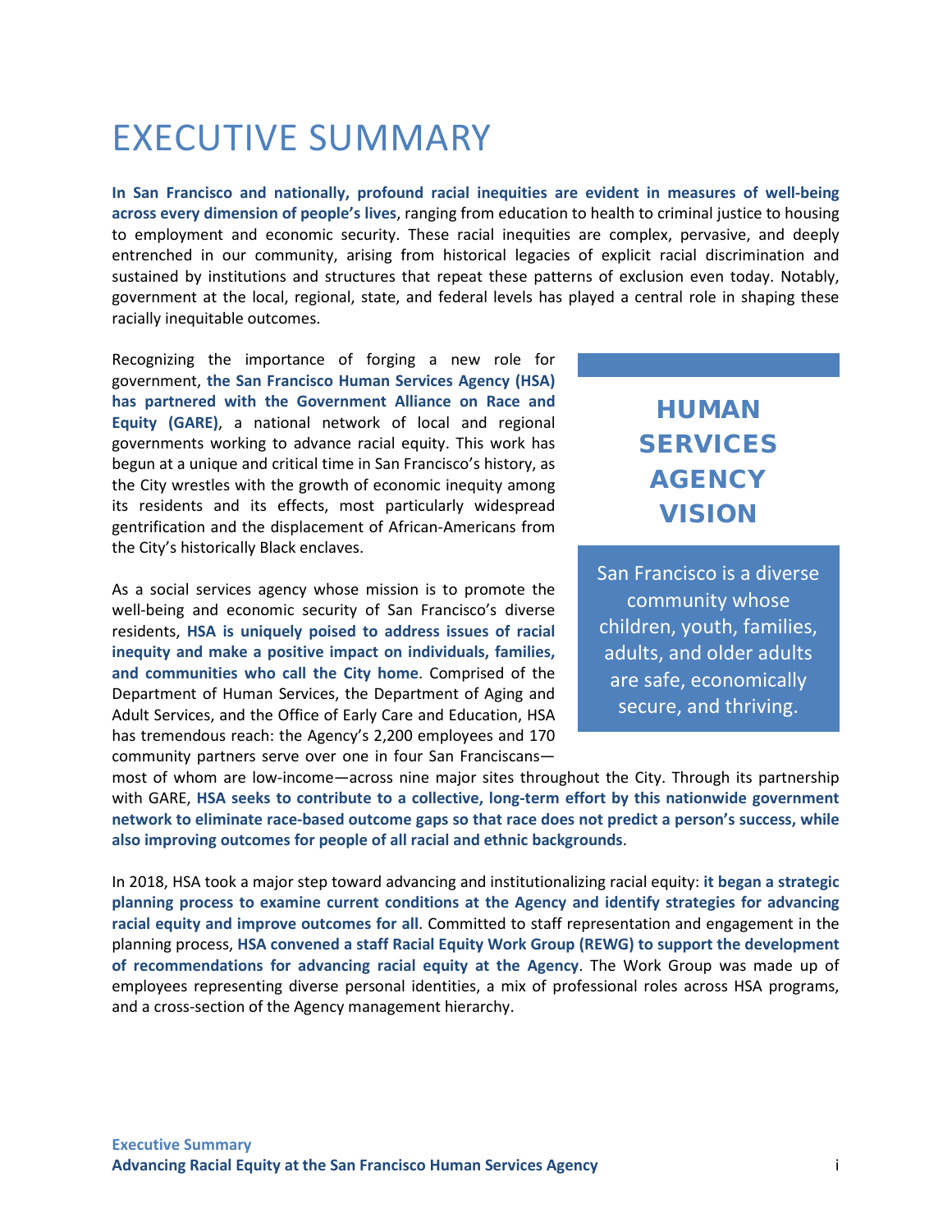# EXECUTIVE SUMMARY

**In San Francisco and nationally, profound racial inequities are evident in measures of well-being across every dimension of people's lives**, ranging from education to health to criminal justice to housing to employment and economic security. These racial inequities are complex, pervasive, and deeply entrenched in our community, arising from historical legacies of explicit racial discrimination and sustained by institutions and structures that repeat these patterns of exclusion even today. Notably, government at the local, regional, state, and federal levels has played a central role in shaping these racially inequitable outcomes.

Recognizing the importance of forging a new role for government, **the San Francisco Human Services Agency (HSA) has partnered with the Government Alliance on Race and Equity (GARE)**, a national network of local and regional governments working to advance racial equity. This work has begun at a unique and critical time in San Francisco's history, as the City wrestles with the growth of economic inequity among its residents and its effects, most particularly widespread gentrification and the displacement of African-Americans from the City's historically Black enclaves.

> **HUMAN SERVICES AGENCY VISION**
>
> San Francisco is a diverse community whose children, youth, families, adults, and older adults are safe, economically secure, and thriving.

As a social services agency whose mission is to promote the well-being and economic security of San Francisco's diverse residents, **HSA is uniquely poised to address issues of racial inequity and make a positive impact on individuals, families, and communities who call the City home**. Comprised of the Department of Human Services, the Department of Aging and Adult Services, and the Office of Early Care and Education, HSA has tremendous reach: the Agency's 2,200 employees and 170 community partners serve over one in four San Franciscans—most of whom are low-income—across nine major sites throughout the City. Through its partnership with GARE, **HSA seeks to contribute to a collective, long-term effort by this nationwide government network to eliminate race-based outcome gaps so that race does not predict a person's success, while also improving outcomes for people of all racial and ethnic backgrounds**.

In 2018, HSA took a major step toward advancing and institutionalizing racial equity: **it began a strategic planning process to examine current conditions at the Agency and identify strategies for advancing racial equity and improve outcomes for all**. Committed to staff representation and engagement in the planning process, **HSA convened a staff Racial Equity Work Group (REWG) to support the development of recommendations for advancing racial equity at the Agency**. The Work Group was made up of employees representing diverse personal identities, a mix of professional roles across HSA programs, and a cross-section of the Agency management hierarchy.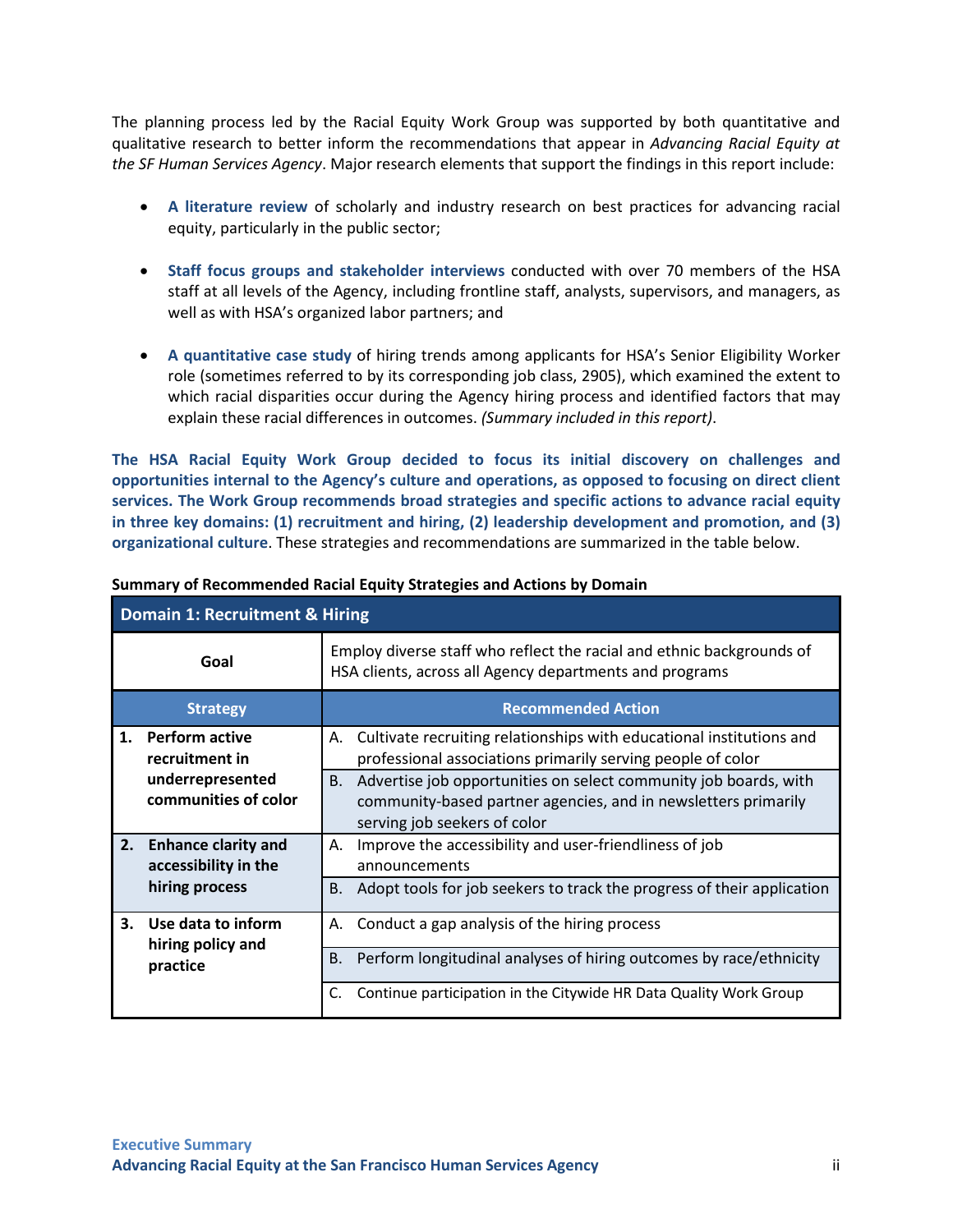The planning process led by the Racial Equity Work Group was supported by both quantitative and qualitative research to better inform the recommendations that appear in *Advancing Racial Equity at the SF Human Services Agency*. Major research elements that support the findings in this report include:

- **A literature review** of scholarly and industry research on best practices for advancing racial equity, particularly in the public sector;
- **Staff focus groups and stakeholder interviews** conducted with over 70 members of the HSA staff at all levels of the Agency, including frontline staff, analysts, supervisors, and managers, as well as with HSA's organized labor partners; and
- **A quantitative case study** of hiring trends among applicants for HSA's Senior Eligibility Worker role (sometimes referred to by its corresponding job class, 2905), which examined the extent to which racial disparities occur during the Agency hiring process and identified factors that may explain these racial differences in outcomes. *(Summary included in this report)*.

**The HSA Racial Equity Work Group decided to focus its initial discovery on challenges and opportunities internal to the Agency's culture and operations, as opposed to focusing on direct client services. The Work Group recommends broad strategies and specific actions to advance racial equity in three key domains: (1) recruitment and hiring, (2) leadership development and promotion, and (3) organizational culture**. These strategies and recommendations are summarized in the table below.

**Summary of Recommended Racial Equity Strategies and Actions by Domain**

| Domain 1: Recruitment & Hiring | |
|---|---|
| **Goal** | Employ diverse staff who reflect the racial and ethnic backgrounds of HSA clients, across all Agency departments and programs |
| **Strategy** | **Recommended Action** |
| **1. Perform active recruitment in underrepresented communities of color** | A. Cultivate recruiting relationships with educational institutions and professional associations primarily serving people of color |
| | B. Advertise job opportunities on select community job boards, with community-based partner agencies, and in newsletters primarily serving job seekers of color |
| **2. Enhance clarity and accessibility in the hiring process** | A. Improve the accessibility and user-friendliness of job announcements |
| | B. Adopt tools for job seekers to track the progress of their application |
| **3. Use data to inform hiring policy and practice** | A. Conduct a gap analysis of the hiring process |
| | B. Perform longitudinal analyses of hiring outcomes by race/ethnicity |
| | C. Continue participation in the Citywide HR Data Quality Work Group |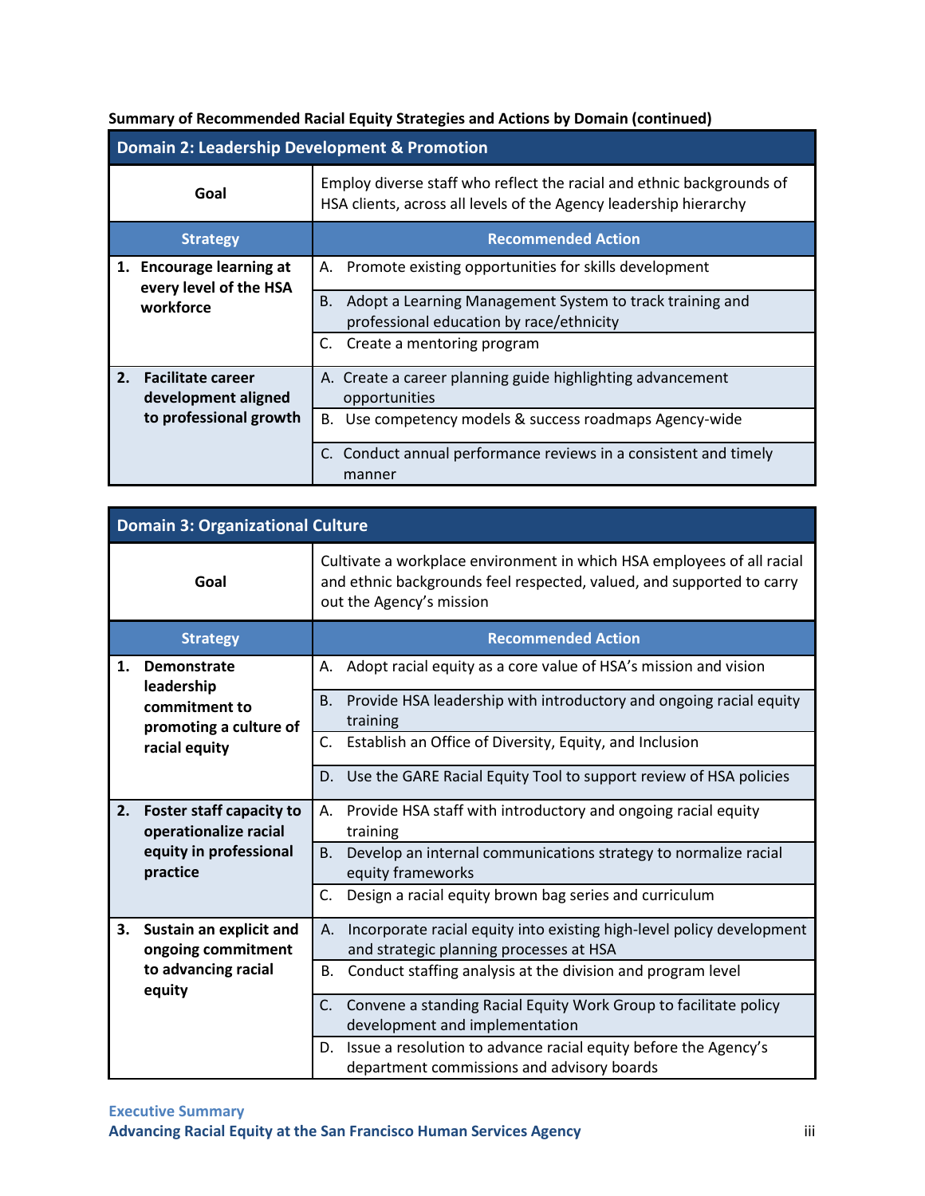**Summary of Recommended Racial Equity Strategies and Actions by Domain (continued)**

| Domain 2: Leadership Development & Promotion | |
|---|---|
| **Goal** | Employ diverse staff who reflect the racial and ethnic backgrounds of HSA clients, across all levels of the Agency leadership hierarchy |
| **Strategy** | **Recommended Action** |
| **1. Encourage learning at every level of the HSA workforce** | A. Promote existing opportunities for skills development |
| | B. Adopt a Learning Management System to track training and professional education by race/ethnicity |
| | C. Create a mentoring program |
| **2. Facilitate career development aligned to professional growth** | A. Create a career planning guide highlighting advancement opportunities |
| | B. Use competency models & success roadmaps Agency-wide |
| | C. Conduct annual performance reviews in a consistent and timely manner |

| Domain 3: Organizational Culture | |
|---|---|
| **Goal** | Cultivate a workplace environment in which HSA employees of all racial and ethnic backgrounds feel respected, valued, and supported to carry out the Agency's mission |
| **Strategy** | **Recommended Action** |
| **1. Demonstrate leadership commitment to promoting a culture of racial equity** | A. Adopt racial equity as a core value of HSA's mission and vision |
| | B. Provide HSA leadership with introductory and ongoing racial equity training |
| | C. Establish an Office of Diversity, Equity, and Inclusion |
| | D. Use the GARE Racial Equity Tool to support review of HSA policies |
| **2. Foster staff capacity to operationalize racial equity in professional practice** | A. Provide HSA staff with introductory and ongoing racial equity training |
| | B. Develop an internal communications strategy to normalize racial equity frameworks |
| | C. Design a racial equity brown bag series and curriculum |
| **3. Sustain an explicit and ongoing commitment to advancing racial equity** | A. Incorporate racial equity into existing high-level policy development and strategic planning processes at HSA |
| | B. Conduct staffing analysis at the division and program level |
| | C. Convene a standing Racial Equity Work Group to facilitate policy development and implementation |
| | D. Issue a resolution to advance racial equity before the Agency's department commissions and advisory boards |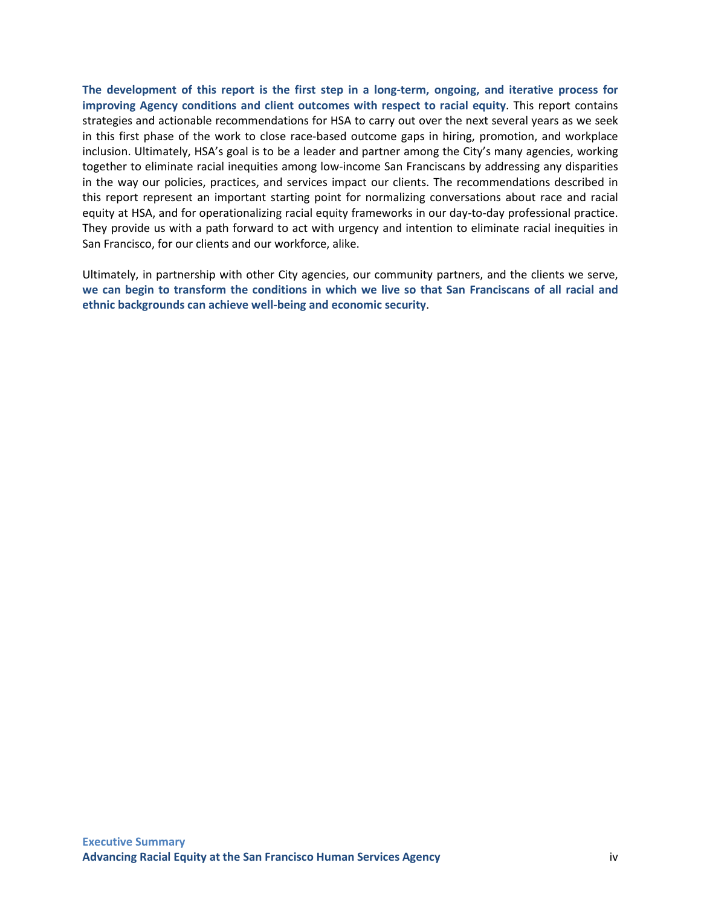**The development of this report is the first step in a long-term, ongoing, and iterative process for improving Agency conditions and client outcomes with respect to racial equity**. This report contains strategies and actionable recommendations for HSA to carry out over the next several years as we seek in this first phase of the work to close race-based outcome gaps in hiring, promotion, and workplace inclusion. Ultimately, HSA's goal is to be a leader and partner among the City's many agencies, working together to eliminate racial inequities among low-income San Franciscans by addressing any disparities in the way our policies, practices, and services impact our clients. The recommendations described in this report represent an important starting point for normalizing conversations about race and racial equity at HSA, and for operationalizing racial equity frameworks in our day-to-day professional practice. They provide us with a path forward to act with urgency and intention to eliminate racial inequities in San Francisco, for our clients and our workforce, alike.

Ultimately, in partnership with other City agencies, our community partners, and the clients we serve, **we can begin to transform the conditions in which we live so that San Franciscans of all racial and ethnic backgrounds can achieve well-being and economic security**.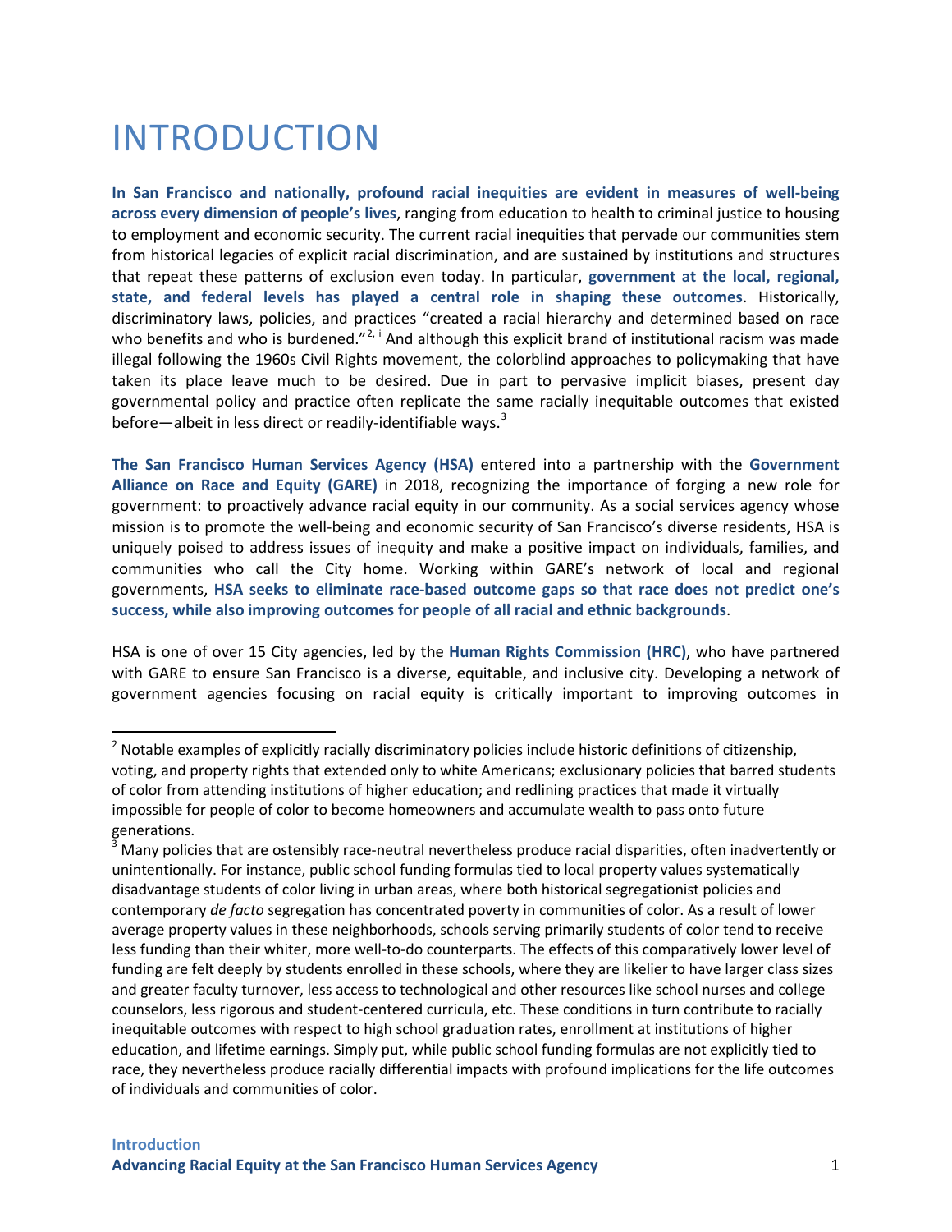# INTRODUCTION

**In San Francisco and nationally, profound racial inequities are evident in measures of well-being across every dimension of people's lives**, ranging from education to health to criminal justice to housing to employment and economic security. The current racial inequities that pervade our communities stem from historical legacies of explicit racial discrimination, and are sustained by institutions and structures that repeat these patterns of exclusion even today. In particular, **government at the local, regional, state, and federal levels has played a central role in shaping these outcomes**. Historically, discriminatory laws, policies, and practices "created a racial hierarchy and determined based on race who benefits and who is burdened."[2, i] And although this explicit brand of institutional racism was made illegal following the 1960s Civil Rights movement, the colorblind approaches to policymaking that have taken its place leave much to be desired. Due in part to pervasive implicit biases, present day governmental policy and practice often replicate the same racially inequitable outcomes that existed before—albeit in less direct or readily-identifiable ways.[3]

**The San Francisco Human Services Agency (HSA)** entered into a partnership with the **Government Alliance on Race and Equity (GARE)** in 2018, recognizing the importance of forging a new role for government: to proactively advance racial equity in our community. As a social services agency whose mission is to promote the well-being and economic security of San Francisco's diverse residents, HSA is uniquely poised to address issues of inequity and make a positive impact on individuals, families, and communities who call the City home. Working within GARE's network of local and regional governments, **HSA seeks to eliminate race-based outcome gaps so that race does not predict one's success, while also improving outcomes for people of all racial and ethnic backgrounds**.

HSA is one of over 15 City agencies, led by the **Human Rights Commission (HRC)**, who have partnered with GARE to ensure San Francisco is a diverse, equitable, and inclusive city. Developing a network of government agencies focusing on racial equity is critically important to improving outcomes in

---

[2] Notable examples of explicitly racially discriminatory policies include historic definitions of citizenship, voting, and property rights that extended only to white Americans; exclusionary policies that barred students of color from attending institutions of higher education; and redlining practices that made it virtually impossible for people of color to become homeowners and accumulate wealth to pass onto future generations.

[3] Many policies that are ostensibly race-neutral nevertheless produce racial disparities, often inadvertently or unintentionally. For instance, public school funding formulas tied to local property values systematically disadvantage students of color living in urban areas, where both historical segregationist policies and contemporary *de facto* segregation has concentrated poverty in communities of color. As a result of lower average property values in these neighborhoods, schools serving primarily students of color tend to receive less funding than their whiter, more well-to-do counterparts. The effects of this comparatively lower level of funding are felt deeply by students enrolled in these schools, where they are likelier to have larger class sizes and greater faculty turnover, less access to technological and other resources like school nurses and college counselors, less rigorous and student-centered curricula, etc. These conditions in turn contribute to racially inequitable outcomes with respect to high school graduation rates, enrollment at institutions of higher education, and lifetime earnings. Simply put, while public school funding formulas are not explicitly tied to race, they nevertheless produce racially differential impacts with profound implications for the life outcomes of individuals and communities of color.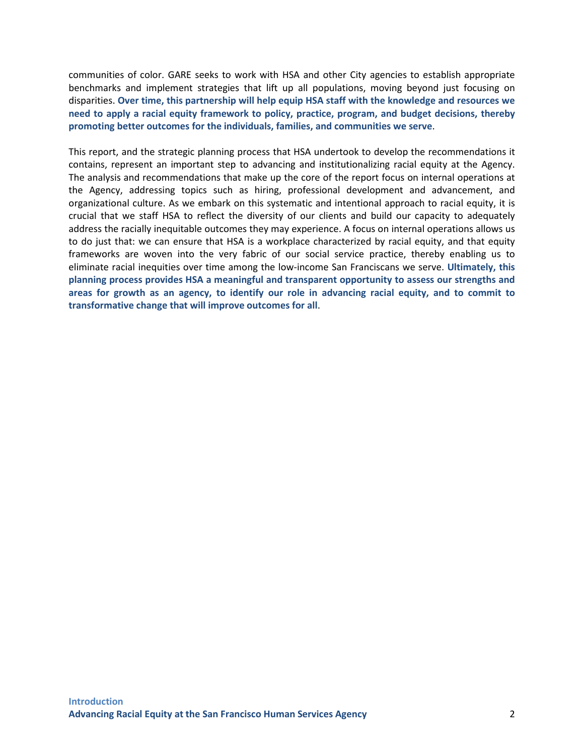communities of color. GARE seeks to work with HSA and other City agencies to establish appropriate benchmarks and implement strategies that lift up all populations, moving beyond just focusing on disparities. **Over time, this partnership will help equip HSA staff with the knowledge and resources we need to apply a racial equity framework to policy, practice, program, and budget decisions, thereby promoting better outcomes for the individuals, families, and communities we serve**.

This report, and the strategic planning process that HSA undertook to develop the recommendations it contains, represent an important step to advancing and institutionalizing racial equity at the Agency. The analysis and recommendations that make up the core of the report focus on internal operations at the Agency, addressing topics such as hiring, professional development and advancement, and organizational culture. As we embark on this systematic and intentional approach to racial equity, it is crucial that we staff HSA to reflect the diversity of our clients and build our capacity to adequately address the racially inequitable outcomes they may experience. A focus on internal operations allows us to do just that: we can ensure that HSA is a workplace characterized by racial equity, and that equity frameworks are woven into the very fabric of our social service practice, thereby enabling us to eliminate racial inequities over time among the low-income San Franciscans we serve. **Ultimately, this planning process provides HSA a meaningful and transparent opportunity to assess our strengths and areas for growth as an agency, to identify our role in advancing racial equity, and to commit to transformative change that will improve outcomes for all**.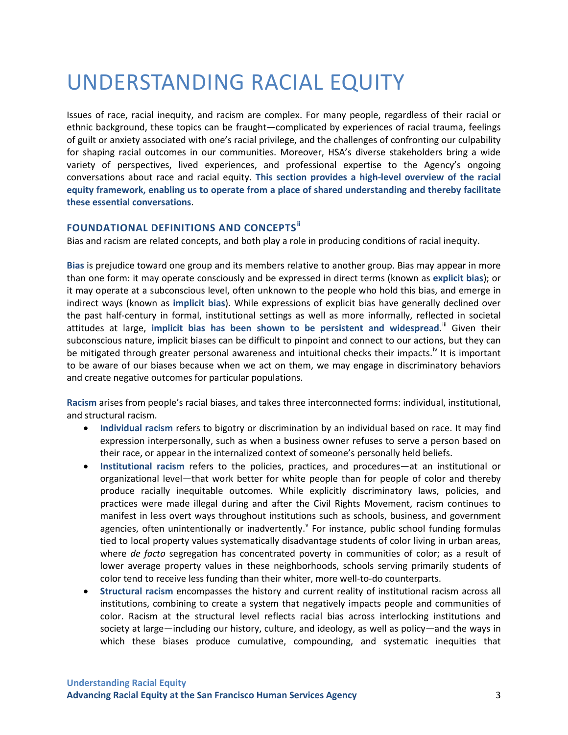# UNDERSTANDING RACIAL EQUITY

Issues of race, racial inequity, and racism are complex. For many people, regardless of their racial or ethnic background, these topics can be fraught—complicated by experiences of racial trauma, feelings of guilt or anxiety associated with one's racial privilege, and the challenges of confronting our culpability for shaping racial outcomes in our communities. Moreover, HSA's diverse stakeholders bring a wide variety of perspectives, lived experiences, and professional expertise to the Agency's ongoing conversations about race and racial equity. **This section provides a high-level overview of the racial equity framework, enabling us to operate from a place of shared understanding and thereby facilitate these essential conversations**.

## FOUNDATIONAL DEFINITIONS AND CONCEPTS[ii]

Bias and racism are related concepts, and both play a role in producing conditions of racial inequity.

**Bias** is prejudice toward one group and its members relative to another group. Bias may appear in more than one form: it may operate consciously and be expressed in direct terms (known as **explicit bias**); or it may operate at a subconscious level, often unknown to the people who hold this bias, and emerge in indirect ways (known as **implicit bias**). While expressions of explicit bias have generally declined over the past half-century in formal, institutional settings as well as more informally, reflected in societal attitudes at large, **implicit bias has been shown to be persistent and widespread**.[iii] Given their subconscious nature, implicit biases can be difficult to pinpoint and connect to our actions, but they can be mitigated through greater personal awareness and intuitional checks their impacts.[iv] It is important to be aware of our biases because when we act on them, we may engage in discriminatory behaviors and create negative outcomes for particular populations.

**Racism** arises from people's racial biases, and takes three interconnected forms: individual, institutional, and structural racism.

- **Individual racism** refers to bigotry or discrimination by an individual based on race. It may find expression interpersonally, such as when a business owner refuses to serve a person based on their race, or appear in the internalized context of someone's personally held beliefs.
- **Institutional racism** refers to the policies, practices, and procedures—at an institutional or organizational level—that work better for white people than for people of color and thereby produce racially inequitable outcomes. While explicitly discriminatory laws, policies, and practices were made illegal during and after the Civil Rights Movement, racism continues to manifest in less overt ways throughout institutions such as schools, business, and government agencies, often unintentionally or inadvertently.[v] For instance, public school funding formulas tied to local property values systematically disadvantage students of color living in urban areas, where *de facto* segregation has concentrated poverty in communities of color; as a result of lower average property values in these neighborhoods, schools serving primarily students of color tend to receive less funding than their whiter, more well-to-do counterparts.
- **Structural racism** encompasses the history and current reality of institutional racism across all institutions, combining to create a system that negatively impacts people and communities of color. Racism at the structural level reflects racial bias across interlocking institutions and society at large—including our history, culture, and ideology, as well as policy—and the ways in which these biases produce cumulative, compounding, and systematic inequities that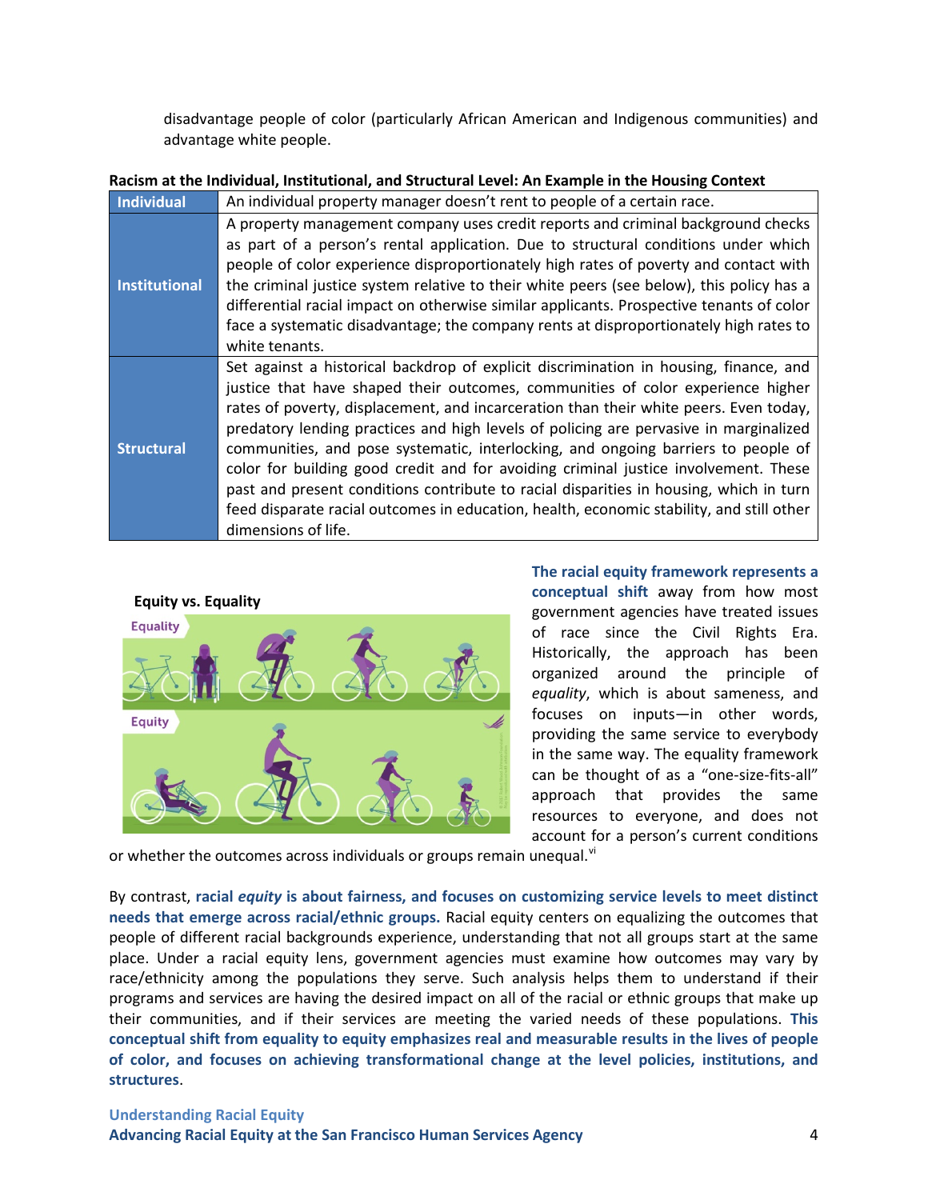disadvantage people of color (particularly African American and Indigenous communities) and advantage white people.

**Racism at the Individual, Institutional, and Structural Level: An Example in the Housing Context**

| | |
|---|---|
| **Individual** | An individual property manager doesn't rent to people of a certain race. |
| **Institutional** | A property management company uses credit reports and criminal background checks as part of a person's rental application. Due to structural conditions under which people of color experience disproportionately high rates of poverty and contact with the criminal justice system relative to their white peers (see below), this policy has a differential racial impact on otherwise similar applicants. Prospective tenants of color face a systematic disadvantage; the company rents at disproportionately high rates to white tenants. |
| **Structural** | Set against a historical backdrop of explicit discrimination in housing, finance, and justice that have shaped their outcomes, communities of color experience higher rates of poverty, displacement, and incarceration than their white peers. Even today, predatory lending practices and high levels of policing are pervasive in marginalized communities, and pose systematic, interlocking, and ongoing barriers to people of color for building good credit and for avoiding criminal justice involvement. These past and present conditions contribute to racial disparities in housing, which in turn feed disparate racial outcomes in education, health, economic stability, and still other dimensions of life. |

**Equity vs. Equality**

**The racial equity framework represents a conceptual shift** away from how most government agencies have treated issues of race since the Civil Rights Era. Historically, the approach has been organized around the principle of *equality*, which is about sameness, and focuses on inputs—in other words, providing the same service to everybody in the same way. The equality framework can be thought of as a "one-size-fits-all" approach that provides the same resources to everyone, and does not account for a person's current conditions or whether the outcomes across individuals or groups remain unequal.[vi]

By contrast, **racial *equity* is about fairness, and focuses on customizing service levels to meet distinct needs that emerge across racial/ethnic groups.** Racial equity centers on equalizing the outcomes that people of different racial backgrounds experience, understanding that not all groups start at the same place. Under a racial equity lens, government agencies must examine how outcomes may vary by race/ethnicity among the populations they serve. Such analysis helps them to understand if their programs and services are having the desired impact on all of the racial or ethnic groups that make up their communities, and if their services are meeting the varied needs of these populations. **This conceptual shift from equality to equity emphasizes real and measurable results in the lives of people of color, and focuses on achieving transformational change at the level policies, institutions, and structures**.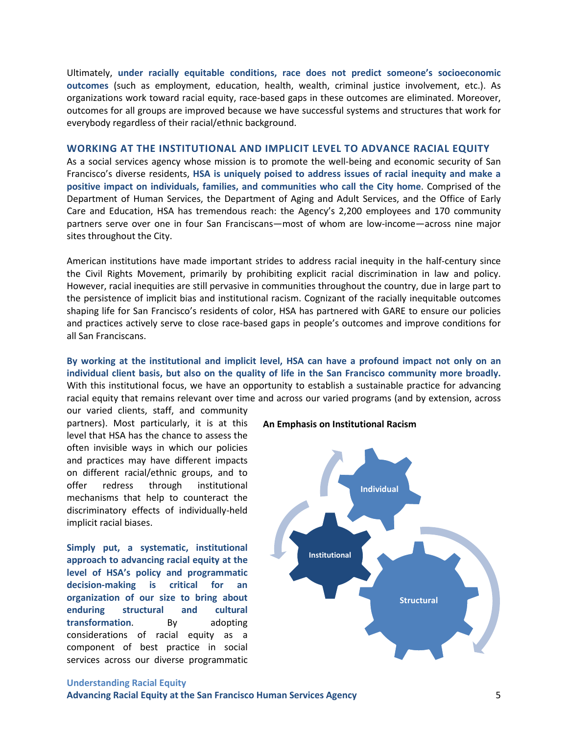Ultimately, **under racially equitable conditions, race does not predict someone's socioeconomic outcomes** (such as employment, education, health, wealth, criminal justice involvement, etc.). As organizations work toward racial equity, race-based gaps in these outcomes are eliminated. Moreover, outcomes for all groups are improved because we have successful systems and structures that work for everybody regardless of their racial/ethnic background.

## WORKING AT THE INSTITUTIONAL AND IMPLICIT LEVEL TO ADVANCE RACIAL EQUITY

As a social services agency whose mission is to promote the well-being and economic security of San Francisco's diverse residents, **HSA is uniquely poised to address issues of racial inequity and make a positive impact on individuals, families, and communities who call the City home**. Comprised of the Department of Human Services, the Department of Aging and Adult Services, and the Office of Early Care and Education, HSA has tremendous reach: the Agency's 2,200 employees and 170 community partners serve over one in four San Franciscans—most of whom are low-income—across nine major sites throughout the City.

American institutions have made important strides to address racial inequity in the half-century since the Civil Rights Movement, primarily by prohibiting explicit racial discrimination in law and policy. However, racial inequities are still pervasive in communities throughout the country, due in large part to the persistence of implicit bias and institutional racism. Cognizant of the racially inequitable outcomes shaping life for San Francisco's residents of color, HSA has partnered with GARE to ensure our policies and practices actively serve to close race-based gaps in people's outcomes and improve conditions for all San Franciscans.

**By working at the institutional and implicit level, HSA can have a profound impact not only on an individual client basis, but also on the quality of life in the San Francisco community more broadly.** With this institutional focus, we have an opportunity to establish a sustainable practice for advancing racial equity that remains relevant over time and across our varied programs (and by extension, across our varied clients, staff, and community partners). Most particularly, it is at this level that HSA has the chance to assess the often invisible ways in which our policies and practices may have different impacts on different racial/ethnic groups, and to offer redress through institutional mechanisms that help to counteract the discriminatory effects of individually-held implicit racial biases.

**An Emphasis on Institutional Racism**

Individual

Institutional

Structural

**Simply put, a systematic, institutional approach to advancing racial equity at the level of HSA's policy and programmatic decision-making is critical for an organization of our size to bring about enduring structural and cultural transformation**. By adopting considerations of racial equity as a component of best practice in social services across our diverse programmatic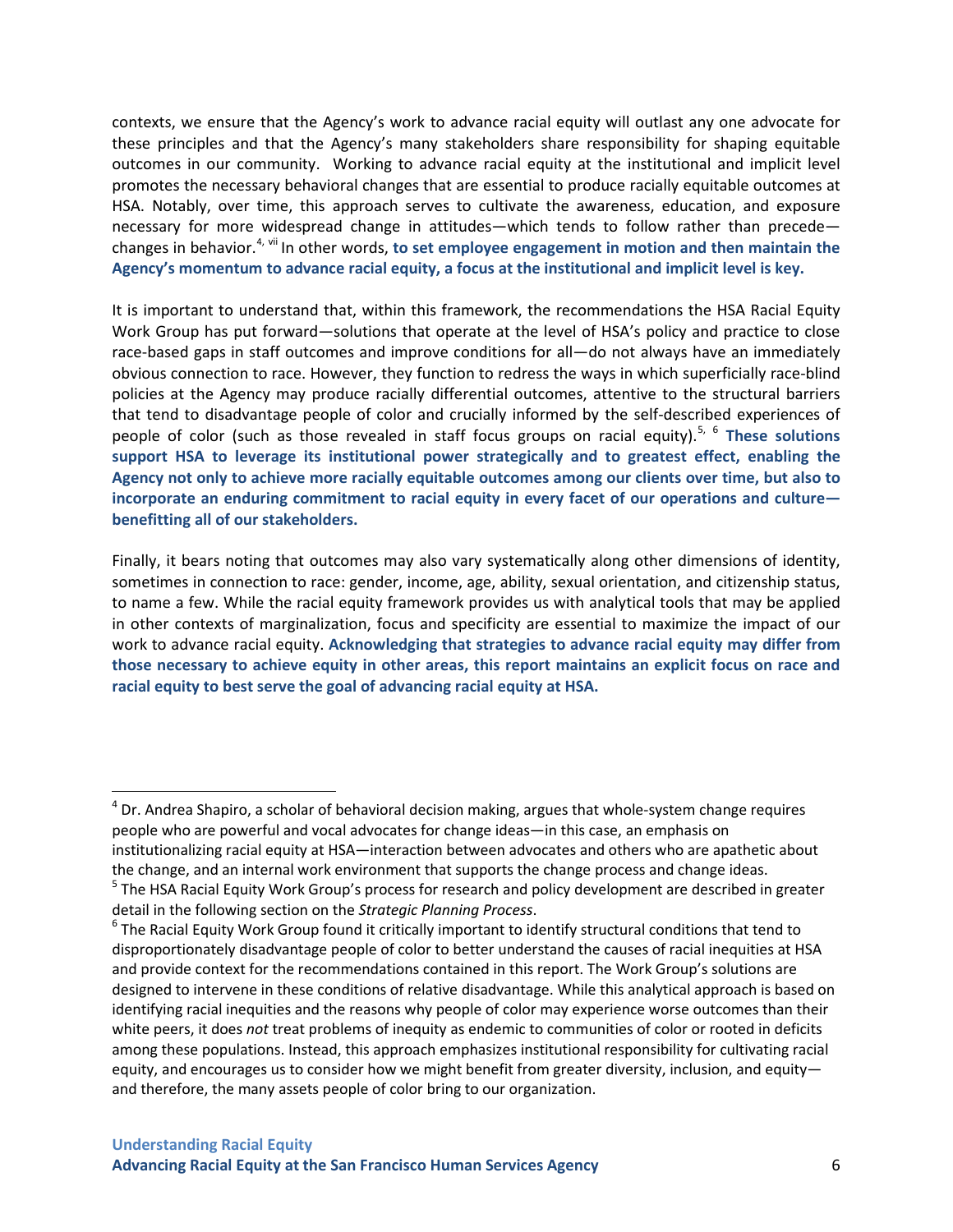contexts, we ensure that the Agency's work to advance racial equity will outlast any one advocate for these principles and that the Agency's many stakeholders share responsibility for shaping equitable outcomes in our community. Working to advance racial equity at the institutional and implicit level promotes the necessary behavioral changes that are essential to produce racially equitable outcomes at HSA. Notably, over time, this approach serves to cultivate the awareness, education, and exposure necessary for more widespread change in attitudes—which tends to follow rather than precede—changes in behavior.[4, vii] In other words, **to set employee engagement in motion and then maintain the Agency's momentum to advance racial equity, a focus at the institutional and implicit level is key.**

It is important to understand that, within this framework, the recommendations the HSA Racial Equity Work Group has put forward—solutions that operate at the level of HSA's policy and practice to close race-based gaps in staff outcomes and improve conditions for all—do not always have an immediately obvious connection to race. However, they function to redress the ways in which superficially race-blind policies at the Agency may produce racially differential outcomes, attentive to the structural barriers that tend to disadvantage people of color and crucially informed by the self-described experiences of people of color (such as those revealed in staff focus groups on racial equity).[5, 6] **These solutions support HSA to leverage its institutional power strategically and to greatest effect, enabling the Agency not only to achieve more racially equitable outcomes among our clients over time, but also to incorporate an enduring commitment to racial equity in every facet of our operations and culture—benefitting all of our stakeholders.**

Finally, it bears noting that outcomes may also vary systematically along other dimensions of identity, sometimes in connection to race: gender, income, age, ability, sexual orientation, and citizenship status, to name a few. While the racial equity framework provides us with analytical tools that may be applied in other contexts of marginalization, focus and specificity are essential to maximize the impact of our work to advance racial equity. **Acknowledging that strategies to advance racial equity may differ from those necessary to achieve equity in other areas, this report maintains an explicit focus on race and racial equity to best serve the goal of advancing racial equity at HSA.**

---

[4] Dr. Andrea Shapiro, a scholar of behavioral decision making, argues that whole-system change requires people who are powerful and vocal advocates for change ideas—in this case, an emphasis on institutionalizing racial equity at HSA—interaction between advocates and others who are apathetic about the change, and an internal work environment that supports the change process and change ideas.

[5] The HSA Racial Equity Work Group's process for research and policy development are described in greater detail in the following section on the *Strategic Planning Process*.

[6] The Racial Equity Work Group found it critically important to identify structural conditions that tend to disproportionately disadvantage people of color to better understand the causes of racial inequities at HSA and provide context for the recommendations contained in this report. The Work Group's solutions are designed to intervene in these conditions of relative disadvantage. While this analytical approach is based on identifying racial inequities and the reasons why people of color may experience worse outcomes than their white peers, it does *not* treat problems of inequity as endemic to communities of color or rooted in deficits among these populations. Instead, this approach emphasizes institutional responsibility for cultivating racial equity, and encourages us to consider how we might benefit from greater diversity, inclusion, and equity—and therefore, the many assets people of color bring to our organization.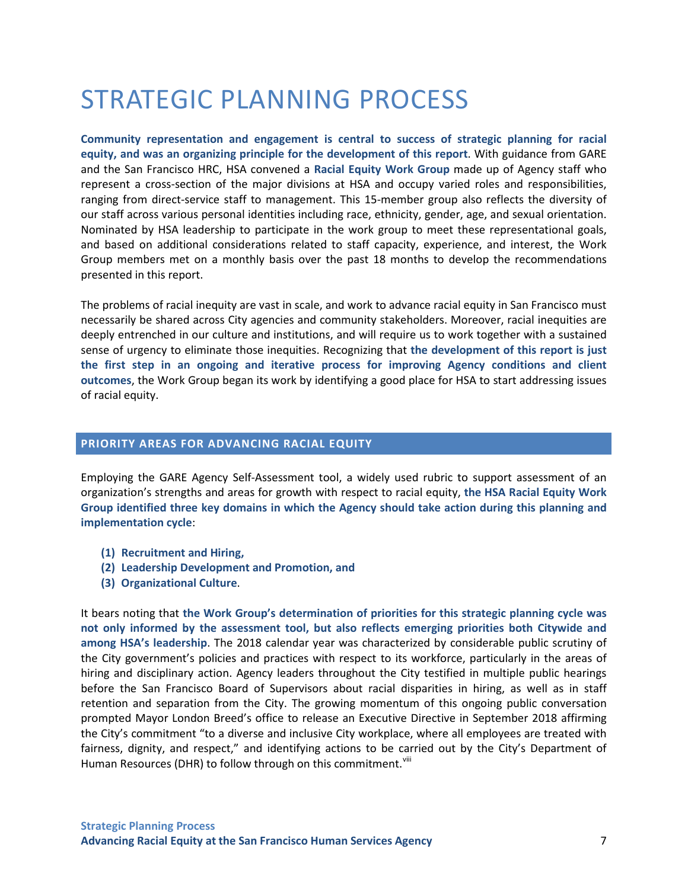# STRATEGIC PLANNING PROCESS

**Community representation and engagement is central to success of strategic planning for racial equity, and was an organizing principle for the development of this report**. With guidance from GARE and the San Francisco HRC, HSA convened a **Racial Equity Work Group** made up of Agency staff who represent a cross-section of the major divisions at HSA and occupy varied roles and responsibilities, ranging from direct-service staff to management. This 15-member group also reflects the diversity of our staff across various personal identities including race, ethnicity, gender, age, and sexual orientation. Nominated by HSA leadership to participate in the work group to meet these representational goals, and based on additional considerations related to staff capacity, experience, and interest, the Work Group members met on a monthly basis over the past 18 months to develop the recommendations presented in this report.

The problems of racial inequity are vast in scale, and work to advance racial equity in San Francisco must necessarily be shared across City agencies and community stakeholders. Moreover, racial inequities are deeply entrenched in our culture and institutions, and will require us to work together with a sustained sense of urgency to eliminate those inequities. Recognizing that **the development of this report is just the first step in an ongoing and iterative process for improving Agency conditions and client outcomes**, the Work Group began its work by identifying a good place for HSA to start addressing issues of racial equity.

## PRIORITY AREAS FOR ADVANCING RACIAL EQUITY

Employing the GARE Agency Self-Assessment tool, a widely used rubric to support assessment of an organization's strengths and areas for growth with respect to racial equity, **the HSA Racial Equity Work Group identified three key domains in which the Agency should take action during this planning and implementation cycle**:

1. **Recruitment and Hiring,**
2. **Leadership Development and Promotion, and**
3. **Organizational Culture**.

It bears noting that **the Work Group's determination of priorities for this strategic planning cycle was not only informed by the assessment tool, but also reflects emerging priorities both Citywide and among HSA's leadership**. The 2018 calendar year was characterized by considerable public scrutiny of the City government's policies and practices with respect to its workforce, particularly in the areas of hiring and disciplinary action. Agency leaders throughout the City testified in multiple public hearings before the San Francisco Board of Supervisors about racial disparities in hiring, as well as in staff retention and separation from the City. The growing momentum of this ongoing public conversation prompted Mayor London Breed's office to release an Executive Directive in September 2018 affirming the City's commitment "to a diverse and inclusive City workplace, where all employees are treated with fairness, dignity, and respect," and identifying actions to be carried out by the City's Department of Human Resources (DHR) to follow through on this commitment.[viii]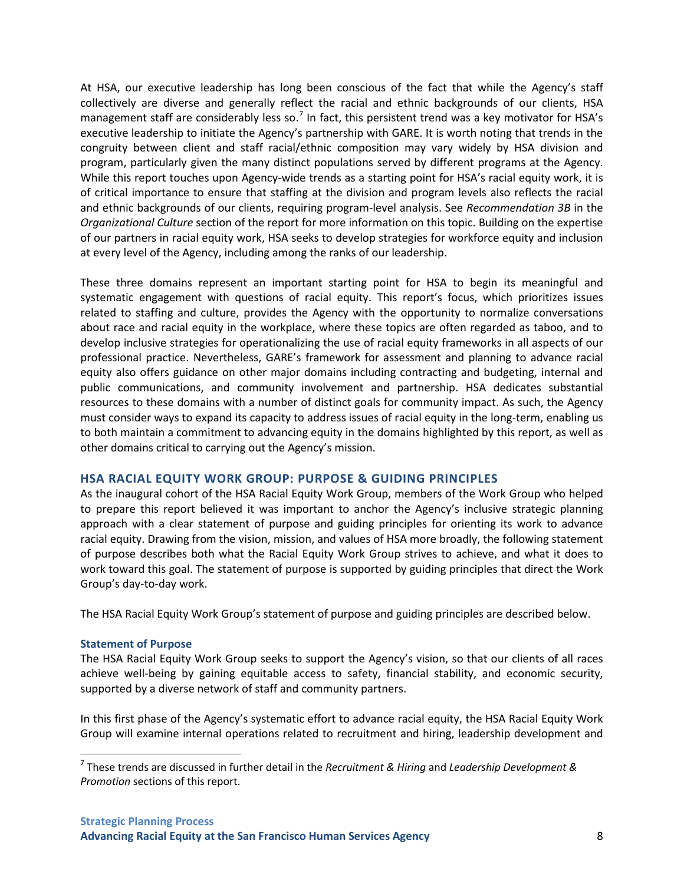At HSA, our executive leadership has long been conscious of the fact that while the Agency's staff collectively are diverse and generally reflect the racial and ethnic backgrounds of our clients, HSA management staff are considerably less so.[7] In fact, this persistent trend was a key motivator for HSA's executive leadership to initiate the Agency's partnership with GARE. It is worth noting that trends in the congruity between client and staff racial/ethnic composition may vary widely by HSA division and program, particularly given the many distinct populations served by different programs at the Agency. While this report touches upon Agency-wide trends as a starting point for HSA's racial equity work, it is of critical importance to ensure that staffing at the division and program levels also reflects the racial and ethnic backgrounds of our clients, requiring program-level analysis. See *Recommendation 3B* in the *Organizational Culture* section of the report for more information on this topic. Building on the expertise of our partners in racial equity work, HSA seeks to develop strategies for workforce equity and inclusion at every level of the Agency, including among the ranks of our leadership.

These three domains represent an important starting point for HSA to begin its meaningful and systematic engagement with questions of racial equity. This report's focus, which prioritizes issues related to staffing and culture, provides the Agency with the opportunity to normalize conversations about race and racial equity in the workplace, where these topics are often regarded as taboo, and to develop inclusive strategies for operationalizing the use of racial equity frameworks in all aspects of our professional practice. Nevertheless, GARE's framework for assessment and planning to advance racial equity also offers guidance on other major domains including contracting and budgeting, internal and public communications, and community involvement and partnership. HSA dedicates substantial resources to these domains with a number of distinct goals for community impact. As such, the Agency must consider ways to expand its capacity to address issues of racial equity in the long-term, enabling us to both maintain a commitment to advancing equity in the domains highlighted by this report, as well as other domains critical to carrying out the Agency's mission.

## HSA RACIAL EQUITY WORK GROUP: PURPOSE & GUIDING PRINCIPLES

As the inaugural cohort of the HSA Racial Equity Work Group, members of the Work Group who helped to prepare this report believed it was important to anchor the Agency's inclusive strategic planning approach with a clear statement of purpose and guiding principles for orienting its work to advance racial equity. Drawing from the vision, mission, and values of HSA more broadly, the following statement of purpose describes both what the Racial Equity Work Group strives to achieve, and what it does to work toward this goal. The statement of purpose is supported by guiding principles that direct the Work Group's day-to-day work.

The HSA Racial Equity Work Group's statement of purpose and guiding principles are described below.

### Statement of Purpose

The HSA Racial Equity Work Group seeks to support the Agency's vision, so that our clients of all races achieve well-being by gaining equitable access to safety, financial stability, and economic security, supported by a diverse network of staff and community partners.

In this first phase of the Agency's systematic effort to advance racial equity, the HSA Racial Equity Work Group will examine internal operations related to recruitment and hiring, leadership development and

[7] These trends are discussed in further detail in the *Recruitment & Hiring* and *Leadership Development & Promotion* sections of this report.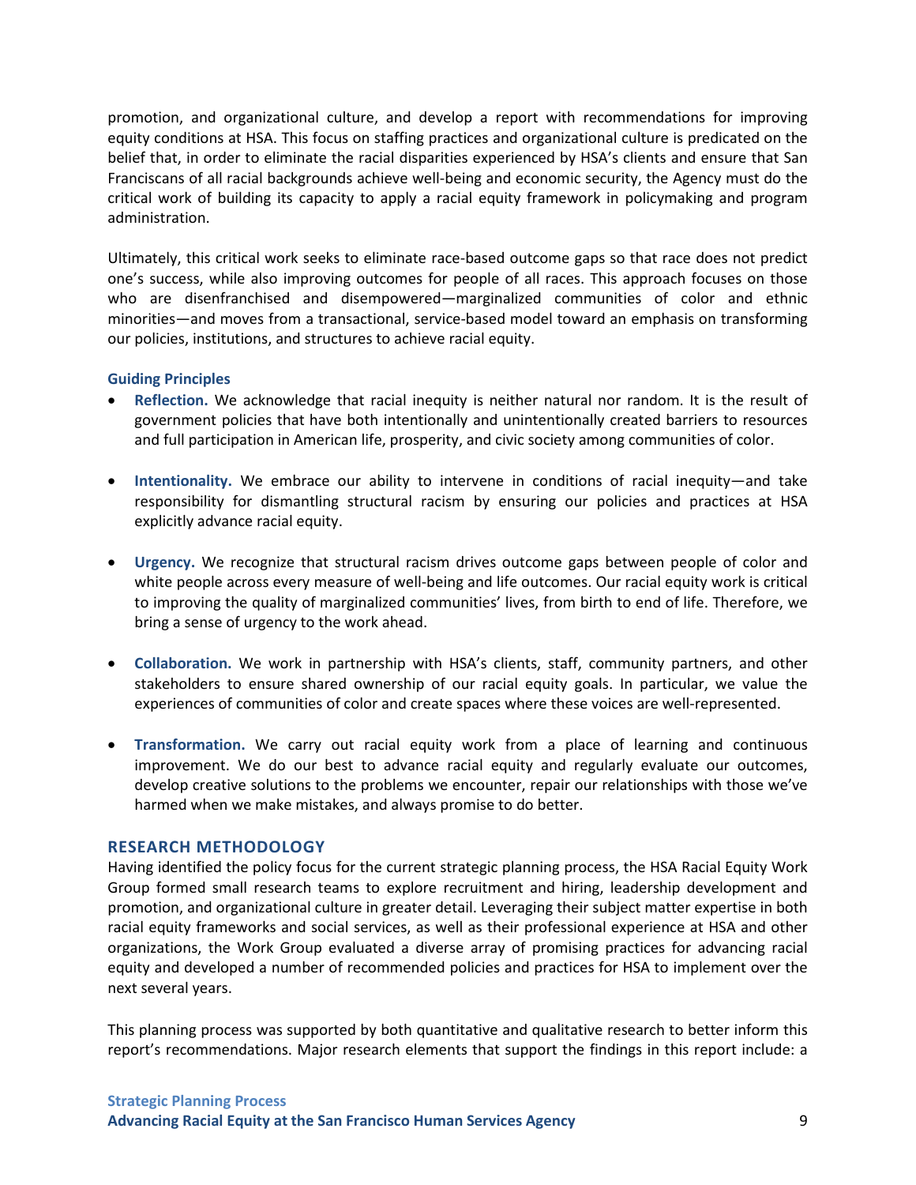promotion, and organizational culture, and develop a report with recommendations for improving equity conditions at HSA. This focus on staffing practices and organizational culture is predicated on the belief that, in order to eliminate the racial disparities experienced by HSA's clients and ensure that San Franciscans of all racial backgrounds achieve well-being and economic security, the Agency must do the critical work of building its capacity to apply a racial equity framework in policymaking and program administration.

Ultimately, this critical work seeks to eliminate race-based outcome gaps so that race does not predict one's success, while also improving outcomes for people of all races. This approach focuses on those who are disenfranchised and disempowered—marginalized communities of color and ethnic minorities—and moves from a transactional, service-based model toward an emphasis on transforming our policies, institutions, and structures to achieve racial equity.

#### Guiding Principles

- **Reflection.** We acknowledge that racial inequity is neither natural nor random. It is the result of government policies that have both intentionally and unintentionally created barriers to resources and full participation in American life, prosperity, and civic society among communities of color.

- **Intentionality.** We embrace our ability to intervene in conditions of racial inequity—and take responsibility for dismantling structural racism by ensuring our policies and practices at HSA explicitly advance racial equity.

- **Urgency.** We recognize that structural racism drives outcome gaps between people of color and white people across every measure of well-being and life outcomes. Our racial equity work is critical to improving the quality of marginalized communities' lives, from birth to end of life. Therefore, we bring a sense of urgency to the work ahead.

- **Collaboration.** We work in partnership with HSA's clients, staff, community partners, and other stakeholders to ensure shared ownership of our racial equity goals. In particular, we value the experiences of communities of color and create spaces where these voices are well-represented.

- **Transformation.** We carry out racial equity work from a place of learning and continuous improvement. We do our best to advance racial equity and regularly evaluate our outcomes, develop creative solutions to the problems we encounter, repair our relationships with those we've harmed when we make mistakes, and always promise to do better.

### RESEARCH METHODOLOGY

Having identified the policy focus for the current strategic planning process, the HSA Racial Equity Work Group formed small research teams to explore recruitment and hiring, leadership development and promotion, and organizational culture in greater detail. Leveraging their subject matter expertise in both racial equity frameworks and social services, as well as their professional experience at HSA and other organizations, the Work Group evaluated a diverse array of promising practices for advancing racial equity and developed a number of recommended policies and practices for HSA to implement over the next several years.

This planning process was supported by both quantitative and qualitative research to better inform this report's recommendations. Major research elements that support the findings in this report include: a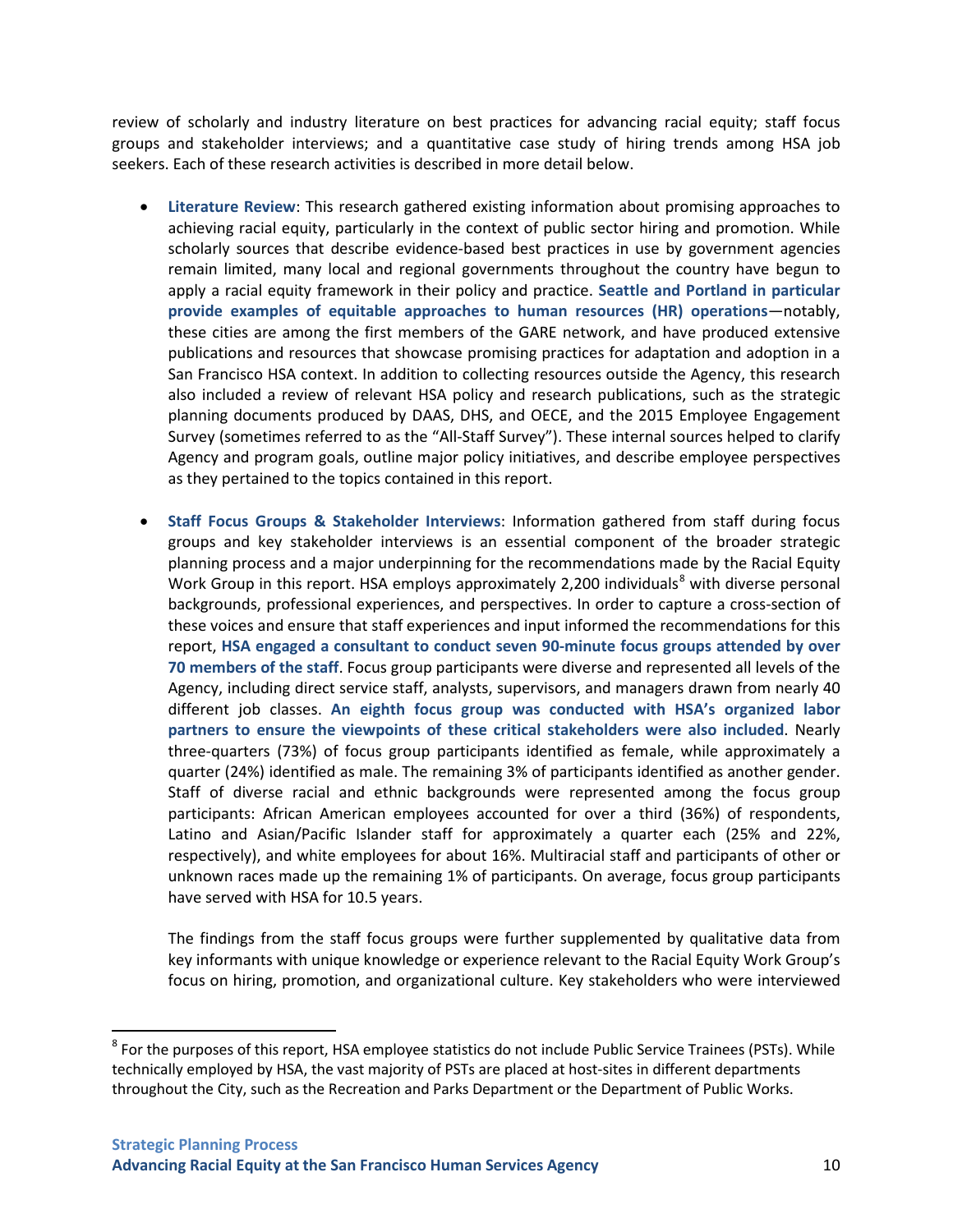review of scholarly and industry literature on best practices for advancing racial equity; staff focus groups and stakeholder interviews; and a quantitative case study of hiring trends among HSA job seekers. Each of these research activities is described in more detail below.

- **Literature Review**: This research gathered existing information about promising approaches to achieving racial equity, particularly in the context of public sector hiring and promotion. While scholarly sources that describe evidence-based best practices in use by government agencies remain limited, many local and regional governments throughout the country have begun to apply a racial equity framework in their policy and practice. **Seattle and Portland in particular provide examples of equitable approaches to human resources (HR) operations**—notably, these cities are among the first members of the GARE network, and have produced extensive publications and resources that showcase promising practices for adaptation and adoption in a San Francisco HSA context. In addition to collecting resources outside the Agency, this research also included a review of relevant HSA policy and research publications, such as the strategic planning documents produced by DAAS, DHS, and OECE, and the 2015 Employee Engagement Survey (sometimes referred to as the "All-Staff Survey"). These internal sources helped to clarify Agency and program goals, outline major policy initiatives, and describe employee perspectives as they pertained to the topics contained in this report.

- **Staff Focus Groups & Stakeholder Interviews**: Information gathered from staff during focus groups and key stakeholder interviews is an essential component of the broader strategic planning process and a major underpinning for the recommendations made by the Racial Equity Work Group in this report. HSA employs approximately 2,200 individuals[8] with diverse personal backgrounds, professional experiences, and perspectives. In order to capture a cross-section of these voices and ensure that staff experiences and input informed the recommendations for this report, **HSA engaged a consultant to conduct seven 90-minute focus groups attended by over 70 members of the staff**. Focus group participants were diverse and represented all levels of the Agency, including direct service staff, analysts, supervisors, and managers drawn from nearly 40 different job classes. **An eighth focus group was conducted with HSA's organized labor partners to ensure the viewpoints of these critical stakeholders were also included**. Nearly three-quarters (73%) of focus group participants identified as female, while approximately a quarter (24%) identified as male. The remaining 3% of participants identified as another gender. Staff of diverse racial and ethnic backgrounds were represented among the focus group participants: African American employees accounted for over a third (36%) of respondents, Latino and Asian/Pacific Islander staff for approximately a quarter each (25% and 22%, respectively), and white employees for about 16%. Multiracial staff and participants of other or unknown races made up the remaining 1% of participants. On average, focus group participants have served with HSA for 10.5 years.

  The findings from the staff focus groups were further supplemented by qualitative data from key informants with unique knowledge or experience relevant to the Racial Equity Work Group's focus on hiring, promotion, and organizational culture. Key stakeholders who were interviewed

[8] For the purposes of this report, HSA employee statistics do not include Public Service Trainees (PSTs). While technically employed by HSA, the vast majority of PSTs are placed at host-sites in different departments throughout the City, such as the Recreation and Parks Department or the Department of Public Works.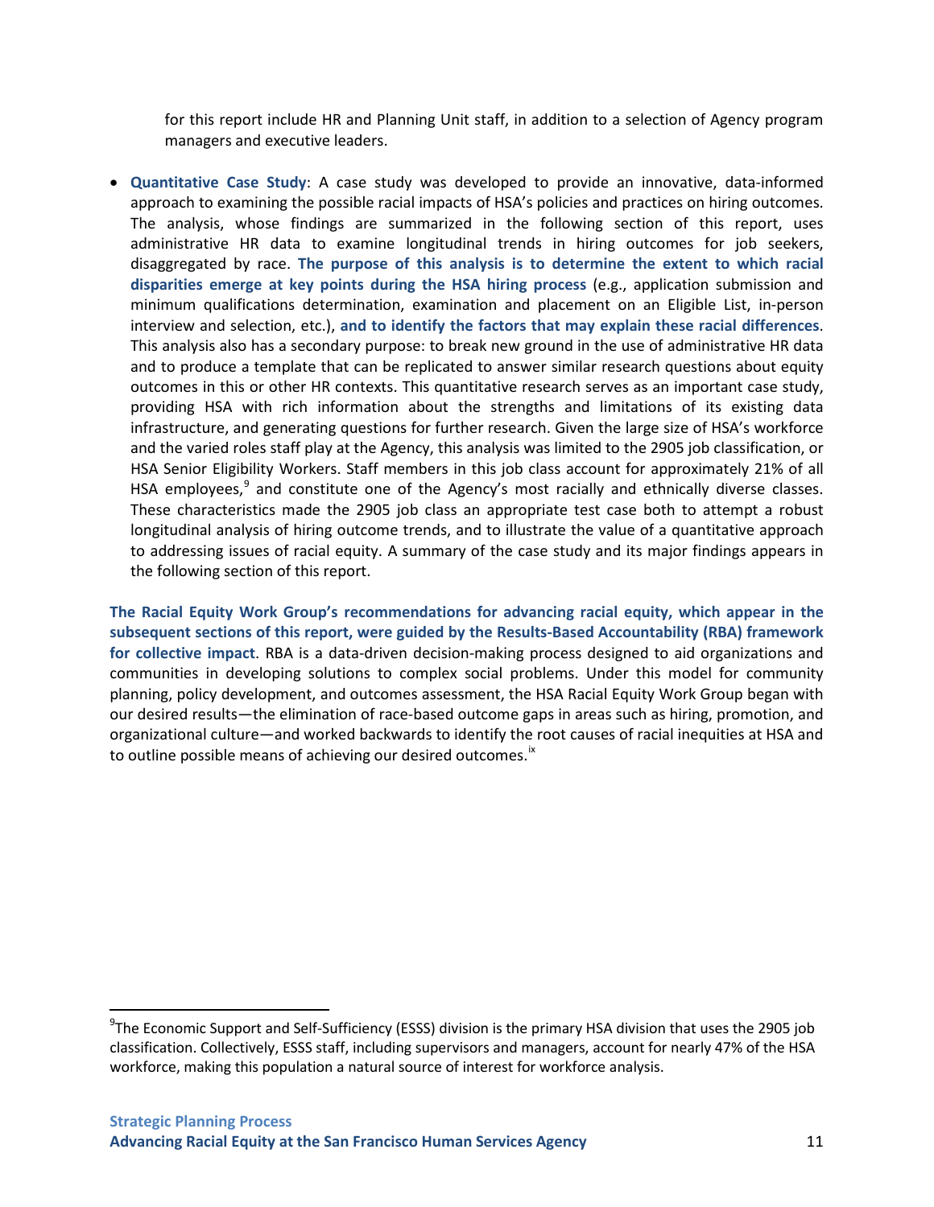for this report include HR and Planning Unit staff, in addition to a selection of Agency program managers and executive leaders.

- **Quantitative Case Study**: A case study was developed to provide an innovative, data-informed approach to examining the possible racial impacts of HSA's policies and practices on hiring outcomes. The analysis, whose findings are summarized in the following section of this report, uses administrative HR data to examine longitudinal trends in hiring outcomes for job seekers, disaggregated by race. **The purpose of this analysis is to determine the extent to which racial disparities emerge at key points during the HSA hiring process** (e.g., application submission and minimum qualifications determination, examination and placement on an Eligible List, in-person interview and selection, etc.), **and to identify the factors that may explain these racial differences**. This analysis also has a secondary purpose: to break new ground in the use of administrative HR data and to produce a template that can be replicated to answer similar research questions about equity outcomes in this or other HR contexts. This quantitative research serves as an important case study, providing HSA with rich information about the strengths and limitations of its existing data infrastructure, and generating questions for further research. Given the large size of HSA's workforce and the varied roles staff play at the Agency, this analysis was limited to the 2905 job classification, or HSA Senior Eligibility Workers. Staff members in this job class account for approximately 21% of all HSA employees,[9] and constitute one of the Agency's most racially and ethnically diverse classes. These characteristics made the 2905 job class an appropriate test case both to attempt a robust longitudinal analysis of hiring outcome trends, and to illustrate the value of a quantitative approach to addressing issues of racial equity. A summary of the case study and its major findings appears in the following section of this report.

**The Racial Equity Work Group's recommendations for advancing racial equity, which appear in the subsequent sections of this report, were guided by the Results-Based Accountability (RBA) framework for collective impact**. RBA is a data-driven decision-making process designed to aid organizations and communities in developing solutions to complex social problems. Under this model for community planning, policy development, and outcomes assessment, the HSA Racial Equity Work Group began with our desired results—the elimination of race-based outcome gaps in areas such as hiring, promotion, and organizational culture—and worked backwards to identify the root causes of racial inequities at HSA and to outline possible means of achieving our desired outcomes.[ix]

---

[9] The Economic Support and Self-Sufficiency (ESSS) division is the primary HSA division that uses the 2905 job classification. Collectively, ESSS staff, including supervisors and managers, account for nearly 47% of the HSA workforce, making this population a natural source of interest for workforce analysis.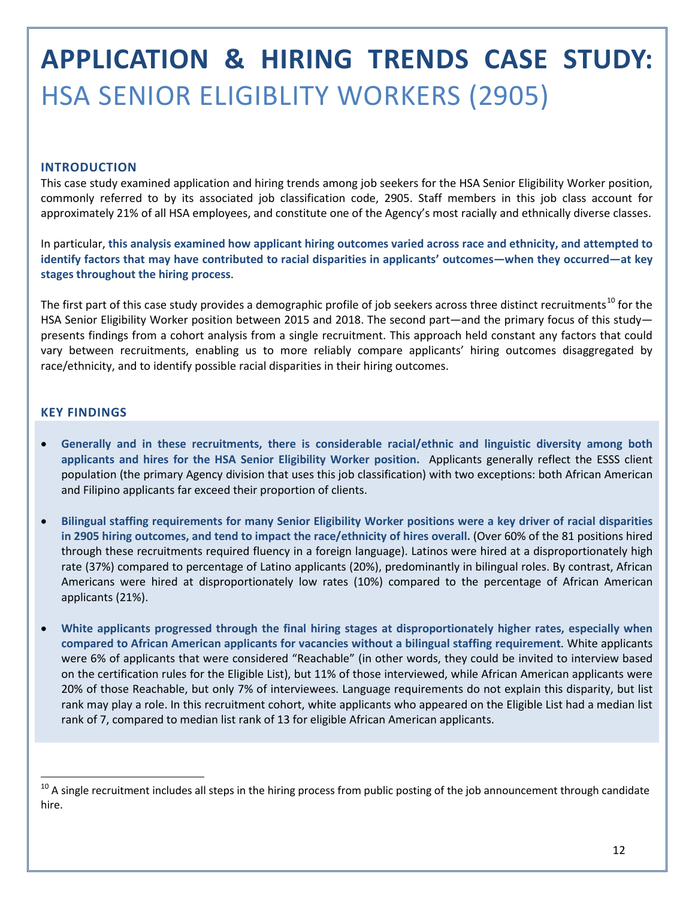# APPLICATION & HIRING TRENDS CASE STUDY: HSA SENIOR ELIGIBLITY WORKERS (2905)

## INTRODUCTION

This case study examined application and hiring trends among job seekers for the HSA Senior Eligibility Worker position, commonly referred to by its associated job classification code, 2905. Staff members in this job class account for approximately 21% of all HSA employees, and constitute one of the Agency's most racially and ethnically diverse classes.

In particular, **this analysis examined how applicant hiring outcomes varied across race and ethnicity, and attempted to identify factors that may have contributed to racial disparities in applicants' outcomes—when they occurred—at key stages throughout the hiring process**.

The first part of this case study provides a demographic profile of job seekers across three distinct recruitments[10] for the HSA Senior Eligibility Worker position between 2015 and 2018. The second part—and the primary focus of this study—presents findings from a cohort analysis from a single recruitment. This approach held constant any factors that could vary between recruitments, enabling us to more reliably compare applicants' hiring outcomes disaggregated by race/ethnicity, and to identify possible racial disparities in their hiring outcomes.

## KEY FINDINGS

- **Generally and in these recruitments, there is considerable racial/ethnic and linguistic diversity among both applicants and hires for the HSA Senior Eligibility Worker position.** Applicants generally reflect the ESSS client population (the primary Agency division that uses this job classification) with two exceptions: both African American and Filipino applicants far exceed their proportion of clients.

- **Bilingual staffing requirements for many Senior Eligibility Worker positions were a key driver of racial disparities in 2905 hiring outcomes, and tend to impact the race/ethnicity of hires overall.** (Over 60% of the 81 positions hired through these recruitments required fluency in a foreign language). Latinos were hired at a disproportionately high rate (37%) compared to percentage of Latino applicants (20%), predominantly in bilingual roles. By contrast, African Americans were hired at disproportionately low rates (10%) compared to the percentage of African American applicants (21%).

- **White applicants progressed through the final hiring stages at disproportionately higher rates, especially when compared to African American applicants for vacancies without a bilingual staffing requirement.** White applicants were 6% of applicants that were considered "Reachable" (in other words, they could be invited to interview based on the certification rules for the Eligible List), but 11% of those interviewed, while African American applicants were 20% of those Reachable, but only 7% of interviewees. Language requirements do not explain this disparity, but list rank may play a role. In this recruitment cohort, white applicants who appeared on the Eligible List had a median list rank of 7, compared to median list rank of 13 for eligible African American applicants.

---

[10] A single recruitment includes all steps in the hiring process from public posting of the job announcement through candidate hire.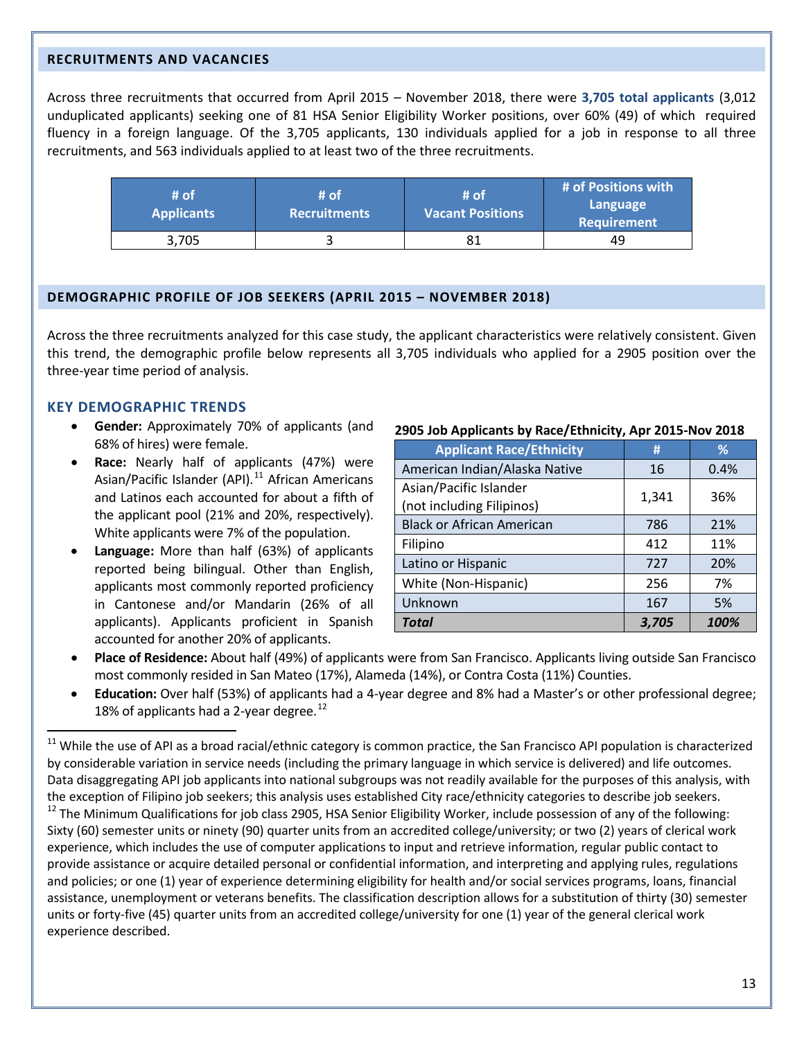## RECRUITMENTS AND VACANCIES

Across three recruitments that occurred from April 2015 – November 2018, there were **3,705 total applicants** (3,012 unduplicated applicants) seeking one of 81 HSA Senior Eligibility Worker positions, over 60% (49) of which required fluency in a foreign language. Of the 3,705 applicants, 130 individuals applied for a job in response to all three recruitments, and 563 individuals applied to at least two of the three recruitments.

| # of Applicants | # of Recruitments | # of Vacant Positions | # of Positions with Language Requirement |
|---|---|---|---|
| 3,705 | 3 | 81 | 49 |

## DEMOGRAPHIC PROFILE OF JOB SEEKERS (APRIL 2015 – NOVEMBER 2018)

Across the three recruitments analyzed for this case study, the applicant characteristics were relatively consistent. Given this trend, the demographic profile below represents all 3,705 individuals who applied for a 2905 position over the three-year time period of analysis.

### KEY DEMOGRAPHIC TRENDS

- **Gender:** Approximately 70% of applicants (and 68% of hires) were female.
- **Race:** Nearly half of applicants (47%) were Asian/Pacific Islander (API).[11] African Americans and Latinos each accounted for about a fifth of the applicant pool (21% and 20%, respectively). White applicants were 7% of the population.
- **Language:** More than half (63%) of applicants reported being bilingual. Other than English, applicants most commonly reported proficiency in Cantonese and/or Mandarin (26% of all applicants). Applicants proficient in Spanish accounted for another 20% of applicants.
- **Place of Residence:** About half (49%) of applicants were from San Francisco. Applicants living outside San Francisco most commonly resided in San Mateo (17%), Alameda (14%), or Contra Costa (11%) Counties.
- **Education:** Over half (53%) of applicants had a 4-year degree and 8% had a Master's or other professional degree; 18% of applicants had a 2-year degree.[12]

**2905 Job Applicants by Race/Ethnicity, Apr 2015-Nov 2018**

| Applicant Race/Ethnicity | # | % |
|---|---|---|
| American Indian/Alaska Native | 16 | 0.4% |
| Asian/Pacific Islander (not including Filipinos) | 1,341 | 36% |
| Black or African American | 786 | 21% |
| Filipino | 412 | 11% |
| Latino or Hispanic | 727 | 20% |
| White (Non-Hispanic) | 256 | 7% |
| Unknown | 167 | 5% |
| ***Total*** | ***3,705*** | ***100%*** |

[11] While the use of API as a broad racial/ethnic category is common practice, the San Francisco API population is characterized by considerable variation in service needs (including the primary language in which service is delivered) and life outcomes. Data disaggregating API job applicants into national subgroups was not readily available for the purposes of this analysis, with the exception of Filipino job seekers; this analysis uses established City race/ethnicity categories to describe job seekers.

[12] The Minimum Qualifications for job class 2905, HSA Senior Eligibility Worker, include possession of any of the following: Sixty (60) semester units or ninety (90) quarter units from an accredited college/university; or two (2) years of clerical work experience, which includes the use of computer applications to input and retrieve information, regular public contact to provide assistance or acquire detailed personal or confidential information, and interpreting and applying rules, regulations and policies; or one (1) year of experience determining eligibility for health and/or social services programs, loans, financial assistance, unemployment or veterans benefits. The classification description allows for a substitution of thirty (30) semester units or forty-five (45) quarter units from an accredited college/university for one (1) year of the general clerical work experience described.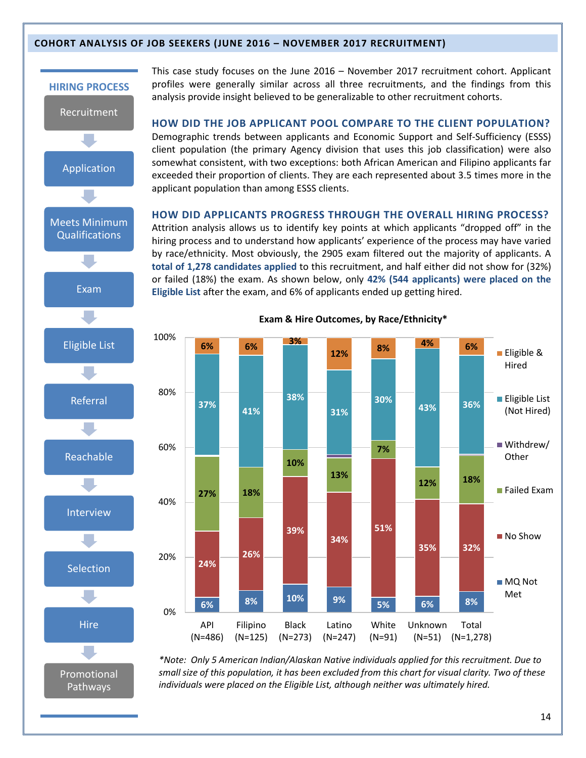## COHORT ANALYSIS OF JOB SEEKERS (JUNE 2016 – NOVEMBER 2017 RECRUITMENT)

**HIRING PROCESS**

- Recruitment
- Application
- Meets Minimum Qualifications
- Exam
- Eligible List
- Referral
- Reachable
- Interview
- Selection
- Hire
- Promotional Pathways

This case study focuses on the June 2016 – November 2017 recruitment cohort. Applicant profiles were generally similar across all three recruitments, and the findings from this analysis provide insight believed to be generalizable to other recruitment cohorts.

### HOW DID THE JOB APPLICANT POOL COMPARE TO THE CLIENT POPULATION?

Demographic trends between applicants and Economic Support and Self-Sufficiency (ESSS) client population (the primary Agency division that uses this job classification) were also somewhat consistent, with two exceptions: both African American and Filipino applicants far exceeded their proportion of clients. They are each represented about 3.5 times more in the applicant population than among ESSS clients.

### HOW DID APPLICANTS PROGRESS THROUGH THE OVERALL HIRING PROCESS?

Attrition analysis allows us to identify key points at which applicants "dropped off" in the hiring process and to understand how applicants' experience of the process may have varied by race/ethnicity. Most obviously, the 2905 exam filtered out the majority of applicants. A **total of 1,278 candidates applied** to this recruitment, and half either did not show for (32%) or failed (18%) the exam. As shown below, only **42% (544 applicants) were placed on the Eligible List** after the exam, and 6% of applicants ended up getting hired.

**Exam & Hire Outcomes, by Race/Ethnicity***

| | API (N=486) | Filipino (N=125) | Black (N=273) | Latino (N=247) | White (N=91) | Unknown (N=51) | Total (N=1,278) |
|---|---|---|---|---|---|---|---|
| Eligible & Hired | 6% | 6% | 3% | 12% | 8% | 4% | 6% |
| Eligible List (Not Hired) | 37% | 41% | 38% | 31% | 30% | 43% | 36% |
| Withdrew/ Other | | | | | | | |
| Failed Exam | 27% | 18% | 10% | 13% | 7% | 12% | 18% |
| No Show | 24% | 26% | 39% | 34% | 51% | 35% | 32% |
| MQ Not Met | 6% | 8% | 10% | 9% | 5% | 6% | 8% |

**Note: Only 5 American Indian/Alaskan Native individuals applied for this recruitment. Due to small size of this population, it has been excluded from this chart for visual clarity. Two of these individuals were placed on the Eligible List, although neither was ultimately hired.*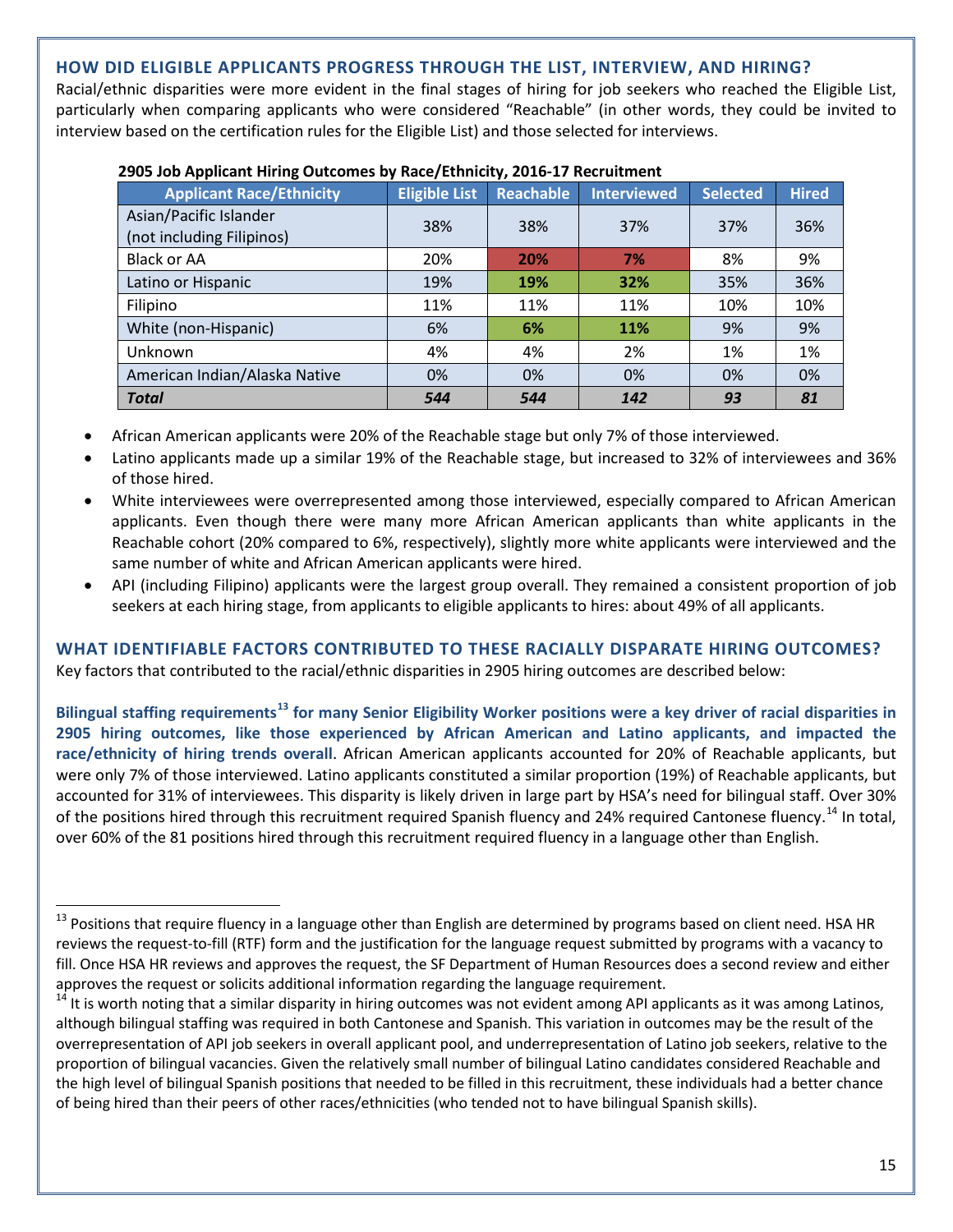## HOW DID ELIGIBLE APPLICANTS PROGRESS THROUGH THE LIST, INTERVIEW, AND HIRING?

Racial/ethnic disparities were more evident in the final stages of hiring for job seekers who reached the Eligible List, particularly when comparing applicants who were considered "Reachable" (in other words, they could be invited to interview based on the certification rules for the Eligible List) and those selected for interviews.

**2905 Job Applicant Hiring Outcomes by Race/Ethnicity, 2016-17 Recruitment**

| Applicant Race/Ethnicity | Eligible List | Reachable | Interviewed | Selected | Hired |
|---|---|---|---|---|---|
| Asian/Pacific Islander (not including Filipinos) | 38% | 38% | 37% | 37% | 36% |
| Black or AA | 20% | **20%** | **7%** | 8% | 9% |
| Latino or Hispanic | 19% | **19%** | **32%** | 35% | 36% |
| Filipino | 11% | 11% | 11% | 10% | 10% |
| White (non-Hispanic) | 6% | **6%** | **11%** | 9% | 9% |
| Unknown | 4% | 4% | 2% | 1% | 1% |
| American Indian/Alaska Native | 0% | 0% | 0% | 0% | 0% |
| ***Total*** | ***544*** | ***544*** | ***142*** | ***93*** | ***81*** |

- African American applicants were 20% of the Reachable stage but only 7% of those interviewed.
- Latino applicants made up a similar 19% of the Reachable stage, but increased to 32% of interviewees and 36% of those hired.
- White interviewees were overrepresented among those interviewed, especially compared to African American applicants. Even though there were many more African American applicants than white applicants in the Reachable cohort (20% compared to 6%, respectively), slightly more white applicants were interviewed and the same number of white and African American applicants were hired.
- API (including Filipino) applicants were the largest group overall. They remained a consistent proportion of job seekers at each hiring stage, from applicants to eligible applicants to hires: about 49% of all applicants.

## WHAT IDENTIFIABLE FACTORS CONTRIBUTED TO THESE RACIALLY DISPARATE HIRING OUTCOMES?

Key factors that contributed to the racial/ethnic disparities in 2905 hiring outcomes are described below:

**Bilingual staffing requirements[13] for many Senior Eligibility Worker positions were a key driver of racial disparities in 2905 hiring outcomes, like those experienced by African American and Latino applicants, and impacted the race/ethnicity of hiring trends overall**. African American applicants accounted for 20% of Reachable applicants, but were only 7% of those interviewed. Latino applicants constituted a similar proportion (19%) of Reachable applicants, but accounted for 31% of interviewees. This disparity is likely driven in large part by HSA's need for bilingual staff. Over 30% of the positions hired through this recruitment required Spanish fluency and 24% required Cantonese fluency.[14] In total, over 60% of the 81 positions hired through this recruitment required fluency in a language other than English.

[13] Positions that require fluency in a language other than English are determined by programs based on client need. HSA HR reviews the request-to-fill (RTF) form and the justification for the language request submitted by programs with a vacancy to fill. Once HSA HR reviews and approves the request, the SF Department of Human Resources does a second review and either approves the request or solicits additional information regarding the language requirement.

[14] It is worth noting that a similar disparity in hiring outcomes was not evident among API applicants as it was among Latinos, although bilingual staffing was required in both Cantonese and Spanish. This variation in outcomes may be the result of the overrepresentation of API job seekers in overall applicant pool, and underrepresentation of Latino job seekers, relative to the proportion of bilingual vacancies. Given the relatively small number of bilingual Latino candidates considered Reachable and the high level of bilingual Spanish positions that needed to be filled in this recruitment, these individuals had a better chance of being hired than their peers of other races/ethnicities (who tended not to have bilingual Spanish skills).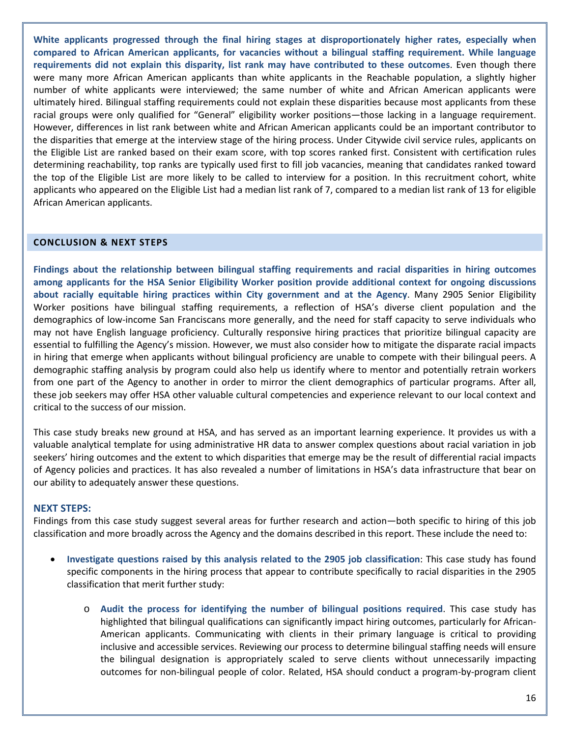**White applicants progressed through the final hiring stages at disproportionately higher rates, especially when compared to African American applicants, for vacancies without a bilingual staffing requirement. While language requirements did not explain this disparity, list rank may have contributed to these outcomes**. Even though there were many more African American applicants than white applicants in the Reachable population, a slightly higher number of white applicants were interviewed; the same number of white and African American applicants were ultimately hired. Bilingual staffing requirements could not explain these disparities because most applicants from these racial groups were only qualified for "General" eligibility worker positions—those lacking in a language requirement. However, differences in list rank between white and African American applicants could be an important contributor to the disparities that emerge at the interview stage of the hiring process. Under Citywide civil service rules, applicants on the Eligible List are ranked based on their exam score, with top scores ranked first. Consistent with certification rules determining reachability, top ranks are typically used first to fill job vacancies, meaning that candidates ranked toward the top of the Eligible List are more likely to be called to interview for a position. In this recruitment cohort, white applicants who appeared on the Eligible List had a median list rank of 7, compared to a median list rank of 13 for eligible African American applicants.

## CONCLUSION & NEXT STEPS

**Findings about the relationship between bilingual staffing requirements and racial disparities in hiring outcomes among applicants for the HSA Senior Eligibility Worker position provide additional context for ongoing discussions about racially equitable hiring practices within City government and at the Agency**. Many 2905 Senior Eligibility Worker positions have bilingual staffing requirements, a reflection of HSA's diverse client population and the demographics of low-income San Franciscans more generally, and the need for staff capacity to serve individuals who may not have English language proficiency. Culturally responsive hiring practices that prioritize bilingual capacity are essential to fulfilling the Agency's mission. However, we must also consider how to mitigate the disparate racial impacts in hiring that emerge when applicants without bilingual proficiency are unable to compete with their bilingual peers. A demographic staffing analysis by program could also help us identify where to mentor and potentially retrain workers from one part of the Agency to another in order to mirror the client demographics of particular programs. After all, these job seekers may offer HSA other valuable cultural competencies and experience relevant to our local context and critical to the success of our mission.

This case study breaks new ground at HSA, and has served as an important learning experience. It provides us with a valuable analytical template for using administrative HR data to answer complex questions about racial variation in job seekers' hiring outcomes and the extent to which disparities that emerge may be the result of differential racial impacts of Agency policies and practices. It has also revealed a number of limitations in HSA's data infrastructure that bear on our ability to adequately answer these questions.

### NEXT STEPS:

Findings from this case study suggest several areas for further research and action—both specific to hiring of this job classification and more broadly across the Agency and the domains described in this report. These include the need to:

- **Investigate questions raised by this analysis related to the 2905 job classification**: This case study has found specific components in the hiring process that appear to contribute specifically to racial disparities in the 2905 classification that merit further study:
  - **Audit the process for identifying the number of bilingual positions required**. This case study has highlighted that bilingual qualifications can significantly impact hiring outcomes, particularly for African-American applicants. Communicating with clients in their primary language is critical to providing inclusive and accessible services. Reviewing our process to determine bilingual staffing needs will ensure the bilingual designation is appropriately scaled to serve clients without unnecessarily impacting outcomes for non-bilingual people of color. Related, HSA should conduct a program-by-program client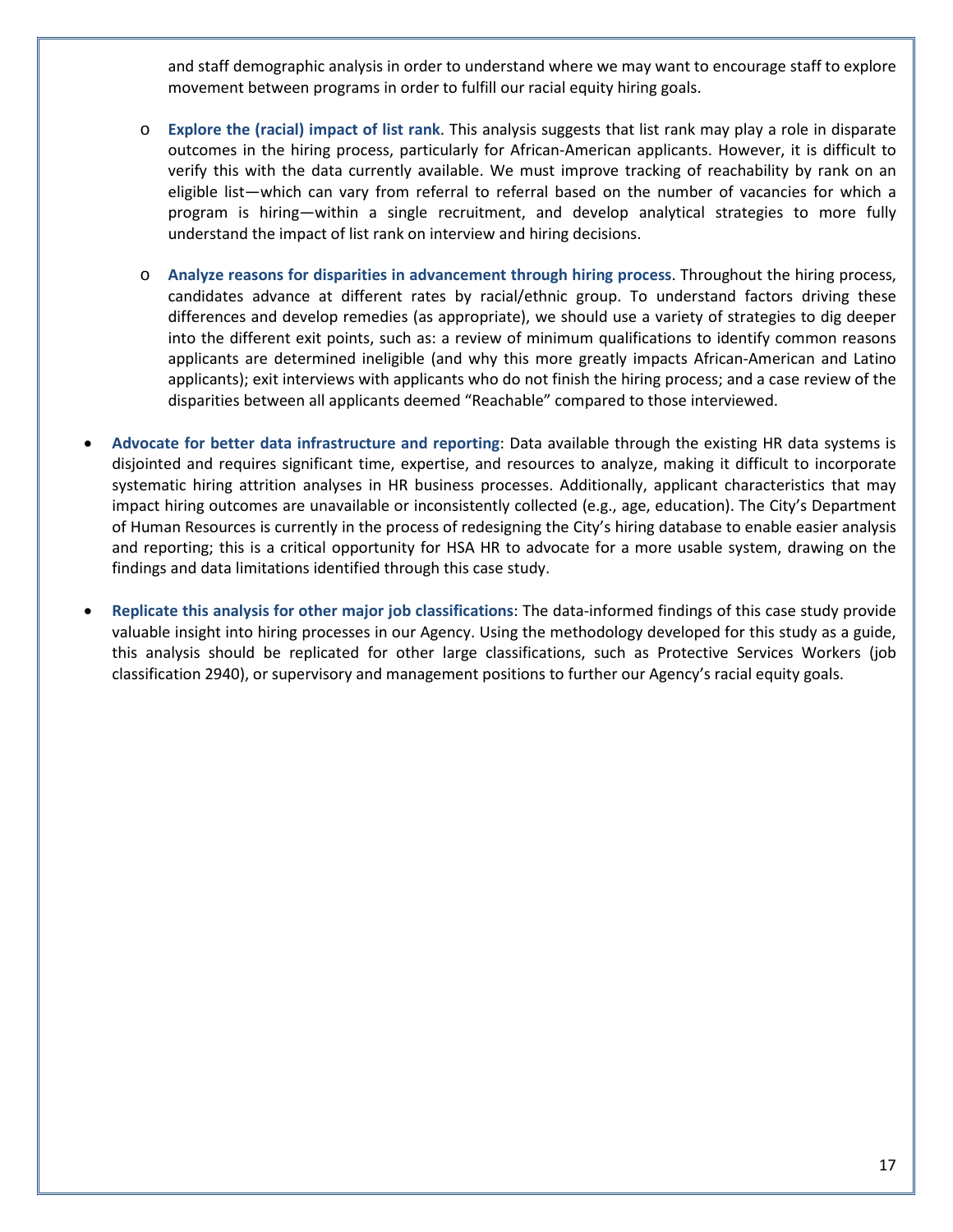and staff demographic analysis in order to understand where we may want to encourage staff to explore movement between programs in order to fulfill our racial equity hiring goals.

  - **Explore the (racial) impact of list rank**. This analysis suggests that list rank may play a role in disparate outcomes in the hiring process, particularly for African-American applicants. However, it is difficult to verify this with the data currently available. We must improve tracking of reachability by rank on an eligible list—which can vary from referral to referral based on the number of vacancies for which a program is hiring—within a single recruitment, and develop analytical strategies to more fully understand the impact of list rank on interview and hiring decisions.

  - **Analyze reasons for disparities in advancement through hiring process**. Throughout the hiring process, candidates advance at different rates by racial/ethnic group. To understand factors driving these differences and develop remedies (as appropriate), we should use a variety of strategies to dig deeper into the different exit points, such as: a review of minimum qualifications to identify common reasons applicants are determined ineligible (and why this more greatly impacts African-American and Latino applicants); exit interviews with applicants who do not finish the hiring process; and a case review of the disparities between all applicants deemed "Reachable" compared to those interviewed.

- **Advocate for better data infrastructure and reporting**: Data available through the existing HR data systems is disjointed and requires significant time, expertise, and resources to analyze, making it difficult to incorporate systematic hiring attrition analyses in HR business processes. Additionally, applicant characteristics that may impact hiring outcomes are unavailable or inconsistently collected (e.g., age, education). The City's Department of Human Resources is currently in the process of redesigning the City's hiring database to enable easier analysis and reporting; this is a critical opportunity for HSA HR to advocate for a more usable system, drawing on the findings and data limitations identified through this case study.

- **Replicate this analysis for other major job classifications**: The data-informed findings of this case study provide valuable insight into hiring processes in our Agency. Using the methodology developed for this study as a guide, this analysis should be replicated for other large classifications, such as Protective Services Workers (job classification 2940), or supervisory and management positions to further our Agency's racial equity goals.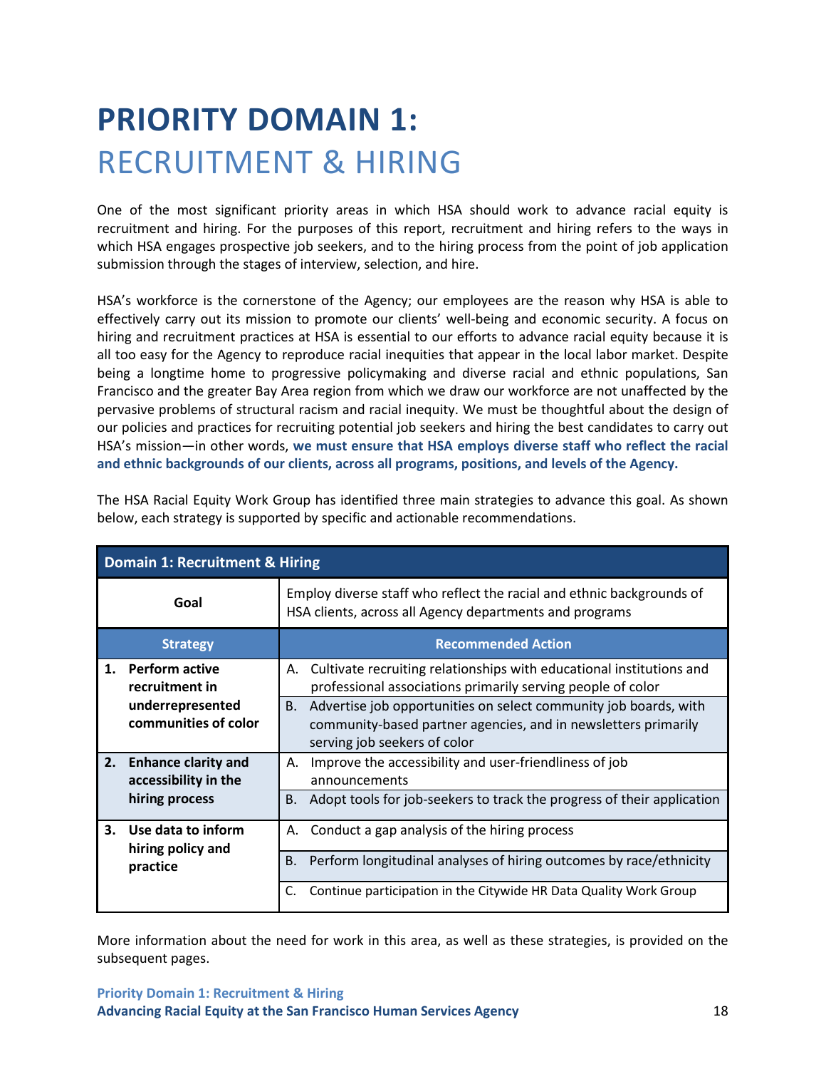# PRIORITY DOMAIN 1: RECRUITMENT & HIRING

One of the most significant priority areas in which HSA should work to advance racial equity is recruitment and hiring. For the purposes of this report, recruitment and hiring refers to the ways in which HSA engages prospective job seekers, and to the hiring process from the point of job application submission through the stages of interview, selection, and hire.

HSA's workforce is the cornerstone of the Agency; our employees are the reason why HSA is able to effectively carry out its mission to promote our clients' well-being and economic security. A focus on hiring and recruitment practices at HSA is essential to our efforts to advance racial equity because it is all too easy for the Agency to reproduce racial inequities that appear in the local labor market. Despite being a longtime home to progressive policymaking and diverse racial and ethnic populations, San Francisco and the greater Bay Area region from which we draw our workforce are not unaffected by the pervasive problems of structural racism and racial inequity. We must be thoughtful about the design of our policies and practices for recruiting potential job seekers and hiring the best candidates to carry out HSA's mission—in other words, **we must ensure that HSA employs diverse staff who reflect the racial and ethnic backgrounds of our clients, across all programs, positions, and levels of the Agency.**

The HSA Racial Equity Work Group has identified three main strategies to advance this goal. As shown below, each strategy is supported by specific and actionable recommendations.

| **Domain 1: Recruitment & Hiring** | |
|---|---|
| **Goal** | Employ diverse staff who reflect the racial and ethnic backgrounds of HSA clients, across all Agency departments and programs |
| **Strategy** | **Recommended Action** |
| **1. Perform active recruitment in underrepresented communities of color** | A. Cultivate recruiting relationships with educational institutions and professional associations primarily serving people of color |
| | B. Advertise job opportunities on select community job boards, with community-based partner agencies, and in newsletters primarily serving job seekers of color |
| **2. Enhance clarity and accessibility in the hiring process** | A. Improve the accessibility and user-friendliness of job announcements |
| | B. Adopt tools for job-seekers to track the progress of their application |
| **3. Use data to inform hiring policy and practice** | A. Conduct a gap analysis of the hiring process |
| | B. Perform longitudinal analyses of hiring outcomes by race/ethnicity |
| | C. Continue participation in the Citywide HR Data Quality Work Group |

More information about the need for work in this area, as well as these strategies, is provided on the subsequent pages.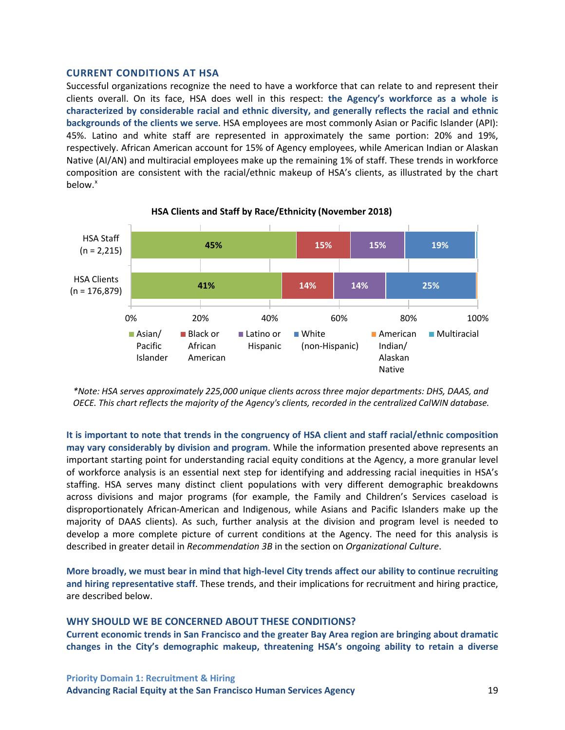## CURRENT CONDITIONS AT HSA

Successful organizations recognize the need to have a workforce that can relate to and represent their clients overall. On its face, HSA does well in this respect: **the Agency's workforce as a whole is characterized by considerable racial and ethnic diversity, and generally reflects the racial and ethnic backgrounds of the clients we serve**. HSA employees are most commonly Asian or Pacific Islander (API): 45%. Latino and white staff are represented in approximately the same portion: 20% and 19%, respectively. African American account for 15% of Agency employees, while American Indian or Alaskan Native (AI/AN) and multiracial employees make up the remaining 1% of staff. These trends in workforce composition are consistent with the racial/ethnic makeup of HSA's clients, as illustrated by the chart below.[x]

**HSA Clients and Staff by Race/Ethnicity (November 2018)**

| | Asian/ Pacific Islander | Black or African American | Latino or Hispanic | White (non-Hispanic) | American Indian/ Alaskan Native | Multiracial |
|---|---|---|---|---|---|---|
| HSA Staff (n = 2,215) | 45% | 15% | 15% | 19% | | |
| HSA Clients (n = 176,879) | 41% | 14% | 14% | 25% | | |

*\*Note: HSA serves approximately 225,000 unique clients across three major departments: DHS, DAAS, and OECE. This chart reflects the majority of the Agency's clients, recorded in the centralized CalWIN database.*

**It is important to note that trends in the congruency of HSA client and staff racial/ethnic composition may vary considerably by division and program**. While the information presented above represents an important starting point for understanding racial equity conditions at the Agency, a more granular level of workforce analysis is an essential next step for identifying and addressing racial inequities in HSA's staffing. HSA serves many distinct client populations with very different demographic breakdowns across divisions and major programs (for example, the Family and Children's Services caseload is disproportionately African-American and Indigenous, while Asians and Pacific Islanders make up the majority of DAAS clients). As such, further analysis at the division and program level is needed to develop a more complete picture of current conditions at the Agency. The need for this analysis is described in greater detail in *Recommendation 3B* in the section on *Organizational Culture*.

**More broadly, we must bear in mind that high-level City trends affect our ability to continue recruiting and hiring representative staff**. These trends, and their implications for recruitment and hiring practice, are described below.

## WHY SHOULD WE BE CONCERNED ABOUT THESE CONDITIONS?

**Current economic trends in San Francisco and the greater Bay Area region are bringing about dramatic changes in the City's demographic makeup, threatening HSA's ongoing ability to retain a diverse**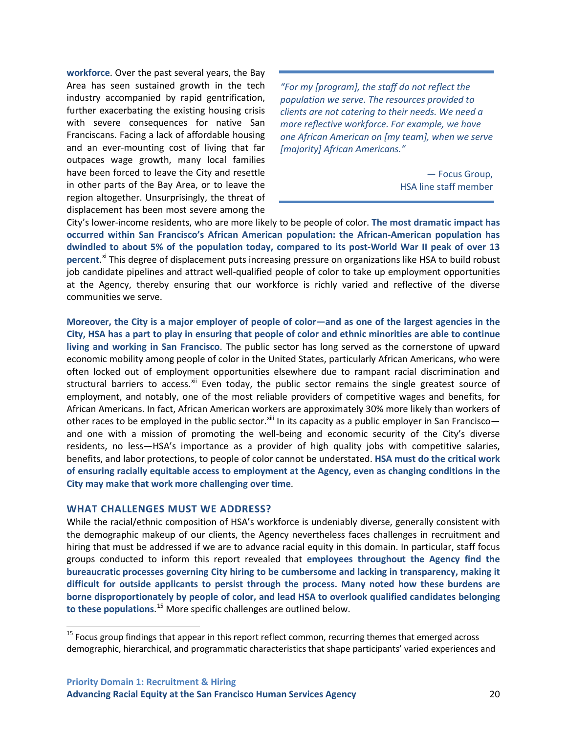**workforce**. Over the past several years, the Bay Area has seen sustained growth in the tech industry accompanied by rapid gentrification, further exacerbating the existing housing crisis with severe consequences for native San Franciscans. Facing a lack of affordable housing and an ever-mounting cost of living that far outpaces wage growth, many local families have been forced to leave the City and resettle in other parts of the Bay Area, or to leave the region altogether. Unsurprisingly, the threat of displacement has been most severe among the City's lower-income residents, who are more likely to be people of color. **The most dramatic impact has occurred within San Francisco's African American population: the African-American population has dwindled to about 5% of the population today, compared to its post-World War II peak of over 13 percent**.[xi] This degree of displacement puts increasing pressure on organizations like HSA to build robust job candidate pipelines and attract well-qualified people of color to take up employment opportunities at the Agency, thereby ensuring that our workforce is richly varied and reflective of the diverse communities we serve.

> *"For my [program], the staff do not reflect the population we serve. The resources provided to clients are not catering to their needs. We need a more reflective workforce. For example, we have one African American on [my team], when we serve [majority] African Americans."*
>
> — Focus Group, HSA line staff member

**Moreover, the City is a major employer of people of color—and as one of the largest agencies in the City, HSA has a part to play in ensuring that people of color and ethnic minorities are able to continue living and working in San Francisco**. The public sector has long served as the cornerstone of upward economic mobility among people of color in the United States, particularly African Americans, who were often locked out of employment opportunities elsewhere due to rampant racial discrimination and structural barriers to access.[xii] Even today, the public sector remains the single greatest source of employment, and notably, one of the most reliable providers of competitive wages and benefits, for African Americans. In fact, African American workers are approximately 30% more likely than workers of other races to be employed in the public sector.[xiii] In its capacity as a public employer in San Francisco—and one with a mission of promoting the well-being and economic security of the City's diverse residents, no less—HSA's importance as a provider of high quality jobs with competitive salaries, benefits, and labor protections, to people of color cannot be understated. **HSA must do the critical work of ensuring racially equitable access to employment at the Agency, even as changing conditions in the City may make that work more challenging over time**.

## WHAT CHALLENGES MUST WE ADDRESS?

While the racial/ethnic composition of HSA's workforce is undeniably diverse, generally consistent with the demographic makeup of our clients, the Agency nevertheless faces challenges in recruitment and hiring that must be addressed if we are to advance racial equity in this domain. In particular, staff focus groups conducted to inform this report revealed that **employees throughout the Agency find the bureaucratic processes governing City hiring to be cumbersome and lacking in transparency, making it difficult for outside applicants to persist through the process. Many noted how these burdens are borne disproportionately by people of color, and lead HSA to overlook qualified candidates belonging to these populations**.[15] More specific challenges are outlined below.

[15] Focus group findings that appear in this report reflect common, recurring themes that emerged across demographic, hierarchical, and programmatic characteristics that shape participants' varied experiences and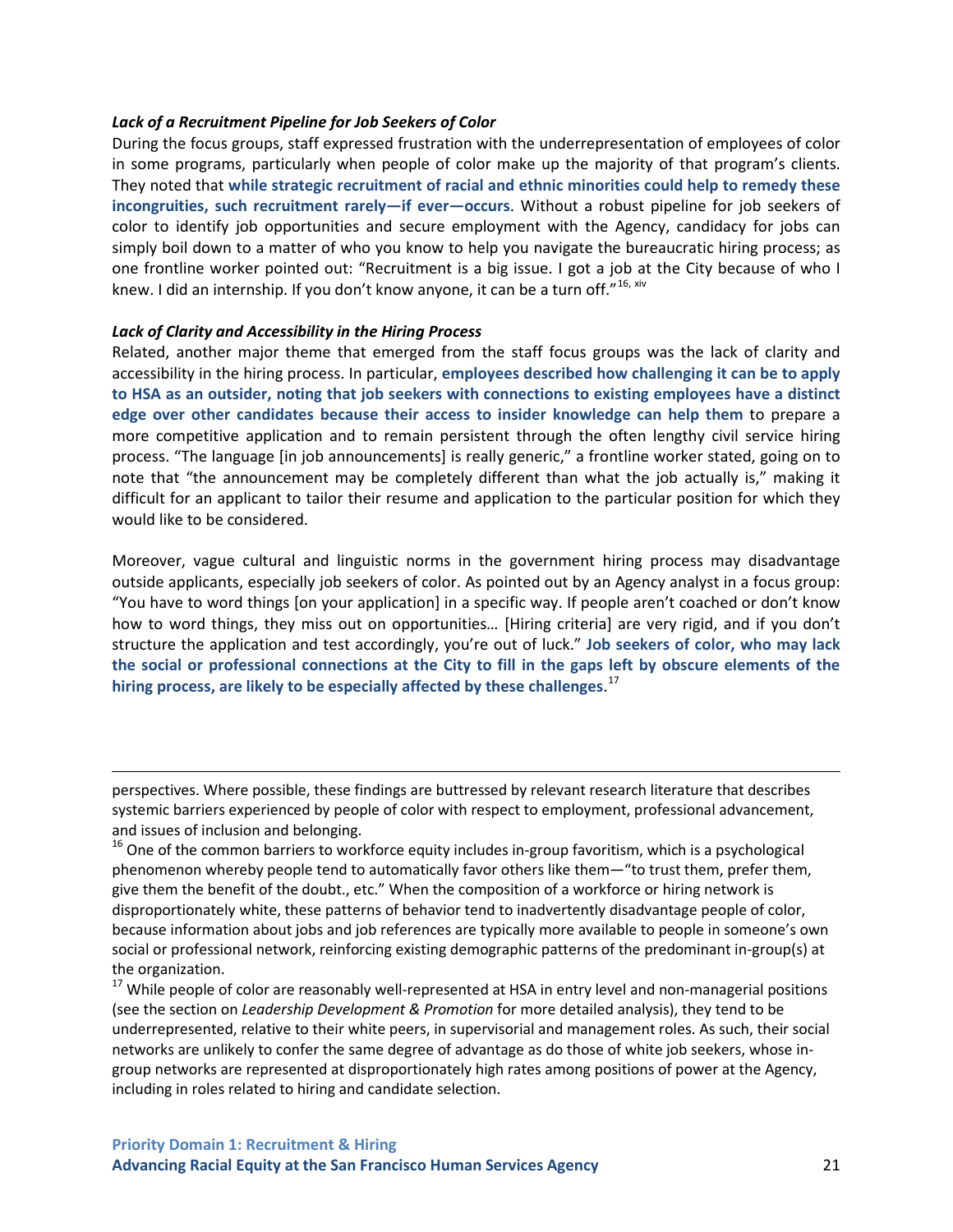***Lack of a Recruitment Pipeline for Job Seekers of Color***

During the focus groups, staff expressed frustration with the underrepresentation of employees of color in some programs, particularly when people of color make up the majority of that program's clients. They noted that **while strategic recruitment of racial and ethnic minorities could help to remedy these incongruities, such recruitment rarely—if ever—occurs**. Without a robust pipeline for job seekers of color to identify job opportunities and secure employment with the Agency, candidacy for jobs can simply boil down to a matter of who you know to help you navigate the bureaucratic hiring process; as one frontline worker pointed out: "Recruitment is a big issue. I got a job at the City because of who I knew. I did an internship. If you don't know anyone, it can be a turn off."[16, xiv]

***Lack of Clarity and Accessibility in the Hiring Process***

Related, another major theme that emerged from the staff focus groups was the lack of clarity and accessibility in the hiring process. In particular, **employees described how challenging it can be to apply to HSA as an outsider, noting that job seekers with connections to existing employees have a distinct edge over other candidates because their access to insider knowledge can help them** to prepare a more competitive application and to remain persistent through the often lengthy civil service hiring process. "The language [in job announcements] is really generic," a frontline worker stated, going on to note that "the announcement may be completely different than what the job actually is," making it difficult for an applicant to tailor their resume and application to the particular position for which they would like to be considered.

Moreover, vague cultural and linguistic norms in the government hiring process may disadvantage outside applicants, especially job seekers of color. As pointed out by an Agency analyst in a focus group: "You have to word things [on your application] in a specific way. If people aren't coached or don't know how to word things, they miss out on opportunities… [Hiring criteria] are very rigid, and if you don't structure the application and test accordingly, you're out of luck." **Job seekers of color, who may lack the social or professional connections at the City to fill in the gaps left by obscure elements of the hiring process, are likely to be especially affected by these challenges**.[17]

---

perspectives. Where possible, these findings are buttressed by relevant research literature that describes systemic barriers experienced by people of color with respect to employment, professional advancement, and issues of inclusion and belonging.

[16] One of the common barriers to workforce equity includes in-group favoritism, which is a psychological phenomenon whereby people tend to automatically favor others like them—"to trust them, prefer them, give them the benefit of the doubt., etc." When the composition of a workforce or hiring network is disproportionately white, these patterns of behavior tend to inadvertently disadvantage people of color, because information about jobs and job references are typically more available to people in someone's own social or professional network, reinforcing existing demographic patterns of the predominant in-group(s) at the organization.

[17] While people of color are reasonably well-represented at HSA in entry level and non-managerial positions (see the section on *Leadership Development & Promotion* for more detailed analysis), they tend to be underrepresented, relative to their white peers, in supervisorial and management roles. As such, their social networks are unlikely to confer the same degree of advantage as do those of white job seekers, whose in-group networks are represented at disproportionately high rates among positions of power at the Agency, including in roles related to hiring and candidate selection.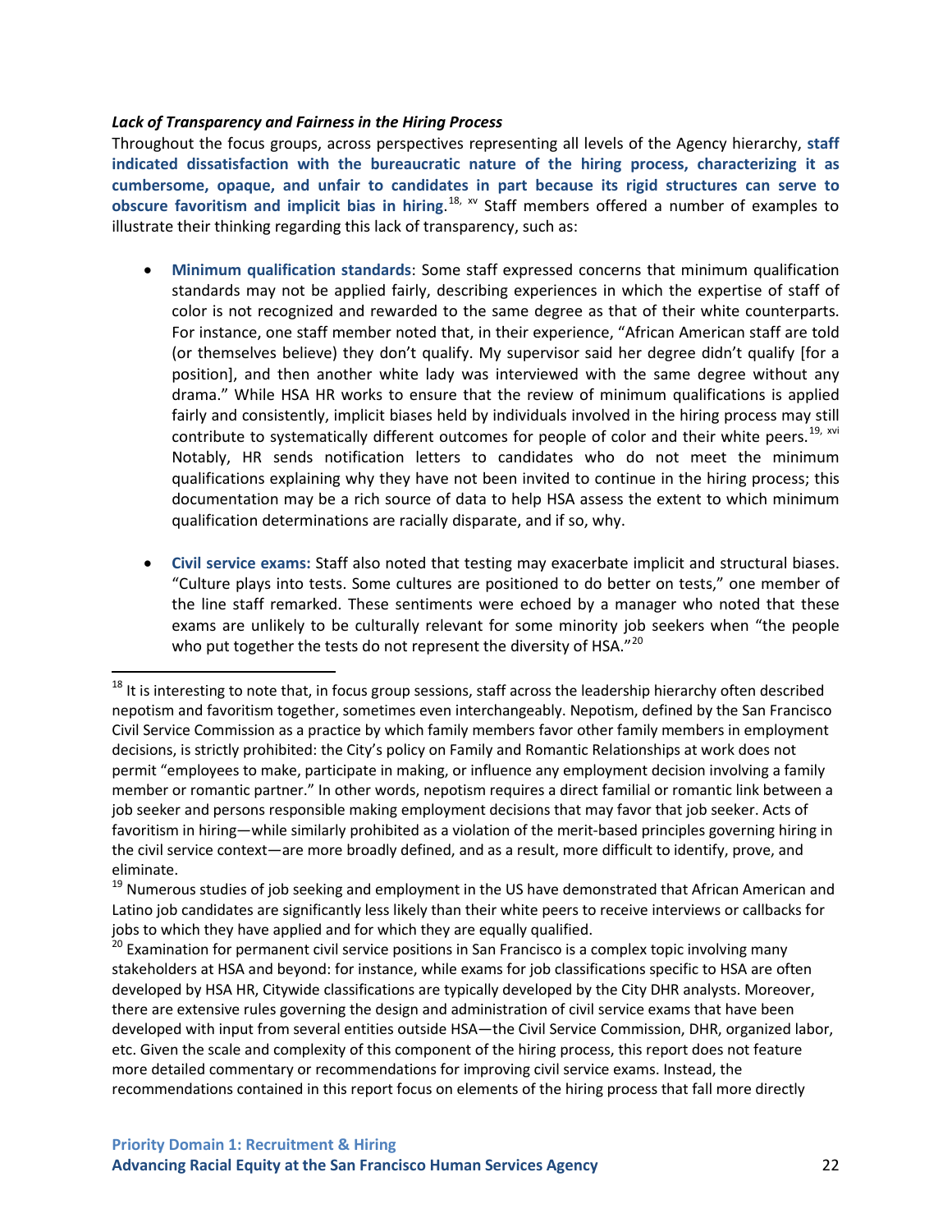***Lack of Transparency and Fairness in the Hiring Process***

Throughout the focus groups, across perspectives representing all levels of the Agency hierarchy, **staff indicated dissatisfaction with the bureaucratic nature of the hiring process, characterizing it as cumbersome, opaque, and unfair to candidates in part because its rigid structures can serve to obscure favoritism and implicit bias in hiring**.[18, xv] Staff members offered a number of examples to illustrate their thinking regarding this lack of transparency, such as:

- **Minimum qualification standards**: Some staff expressed concerns that minimum qualification standards may not be applied fairly, describing experiences in which the expertise of staff of color is not recognized and rewarded to the same degree as that of their white counterparts. For instance, one staff member noted that, in their experience, "African American staff are told (or themselves believe) they don't qualify. My supervisor said her degree didn't qualify [for a position], and then another white lady was interviewed with the same degree without any drama." While HSA HR works to ensure that the review of minimum qualifications is applied fairly and consistently, implicit biases held by individuals involved in the hiring process may still contribute to systematically different outcomes for people of color and their white peers.[19, xvi] Notably, HR sends notification letters to candidates who do not meet the minimum qualifications explaining why they have not been invited to continue in the hiring process; this documentation may be a rich source of data to help HSA assess the extent to which minimum qualification determinations are racially disparate, and if so, why.

- **Civil service exams:** Staff also noted that testing may exacerbate implicit and structural biases. "Culture plays into tests. Some cultures are positioned to do better on tests," one member of the line staff remarked. These sentiments were echoed by a manager who noted that these exams are unlikely to be culturally relevant for some minority job seekers when "the people who put together the tests do not represent the diversity of HSA."[20]

---

[18] It is interesting to note that, in focus group sessions, staff across the leadership hierarchy often described nepotism and favoritism together, sometimes even interchangeably. Nepotism, defined by the San Francisco Civil Service Commission as a practice by which family members favor other family members in employment decisions, is strictly prohibited: the City's policy on Family and Romantic Relationships at work does not permit "employees to make, participate in making, or influence any employment decision involving a family member or romantic partner." In other words, nepotism requires a direct familial or romantic link between a job seeker and persons responsible making employment decisions that may favor that job seeker. Acts of favoritism in hiring—while similarly prohibited as a violation of the merit-based principles governing hiring in the civil service context—are more broadly defined, and as a result, more difficult to identify, prove, and eliminate.

[19] Numerous studies of job seeking and employment in the US have demonstrated that African American and Latino job candidates are significantly less likely than their white peers to receive interviews or callbacks for jobs to which they have applied and for which they are equally qualified.

[20] Examination for permanent civil service positions in San Francisco is a complex topic involving many stakeholders at HSA and beyond: for instance, while exams for job classifications specific to HSA are often developed by HSA HR, Citywide classifications are typically developed by the City DHR analysts. Moreover, there are extensive rules governing the design and administration of civil service exams that have been developed with input from several entities outside HSA—the Civil Service Commission, DHR, organized labor, etc. Given the scale and complexity of this component of the hiring process, this report does not feature more detailed commentary or recommendations for improving civil service exams. Instead, the recommendations contained in this report focus on elements of the hiring process that fall more directly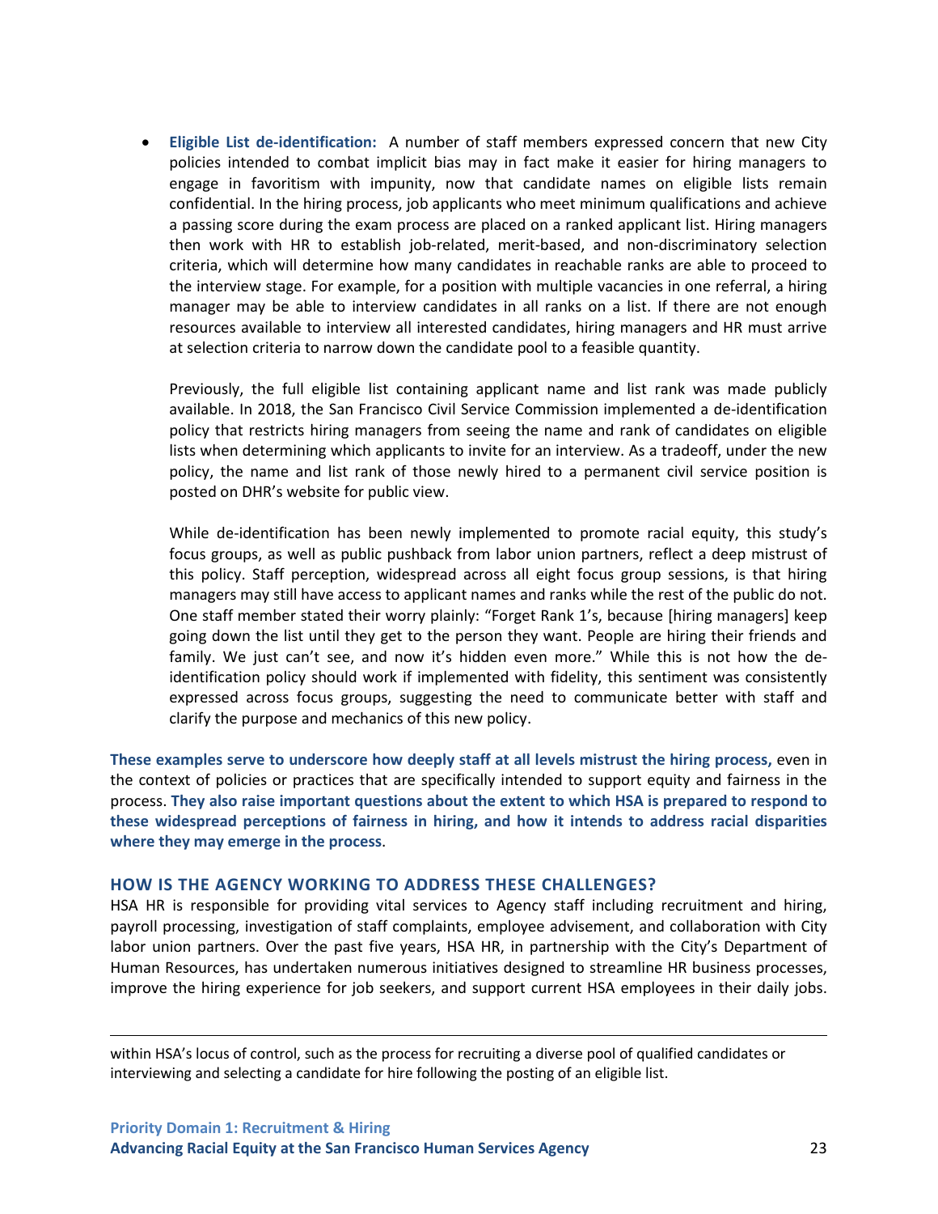- **Eligible List de-identification:** A number of staff members expressed concern that new City policies intended to combat implicit bias may in fact make it easier for hiring managers to engage in favoritism with impunity, now that candidate names on eligible lists remain confidential. In the hiring process, job applicants who meet minimum qualifications and achieve a passing score during the exam process are placed on a ranked applicant list. Hiring managers then work with HR to establish job-related, merit-based, and non-discriminatory selection criteria, which will determine how many candidates in reachable ranks are able to proceed to the interview stage. For example, for a position with multiple vacancies in one referral, a hiring manager may be able to interview candidates in all ranks on a list. If there are not enough resources available to interview all interested candidates, hiring managers and HR must arrive at selection criteria to narrow down the candidate pool to a feasible quantity.

  Previously, the full eligible list containing applicant name and list rank was made publicly available. In 2018, the San Francisco Civil Service Commission implemented a de-identification policy that restricts hiring managers from seeing the name and rank of candidates on eligible lists when determining which applicants to invite for an interview. As a tradeoff, under the new policy, the name and list rank of those newly hired to a permanent civil service position is posted on DHR's website for public view.

  While de-identification has been newly implemented to promote racial equity, this study's focus groups, as well as public pushback from labor union partners, reflect a deep mistrust of this policy. Staff perception, widespread across all eight focus group sessions, is that hiring managers may still have access to applicant names and ranks while the rest of the public do not. One staff member stated their worry plainly: "Forget Rank 1's, because [hiring managers] keep going down the list until they get to the person they want. People are hiring their friends and family. We just can't see, and now it's hidden even more." While this is not how the de-identification policy should work if implemented with fidelity, this sentiment was consistently expressed across focus groups, suggesting the need to communicate better with staff and clarify the purpose and mechanics of this new policy.

**These examples serve to underscore how deeply staff at all levels mistrust the hiring process,** even in the context of policies or practices that are specifically intended to support equity and fairness in the process. **They also raise important questions about the extent to which HSA is prepared to respond to these widespread perceptions of fairness in hiring, and how it intends to address racial disparities where they may emerge in the process**.

### HOW IS THE AGENCY WORKING TO ADDRESS THESE CHALLENGES?

HSA HR is responsible for providing vital services to Agency staff including recruitment and hiring, payroll processing, investigation of staff complaints, employee advisement, and collaboration with City labor union partners. Over the past five years, HSA HR, in partnership with the City's Department of Human Resources, has undertaken numerous initiatives designed to streamline HR business processes, improve the hiring experience for job seekers, and support current HSA employees in their daily jobs.

---

within HSA's locus of control, such as the process for recruiting a diverse pool of qualified candidates or interviewing and selecting a candidate for hire following the posting of an eligible list.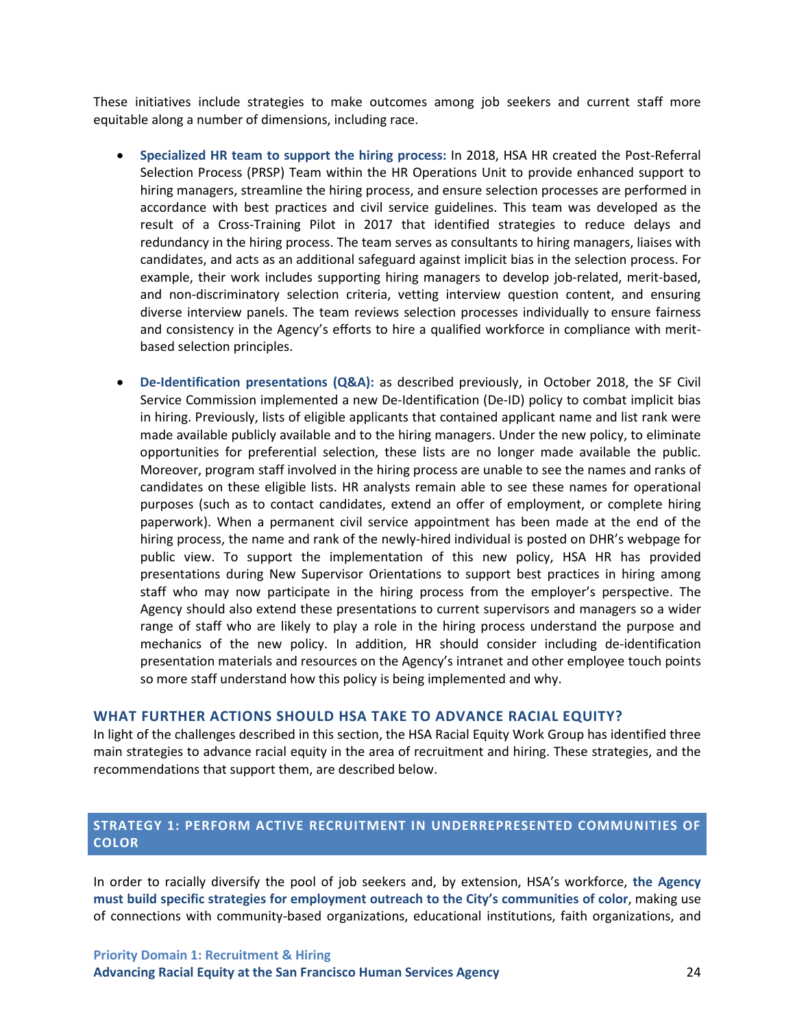These initiatives include strategies to make outcomes among job seekers and current staff more equitable along a number of dimensions, including race.

- **Specialized HR team to support the hiring process:** In 2018, HSA HR created the Post-Referral Selection Process (PRSP) Team within the HR Operations Unit to provide enhanced support to hiring managers, streamline the hiring process, and ensure selection processes are performed in accordance with best practices and civil service guidelines. This team was developed as the result of a Cross-Training Pilot in 2017 that identified strategies to reduce delays and redundancy in the hiring process. The team serves as consultants to hiring managers, liaises with candidates, and acts as an additional safeguard against implicit bias in the selection process. For example, their work includes supporting hiring managers to develop job-related, merit-based, and non-discriminatory selection criteria, vetting interview question content, and ensuring diverse interview panels. The team reviews selection processes individually to ensure fairness and consistency in the Agency's efforts to hire a qualified workforce in compliance with merit-based selection principles.

- **De-Identification presentations (Q&A):** as described previously, in October 2018, the SF Civil Service Commission implemented a new De-Identification (De-ID) policy to combat implicit bias in hiring. Previously, lists of eligible applicants that contained applicant name and list rank were made available publicly available and to the hiring managers. Under the new policy, to eliminate opportunities for preferential selection, these lists are no longer made available the public. Moreover, program staff involved in the hiring process are unable to see the names and ranks of candidates on these eligible lists. HR analysts remain able to see these names for operational purposes (such as to contact candidates, extend an offer of employment, or complete hiring paperwork). When a permanent civil service appointment has been made at the end of the hiring process, the name and rank of the newly-hired individual is posted on DHR's webpage for public view. To support the implementation of this new policy, HSA HR has provided presentations during New Supervisor Orientations to support best practices in hiring among staff who may now participate in the hiring process from the employer's perspective. The Agency should also extend these presentations to current supervisors and managers so a wider range of staff who are likely to play a role in the hiring process understand the purpose and mechanics of the new policy. In addition, HR should consider including de-identification presentation materials and resources on the Agency's intranet and other employee touch points so more staff understand how this policy is being implemented and why.

## WHAT FURTHER ACTIONS SHOULD HSA TAKE TO ADVANCE RACIAL EQUITY?

In light of the challenges described in this section, the HSA Racial Equity Work Group has identified three main strategies to advance racial equity in the area of recruitment and hiring. These strategies, and the recommendations that support them, are described below.

## STRATEGY 1: PERFORM ACTIVE RECRUITMENT IN UNDERREPRESENTED COMMUNITIES OF COLOR

In order to racially diversify the pool of job seekers and, by extension, HSA's workforce, **the Agency must build specific strategies for employment outreach to the City's communities of color**, making use of connections with community-based organizations, educational institutions, faith organizations, and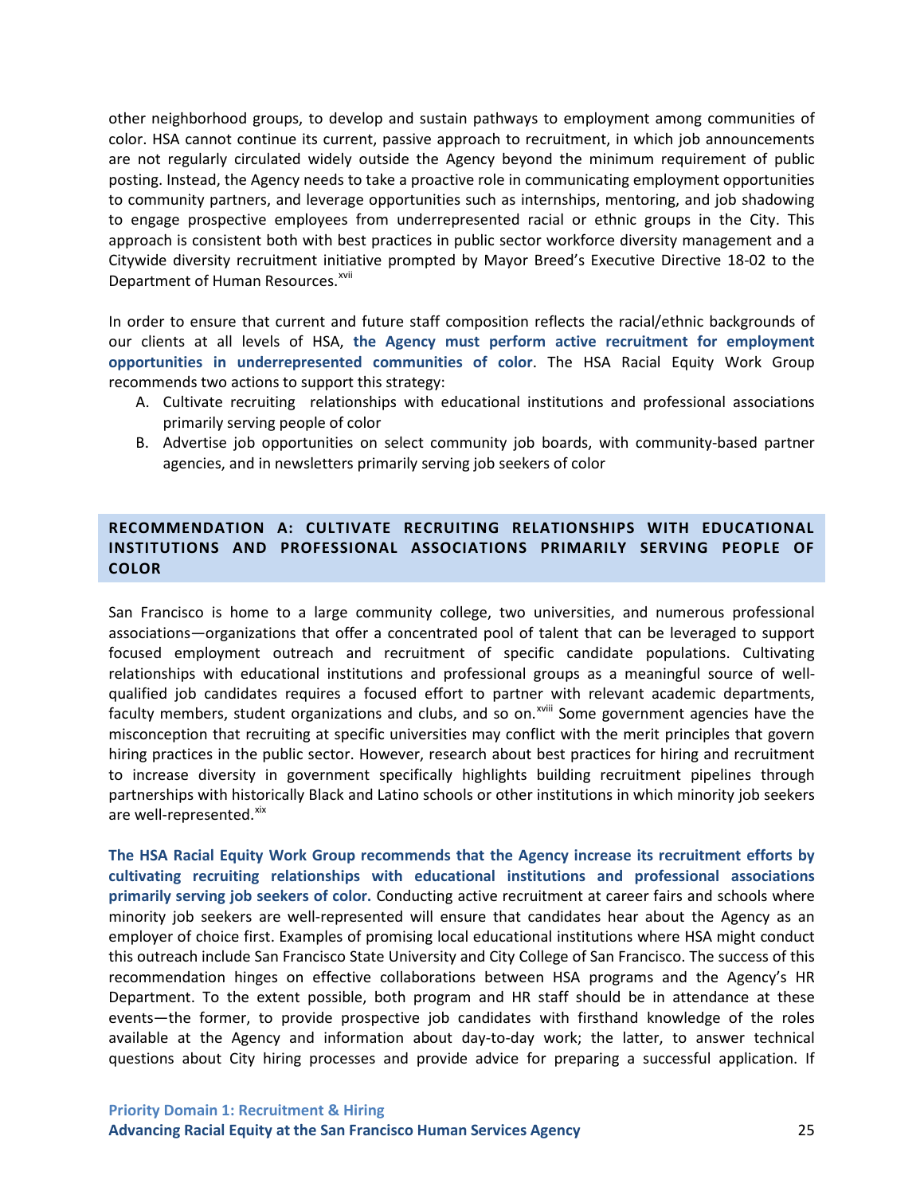other neighborhood groups, to develop and sustain pathways to employment among communities of color. HSA cannot continue its current, passive approach to recruitment, in which job announcements are not regularly circulated widely outside the Agency beyond the minimum requirement of public posting. Instead, the Agency needs to take a proactive role in communicating employment opportunities to community partners, and leverage opportunities such as internships, mentoring, and job shadowing to engage prospective employees from underrepresented racial or ethnic groups in the City. This approach is consistent both with best practices in public sector workforce diversity management and a Citywide diversity recruitment initiative prompted by Mayor Breed's Executive Directive 18-02 to the Department of Human Resources.[xvii]

In order to ensure that current and future staff composition reflects the racial/ethnic backgrounds of our clients at all levels of HSA, **the Agency must perform active recruitment for employment opportunities in underrepresented communities of color**. The HSA Racial Equity Work Group recommends two actions to support this strategy:

A. Cultivate recruiting relationships with educational institutions and professional associations primarily serving people of color
B. Advertise job opportunities on select community job boards, with community-based partner agencies, and in newsletters primarily serving job seekers of color

### RECOMMENDATION A: CULTIVATE RECRUITING RELATIONSHIPS WITH EDUCATIONAL INSTITUTIONS AND PROFESSIONAL ASSOCIATIONS PRIMARILY SERVING PEOPLE OF COLOR

San Francisco is home to a large community college, two universities, and numerous professional associations—organizations that offer a concentrated pool of talent that can be leveraged to support focused employment outreach and recruitment of specific candidate populations. Cultivating relationships with educational institutions and professional groups as a meaningful source of well-qualified job candidates requires a focused effort to partner with relevant academic departments, faculty members, student organizations and clubs, and so on.[xviii] Some government agencies have the misconception that recruiting at specific universities may conflict with the merit principles that govern hiring practices in the public sector. However, research about best practices for hiring and recruitment to increase diversity in government specifically highlights building recruitment pipelines through partnerships with historically Black and Latino schools or other institutions in which minority job seekers are well-represented.[xix]

**The HSA Racial Equity Work Group recommends that the Agency increase its recruitment efforts by cultivating recruiting relationships with educational institutions and professional associations primarily serving job seekers of color.** Conducting active recruitment at career fairs and schools where minority job seekers are well-represented will ensure that candidates hear about the Agency as an employer of choice first. Examples of promising local educational institutions where HSA might conduct this outreach include San Francisco State University and City College of San Francisco. The success of this recommendation hinges on effective collaborations between HSA programs and the Agency's HR Department. To the extent possible, both program and HR staff should be in attendance at these events—the former, to provide prospective job candidates with firsthand knowledge of the roles available at the Agency and information about day-to-day work; the latter, to answer technical questions about City hiring processes and provide advice for preparing a successful application. If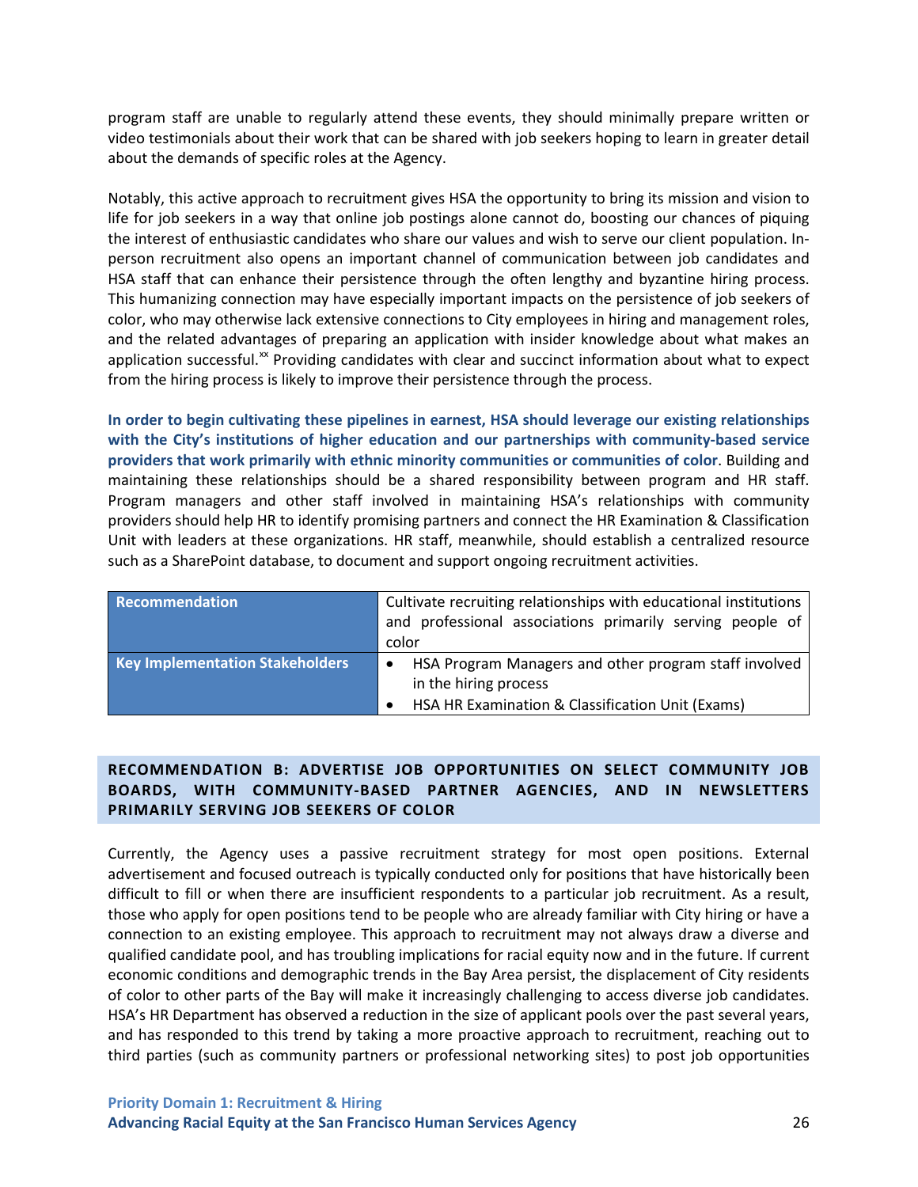program staff are unable to regularly attend these events, they should minimally prepare written or video testimonials about their work that can be shared with job seekers hoping to learn in greater detail about the demands of specific roles at the Agency.

Notably, this active approach to recruitment gives HSA the opportunity to bring its mission and vision to life for job seekers in a way that online job postings alone cannot do, boosting our chances of piquing the interest of enthusiastic candidates who share our values and wish to serve our client population. In-person recruitment also opens an important channel of communication between job candidates and HSA staff that can enhance their persistence through the often lengthy and byzantine hiring process. This humanizing connection may have especially important impacts on the persistence of job seekers of color, who may otherwise lack extensive connections to City employees in hiring and management roles, and the related advantages of preparing an application with insider knowledge about what makes an application successful.[xx] Providing candidates with clear and succinct information about what to expect from the hiring process is likely to improve their persistence through the process.

**In order to begin cultivating these pipelines in earnest, HSA should leverage our existing relationships with the City's institutions of higher education and our partnerships with community-based service providers that work primarily with ethnic minority communities or communities of color**. Building and maintaining these relationships should be a shared responsibility between program and HR staff. Program managers and other staff involved in maintaining HSA's relationships with community providers should help HR to identify promising partners and connect the HR Examination & Classification Unit with leaders at these organizations. HR staff, meanwhile, should establish a centralized resource such as a SharePoint database, to document and support ongoing recruitment activities.

| **Recommendation** | Cultivate recruiting relationships with educational institutions and professional associations primarily serving people of color |
|---|---|
| **Key Implementation Stakeholders** | • HSA Program Managers and other program staff involved in the hiring process<br>• HSA HR Examination & Classification Unit (Exams) |

## RECOMMENDATION B: ADVERTISE JOB OPPORTUNITIES ON SELECT COMMUNITY JOB BOARDS, WITH COMMUNITY-BASED PARTNER AGENCIES, AND IN NEWSLETTERS PRIMARILY SERVING JOB SEEKERS OF COLOR

Currently, the Agency uses a passive recruitment strategy for most open positions. External advertisement and focused outreach is typically conducted only for positions that have historically been difficult to fill or when there are insufficient respondents to a particular job recruitment. As a result, those who apply for open positions tend to be people who are already familiar with City hiring or have a connection to an existing employee. This approach to recruitment may not always draw a diverse and qualified candidate pool, and has troubling implications for racial equity now and in the future. If current economic conditions and demographic trends in the Bay Area persist, the displacement of City residents of color to other parts of the Bay will make it increasingly challenging to access diverse job candidates. HSA's HR Department has observed a reduction in the size of applicant pools over the past several years, and has responded to this trend by taking a more proactive approach to recruitment, reaching out to third parties (such as community partners or professional networking sites) to post job opportunities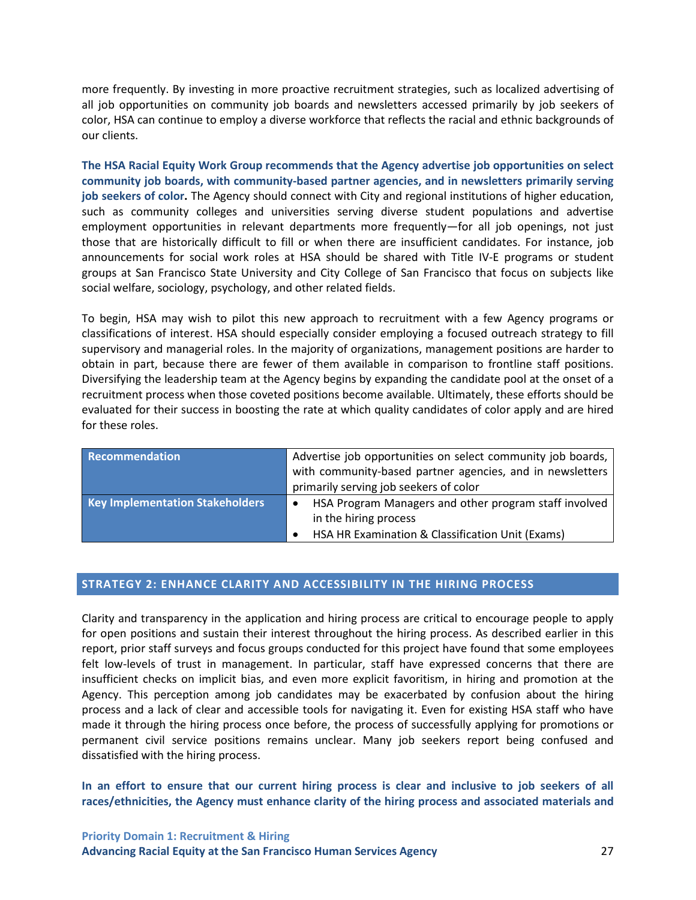more frequently. By investing in more proactive recruitment strategies, such as localized advertising of all job opportunities on community job boards and newsletters accessed primarily by job seekers of color, HSA can continue to employ a diverse workforce that reflects the racial and ethnic backgrounds of our clients.

**The HSA Racial Equity Work Group recommends that the Agency advertise job opportunities on select community job boards, with community-based partner agencies, and in newsletters primarily serving job seekers of color.** The Agency should connect with City and regional institutions of higher education, such as community colleges and universities serving diverse student populations and advertise employment opportunities in relevant departments more frequently—for all job openings, not just those that are historically difficult to fill or when there are insufficient candidates. For instance, job announcements for social work roles at HSA should be shared with Title IV-E programs or student groups at San Francisco State University and City College of San Francisco that focus on subjects like social welfare, sociology, psychology, and other related fields.

To begin, HSA may wish to pilot this new approach to recruitment with a few Agency programs or classifications of interest. HSA should especially consider employing a focused outreach strategy to fill supervisory and managerial roles. In the majority of organizations, management positions are harder to obtain in part, because there are fewer of them available in comparison to frontline staff positions. Diversifying the leadership team at the Agency begins by expanding the candidate pool at the onset of a recruitment process when those coveted positions become available. Ultimately, these efforts should be evaluated for their success in boosting the rate at which quality candidates of color apply and are hired for these roles.

| **Recommendation** | Advertise job opportunities on select community job boards, with community-based partner agencies, and in newsletters primarily serving job seekers of color |
|---|---|
| **Key Implementation Stakeholders** | • HSA Program Managers and other program staff involved in the hiring process<br>• HSA HR Examination & Classification Unit (Exams) |

## STRATEGY 2: ENHANCE CLARITY AND ACCESSIBILITY IN THE HIRING PROCESS

Clarity and transparency in the application and hiring process are critical to encourage people to apply for open positions and sustain their interest throughout the hiring process. As described earlier in this report, prior staff surveys and focus groups conducted for this project have found that some employees felt low-levels of trust in management. In particular, staff have expressed concerns that there are insufficient checks on implicit bias, and even more explicit favoritism, in hiring and promotion at the Agency. This perception among job candidates may be exacerbated by confusion about the hiring process and a lack of clear and accessible tools for navigating it. Even for existing HSA staff who have made it through the hiring process once before, the process of successfully applying for promotions or permanent civil service positions remains unclear. Many job seekers report being confused and dissatisfied with the hiring process.

**In an effort to ensure that our current hiring process is clear and inclusive to job seekers of all races/ethnicities, the Agency must enhance clarity of the hiring process and associated materials and**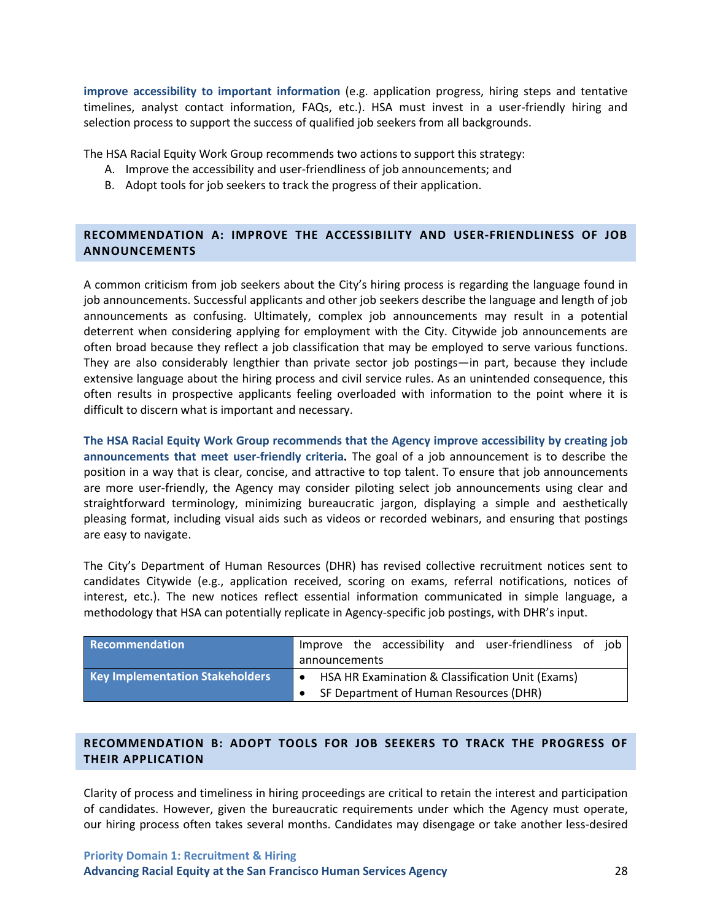**improve accessibility to important information** (e.g. application progress, hiring steps and tentative timelines, analyst contact information, FAQs, etc.). HSA must invest in a user-friendly hiring and selection process to support the success of qualified job seekers from all backgrounds.

The HSA Racial Equity Work Group recommends two actions to support this strategy:

A. Improve the accessibility and user-friendliness of job announcements; and
B. Adopt tools for job seekers to track the progress of their application.

## RECOMMENDATION A: IMPROVE THE ACCESSIBILITY AND USER-FRIENDLINESS OF JOB ANNOUNCEMENTS

A common criticism from job seekers about the City's hiring process is regarding the language found in job announcements. Successful applicants and other job seekers describe the language and length of job announcements as confusing. Ultimately, complex job announcements may result in a potential deterrent when considering applying for employment with the City. Citywide job announcements are often broad because they reflect a job classification that may be employed to serve various functions. They are also considerably lengthier than private sector job postings—in part, because they include extensive language about the hiring process and civil service rules. As an unintended consequence, this often results in prospective applicants feeling overloaded with information to the point where it is difficult to discern what is important and necessary.

**The HSA Racial Equity Work Group recommends that the Agency improve accessibility by creating job announcements that meet user-friendly criteria.** The goal of a job announcement is to describe the position in a way that is clear, concise, and attractive to top talent. To ensure that job announcements are more user-friendly, the Agency may consider piloting select job announcements using clear and straightforward terminology, minimizing bureaucratic jargon, displaying a simple and aesthetically pleasing format, including visual aids such as videos or recorded webinars, and ensuring that postings are easy to navigate.

The City's Department of Human Resources (DHR) has revised collective recruitment notices sent to candidates Citywide (e.g., application received, scoring on exams, referral notifications, notices of interest, etc.). The new notices reflect essential information communicated in simple language, a methodology that HSA can potentially replicate in Agency-specific job postings, with DHR's input.

| **Recommendation** | Improve the accessibility and user-friendliness of job announcements |
|---|---|
| **Key Implementation Stakeholders** | • HSA HR Examination & Classification Unit (Exams)<br>• SF Department of Human Resources (DHR) |

## RECOMMENDATION B: ADOPT TOOLS FOR JOB SEEKERS TO TRACK THE PROGRESS OF THEIR APPLICATION

Clarity of process and timeliness in hiring proceedings are critical to retain the interest and participation of candidates. However, given the bureaucratic requirements under which the Agency must operate, our hiring process often takes several months. Candidates may disengage or take another less-desired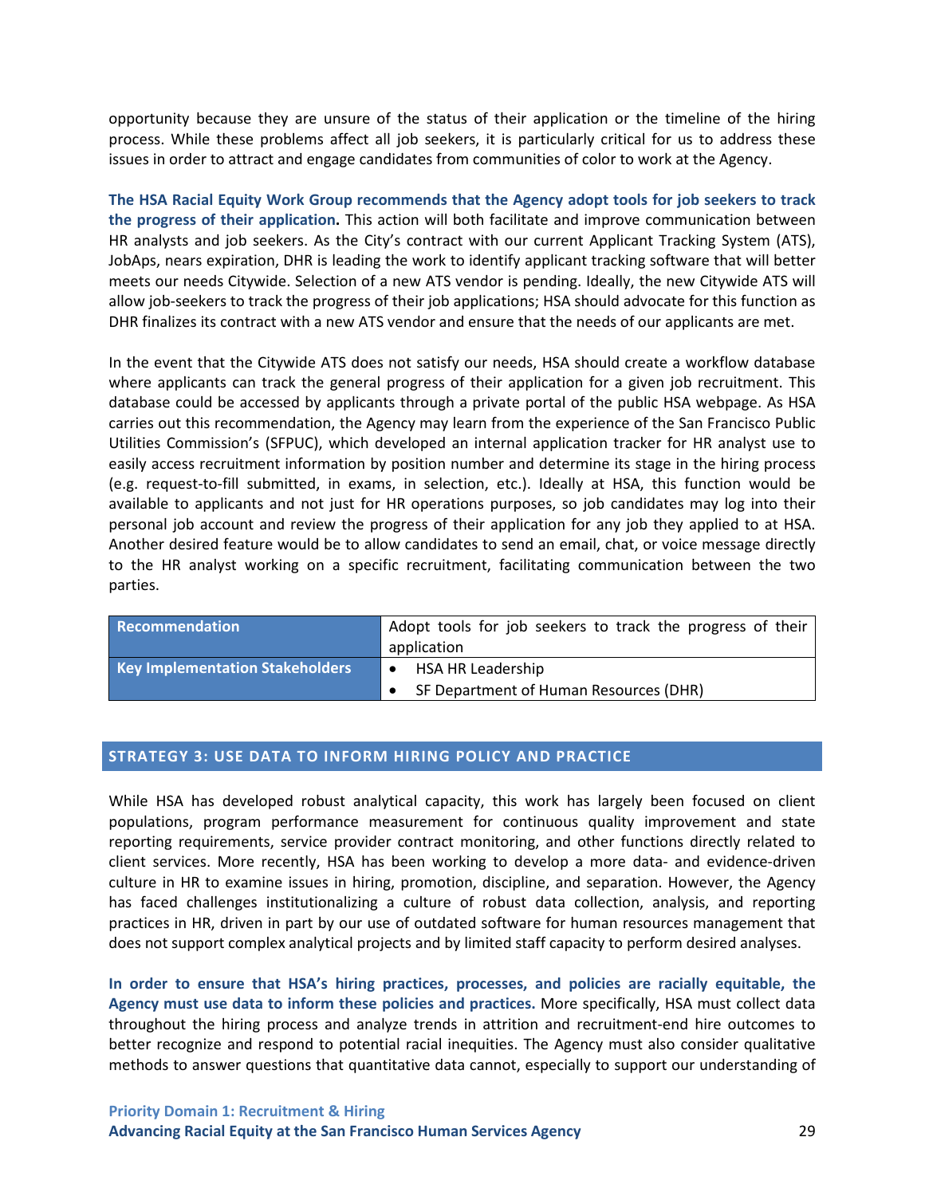opportunity because they are unsure of the status of their application or the timeline of the hiring process. While these problems affect all job seekers, it is particularly critical for us to address these issues in order to attract and engage candidates from communities of color to work at the Agency.

**The HSA Racial Equity Work Group recommends that the Agency adopt tools for job seekers to track the progress of their application.** This action will both facilitate and improve communication between HR analysts and job seekers. As the City's contract with our current Applicant Tracking System (ATS), JobAps, nears expiration, DHR is leading the work to identify applicant tracking software that will better meets our needs Citywide. Selection of a new ATS vendor is pending. Ideally, the new Citywide ATS will allow job-seekers to track the progress of their job applications; HSA should advocate for this function as DHR finalizes its contract with a new ATS vendor and ensure that the needs of our applicants are met.

In the event that the Citywide ATS does not satisfy our needs, HSA should create a workflow database where applicants can track the general progress of their application for a given job recruitment. This database could be accessed by applicants through a private portal of the public HSA webpage. As HSA carries out this recommendation, the Agency may learn from the experience of the San Francisco Public Utilities Commission's (SFPUC), which developed an internal application tracker for HR analyst use to easily access recruitment information by position number and determine its stage in the hiring process (e.g. request-to-fill submitted, in exams, in selection, etc.). Ideally at HSA, this function would be available to applicants and not just for HR operations purposes, so job candidates may log into their personal job account and review the progress of their application for any job they applied to at HSA. Another desired feature would be to allow candidates to send an email, chat, or voice message directly to the HR analyst working on a specific recruitment, facilitating communication between the two parties.

| **Recommendation** | Adopt tools for job seekers to track the progress of their application |
|---|---|
| **Key Implementation Stakeholders** | • HSA HR Leadership<br>• SF Department of Human Resources (DHR) |

## STRATEGY 3: USE DATA TO INFORM HIRING POLICY AND PRACTICE

While HSA has developed robust analytical capacity, this work has largely been focused on client populations, program performance measurement for continuous quality improvement and state reporting requirements, service provider contract monitoring, and other functions directly related to client services. More recently, HSA has been working to develop a more data- and evidence-driven culture in HR to examine issues in hiring, promotion, discipline, and separation. However, the Agency has faced challenges institutionalizing a culture of robust data collection, analysis, and reporting practices in HR, driven in part by our use of outdated software for human resources management that does not support complex analytical projects and by limited staff capacity to perform desired analyses.

**In order to ensure that HSA's hiring practices, processes, and policies are racially equitable, the Agency must use data to inform these policies and practices.** More specifically, HSA must collect data throughout the hiring process and analyze trends in attrition and recruitment-end hire outcomes to better recognize and respond to potential racial inequities. The Agency must also consider qualitative methods to answer questions that quantitative data cannot, especially to support our understanding of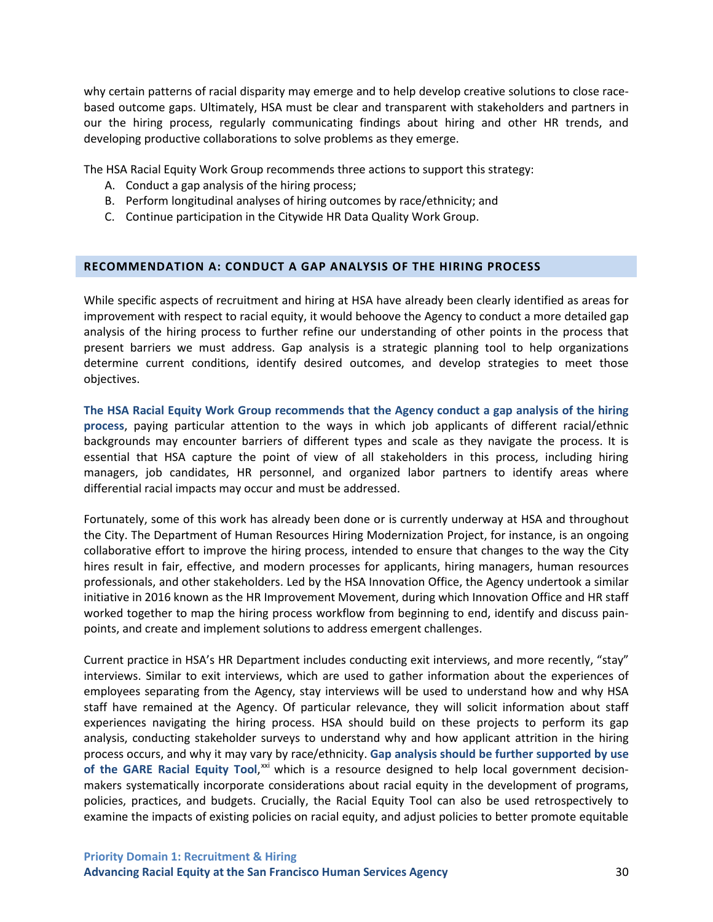why certain patterns of racial disparity may emerge and to help develop creative solutions to close race-based outcome gaps. Ultimately, HSA must be clear and transparent with stakeholders and partners in our the hiring process, regularly communicating findings about hiring and other HR trends, and developing productive collaborations to solve problems as they emerge.

The HSA Racial Equity Work Group recommends three actions to support this strategy:

A. Conduct a gap analysis of the hiring process;
B. Perform longitudinal analyses of hiring outcomes by race/ethnicity; and
C. Continue participation in the Citywide HR Data Quality Work Group.

## RECOMMENDATION A: CONDUCT A GAP ANALYSIS OF THE HIRING PROCESS

While specific aspects of recruitment and hiring at HSA have already been clearly identified as areas for improvement with respect to racial equity, it would behoove the Agency to conduct a more detailed gap analysis of the hiring process to further refine our understanding of other points in the process that present barriers we must address. Gap analysis is a strategic planning tool to help organizations determine current conditions, identify desired outcomes, and develop strategies to meet those objectives.

**The HSA Racial Equity Work Group recommends that the Agency conduct a gap analysis of the hiring process**, paying particular attention to the ways in which job applicants of different racial/ethnic backgrounds may encounter barriers of different types and scale as they navigate the process. It is essential that HSA capture the point of view of all stakeholders in this process, including hiring managers, job candidates, HR personnel, and organized labor partners to identify areas where differential racial impacts may occur and must be addressed.

Fortunately, some of this work has already been done or is currently underway at HSA and throughout the City. The Department of Human Resources Hiring Modernization Project, for instance, is an ongoing collaborative effort to improve the hiring process, intended to ensure that changes to the way the City hires result in fair, effective, and modern processes for applicants, hiring managers, human resources professionals, and other stakeholders. Led by the HSA Innovation Office, the Agency undertook a similar initiative in 2016 known as the HR Improvement Movement, during which Innovation Office and HR staff worked together to map the hiring process workflow from beginning to end, identify and discuss pain-points, and create and implement solutions to address emergent challenges.

Current practice in HSA's HR Department includes conducting exit interviews, and more recently, "stay" interviews. Similar to exit interviews, which are used to gather information about the experiences of employees separating from the Agency, stay interviews will be used to understand how and why HSA staff have remained at the Agency. Of particular relevance, they will solicit information about staff experiences navigating the hiring process. HSA should build on these projects to perform its gap analysis, conducting stakeholder surveys to understand why and how applicant attrition in the hiring process occurs, and why it may vary by race/ethnicity. **Gap analysis should be further supported by use of the GARE Racial Equity Tool**,[xxi] which is a resource designed to help local government decision-makers systematically incorporate considerations about racial equity in the development of programs, policies, practices, and budgets. Crucially, the Racial Equity Tool can also be used retrospectively to examine the impacts of existing policies on racial equity, and adjust policies to better promote equitable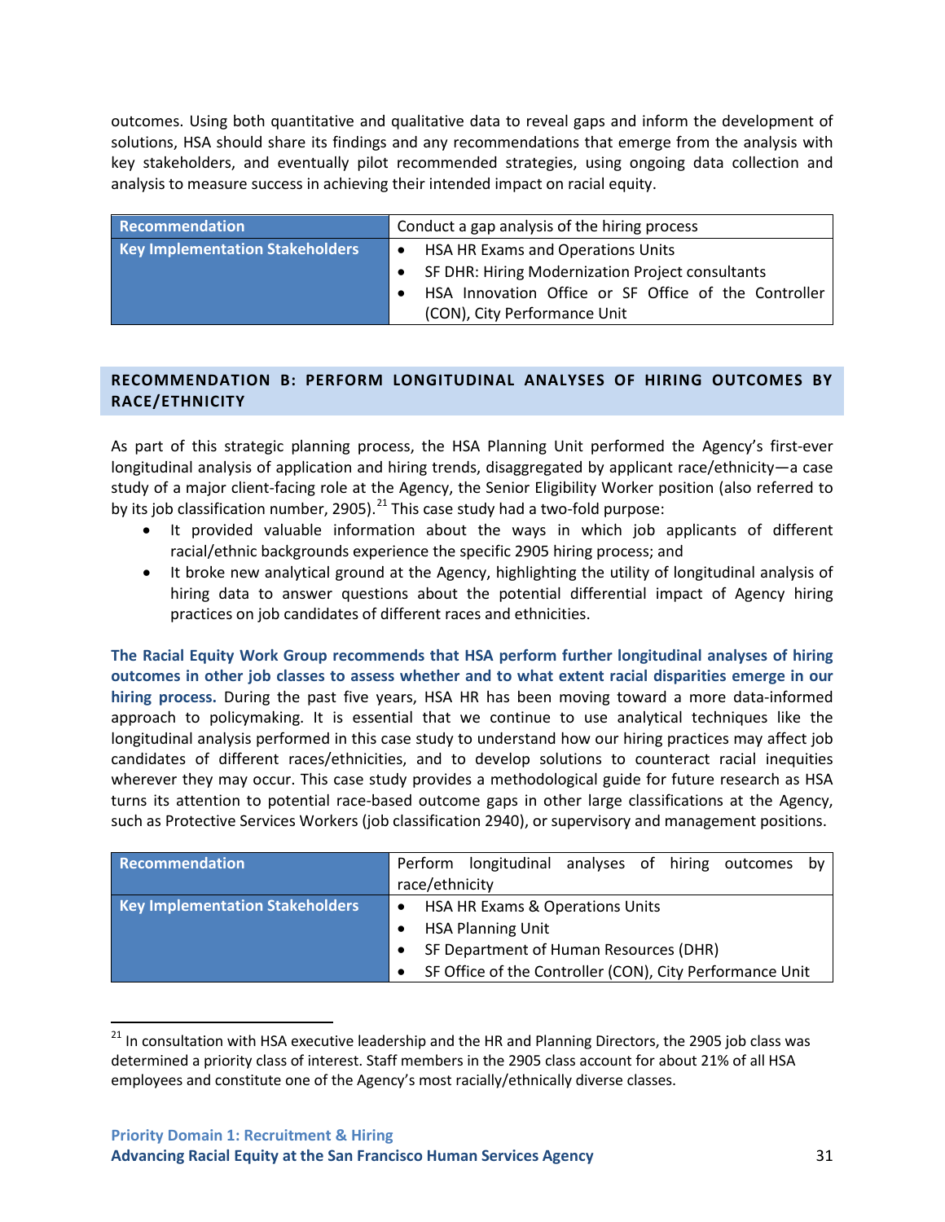outcomes. Using both quantitative and qualitative data to reveal gaps and inform the development of solutions, HSA should share its findings and any recommendations that emerge from the analysis with key stakeholders, and eventually pilot recommended strategies, using ongoing data collection and analysis to measure success in achieving their intended impact on racial equity.

| Recommendation | Conduct a gap analysis of the hiring process |
|---|---|
| Key Implementation Stakeholders | • HSA HR Exams and Operations Units<br>• SF DHR: Hiring Modernization Project consultants<br>• HSA Innovation Office or SF Office of the Controller (CON), City Performance Unit |

## RECOMMENDATION B: PERFORM LONGITUDINAL ANALYSES OF HIRING OUTCOMES BY RACE/ETHNICITY

As part of this strategic planning process, the HSA Planning Unit performed the Agency's first-ever longitudinal analysis of application and hiring trends, disaggregated by applicant race/ethnicity—a case study of a major client-facing role at the Agency, the Senior Eligibility Worker position (also referred to by its job classification number, 2905).[21] This case study had a two-fold purpose:

- It provided valuable information about the ways in which job applicants of different racial/ethnic backgrounds experience the specific 2905 hiring process; and
- It broke new analytical ground at the Agency, highlighting the utility of longitudinal analysis of hiring data to answer questions about the potential differential impact of Agency hiring practices on job candidates of different races and ethnicities.

**The Racial Equity Work Group recommends that HSA perform further longitudinal analyses of hiring outcomes in other job classes to assess whether and to what extent racial disparities emerge in our hiring process.** During the past five years, HSA HR has been moving toward a more data-informed approach to policymaking. It is essential that we continue to use analytical techniques like the longitudinal analysis performed in this case study to understand how our hiring practices may affect job candidates of different races/ethnicities, and to develop solutions to counteract racial inequities wherever they may occur. This case study provides a methodological guide for future research as HSA turns its attention to potential race-based outcome gaps in other large classifications at the Agency, such as Protective Services Workers (job classification 2940), or supervisory and management positions.

| Recommendation | Perform longitudinal analyses of hiring outcomes by race/ethnicity |
|---|---|
| Key Implementation Stakeholders | • HSA HR Exams & Operations Units<br>• HSA Planning Unit<br>• SF Department of Human Resources (DHR)<br>• SF Office of the Controller (CON), City Performance Unit |

[21] In consultation with HSA executive leadership and the HR and Planning Directors, the 2905 job class was determined a priority class of interest. Staff members in the 2905 class account for about 21% of all HSA employees and constitute one of the Agency's most racially/ethnically diverse classes.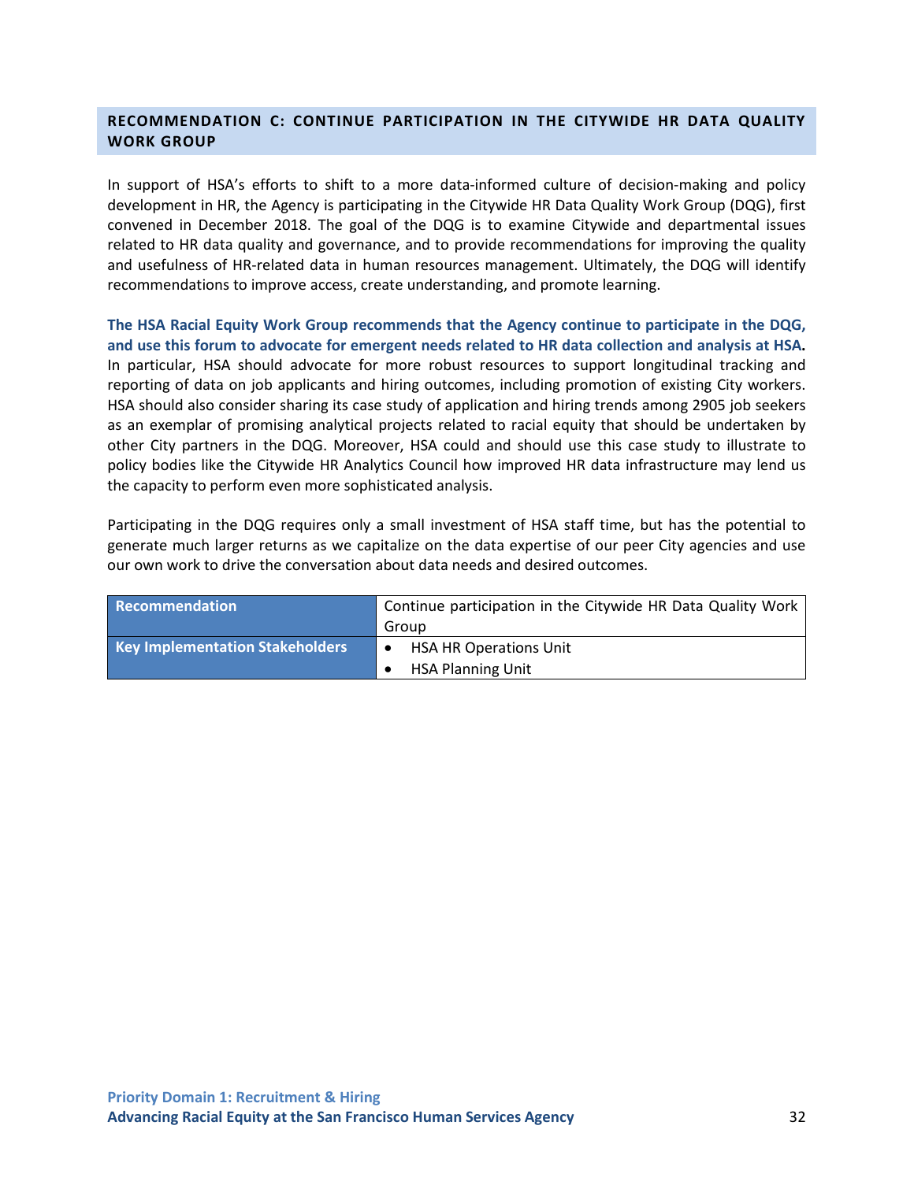### RECOMMENDATION C: CONTINUE PARTICIPATION IN THE CITYWIDE HR DATA QUALITY WORK GROUP

In support of HSA's efforts to shift to a more data-informed culture of decision-making and policy development in HR, the Agency is participating in the Citywide HR Data Quality Work Group (DQG), first convened in December 2018. The goal of the DQG is to examine Citywide and departmental issues related to HR data quality and governance, and to provide recommendations for improving the quality and usefulness of HR-related data in human resources management. Ultimately, the DQG will identify recommendations to improve access, create understanding, and promote learning.

**The HSA Racial Equity Work Group recommends that the Agency continue to participate in the DQG, and use this forum to advocate for emergent needs related to HR data collection and analysis at HSA.** In particular, HSA should advocate for more robust resources to support longitudinal tracking and reporting of data on job applicants and hiring outcomes, including promotion of existing City workers. HSA should also consider sharing its case study of application and hiring trends among 2905 job seekers as an exemplar of promising analytical projects related to racial equity that should be undertaken by other City partners in the DQG. Moreover, HSA could and should use this case study to illustrate to policy bodies like the Citywide HR Analytics Council how improved HR data infrastructure may lend us the capacity to perform even more sophisticated analysis.

Participating in the DQG requires only a small investment of HSA staff time, but has the potential to generate much larger returns as we capitalize on the data expertise of our peer City agencies and use our own work to drive the conversation about data needs and desired outcomes.

| Recommendation | Continue participation in the Citywide HR Data Quality Work Group |
|---|---|
| Key Implementation Stakeholders | • HSA HR Operations Unit<br>• HSA Planning Unit |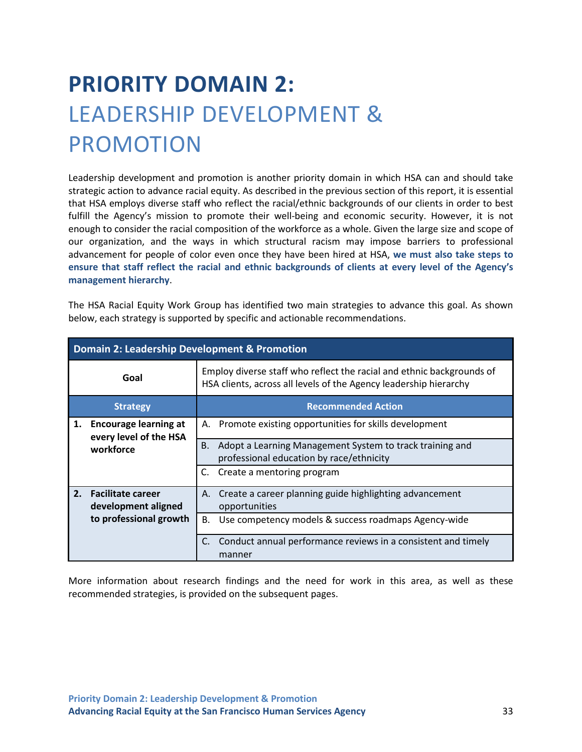# PRIORITY DOMAIN 2:
## LEADERSHIP DEVELOPMENT & PROMOTION

Leadership development and promotion is another priority domain in which HSA can and should take strategic action to advance racial equity. As described in the previous section of this report, it is essential that HSA employs diverse staff who reflect the racial/ethnic backgrounds of our clients in order to best fulfill the Agency's mission to promote their well-being and economic security. However, it is not enough to consider the racial composition of the workforce as a whole. Given the large size and scope of our organization, and the ways in which structural racism may impose barriers to professional advancement for people of color even once they have been hired at HSA, **we must also take steps to ensure that staff reflect the racial and ethnic backgrounds of clients at every level of the Agency's management hierarchy**.

The HSA Racial Equity Work Group has identified two main strategies to advance this goal. As shown below, each strategy is supported by specific and actionable recommendations.

| **Domain 2: Leadership Development & Promotion** | |
|---|---|
| **Goal** | Employ diverse staff who reflect the racial and ethnic backgrounds of HSA clients, across all levels of the Agency leadership hierarchy |
| **Strategy** | **Recommended Action** |
| **1. Encourage learning at every level of the HSA workforce** | A. Promote existing opportunities for skills development |
| | B. Adopt a Learning Management System to track training and professional education by race/ethnicity |
| | C. Create a mentoring program |
| **2. Facilitate career development aligned to professional growth** | A. Create a career planning guide highlighting advancement opportunities |
| | B. Use competency models & success roadmaps Agency-wide |
| | C. Conduct annual performance reviews in a consistent and timely manner |

More information about research findings and the need for work in this area, as well as these recommended strategies, is provided on the subsequent pages.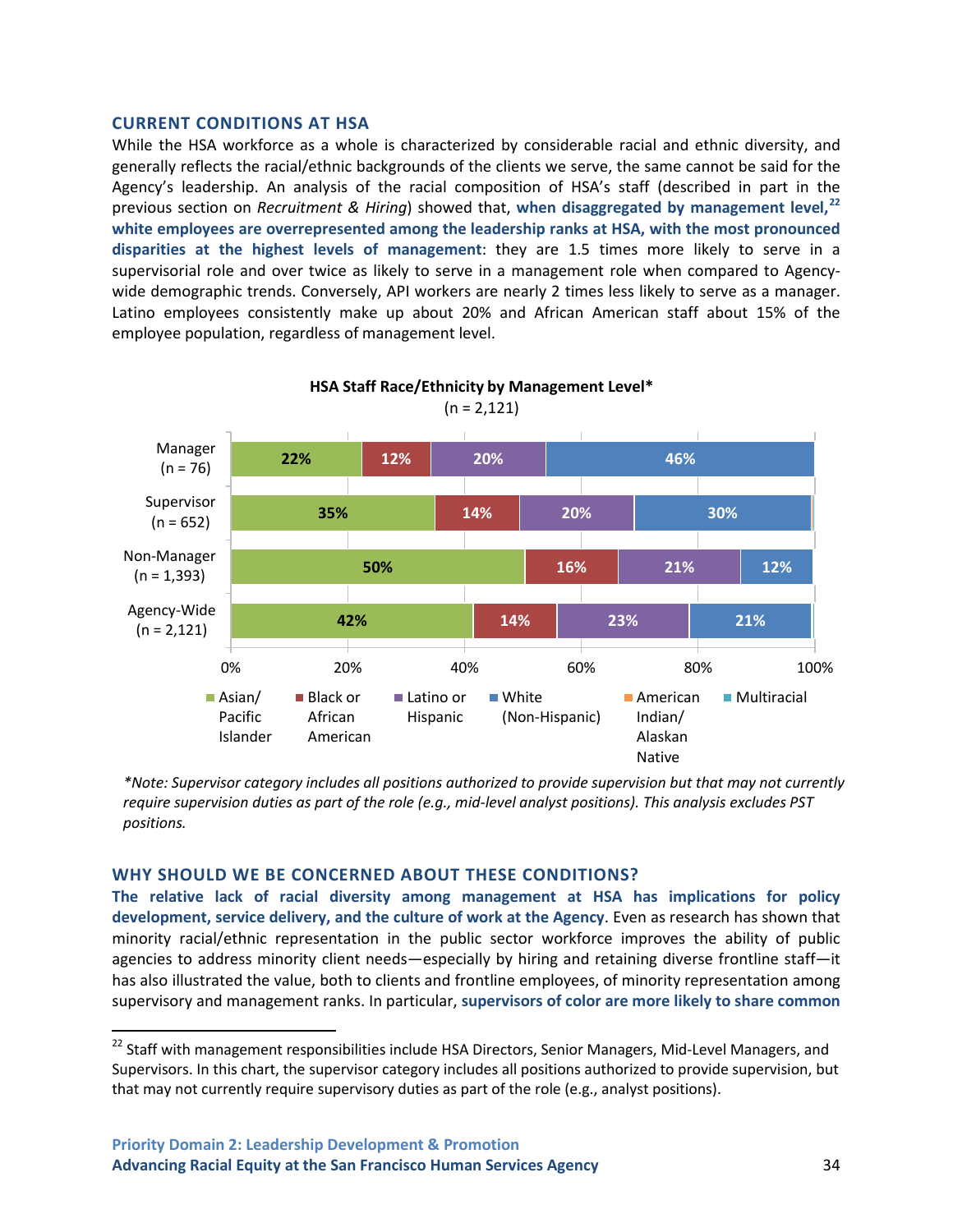## CURRENT CONDITIONS AT HSA

While the HSA workforce as a whole is characterized by considerable racial and ethnic diversity, and generally reflects the racial/ethnic backgrounds of the clients we serve, the same cannot be said for the Agency's leadership. An analysis of the racial composition of HSA's staff (described in part in the previous section on *Recruitment & Hiring*) showed that, **when disaggregated by management level,**[22] **white employees are overrepresented among the leadership ranks at HSA, with the most pronounced disparities at the highest levels of management**: they are 1.5 times more likely to serve in a supervisorial role and over twice as likely to serve in a management role when compared to Agency-wide demographic trends. Conversely, API workers are nearly 2 times less likely to serve as a manager. Latino employees consistently make up about 20% and African American staff about 15% of the employee population, regardless of management level.

**HSA Staff Race/Ethnicity by Management Level***
(n = 2,121)

| | Asian/Pacific Islander | Black or African American | Latino or Hispanic | White (Non-Hispanic) | American Indian/Alaskan Native | Multiracial |
|---|---|---|---|---|---|---|
| Manager (n = 76) | 22% | 12% | 20% | 46% | | |
| Supervisor (n = 652) | 35% | 14% | 20% | 30% | | |
| Non-Manager (n = 1,393) | 50% | 16% | 21% | 12% | | |
| Agency-Wide (n = 2,121) | 42% | 14% | 23% | 21% | | |

*\*Note: Supervisor category includes all positions authorized to provide supervision but that may not currently require supervision duties as part of the role (e.g., mid-level analyst positions). This analysis excludes PST positions.*

## WHY SHOULD WE BE CONCERNED ABOUT THESE CONDITIONS?

**The relative lack of racial diversity among management at HSA has implications for policy development, service delivery, and the culture of work at the Agency**. Even as research has shown that minority racial/ethnic representation in the public sector workforce improves the ability of public agencies to address minority client needs—especially by hiring and retaining diverse frontline staff—it has also illustrated the value, both to clients and frontline employees, of minority representation among supervisory and management ranks. In particular, **supervisors of color are more likely to share common**

[22] Staff with management responsibilities include HSA Directors, Senior Managers, Mid-Level Managers, and Supervisors. In this chart, the supervisor category includes all positions authorized to provide supervision, but that may not currently require supervisory duties as part of the role (e.g., analyst positions).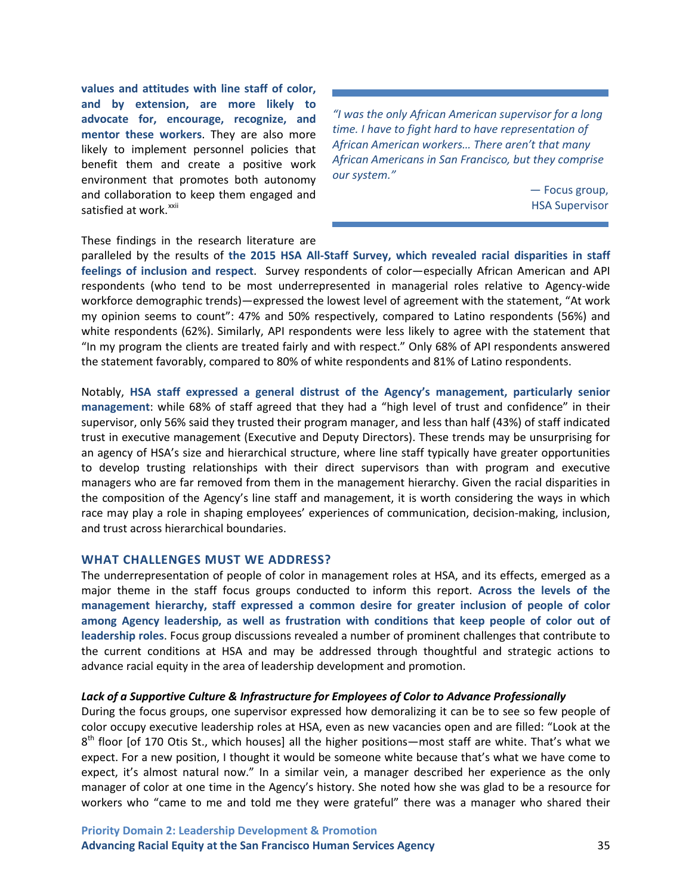**values and attitudes with line staff of color, and by extension, are more likely to advocate for, encourage, recognize, and mentor these workers**. They are also more likely to implement personnel policies that benefit them and create a positive work environment that promotes both autonomy and collaboration to keep them engaged and satisfied at work.[xxii]

> *"I was the only African American supervisor for a long time. I have to fight hard to have representation of African American workers… There aren't that many African Americans in San Francisco, but they comprise our system."*
>
> — Focus group, HSA Supervisor

These findings in the research literature are paralleled by the results of **the 2015 HSA All-Staff Survey, which revealed racial disparities in staff feelings of inclusion and respect**. Survey respondents of color—especially African American and API respondents (who tend to be most underrepresented in managerial roles relative to Agency-wide workforce demographic trends)—expressed the lowest level of agreement with the statement, "At work my opinion seems to count": 47% and 50% respectively, compared to Latino respondents (56%) and white respondents (62%). Similarly, API respondents were less likely to agree with the statement that "In my program the clients are treated fairly and with respect." Only 68% of API respondents answered the statement favorably, compared to 80% of white respondents and 81% of Latino respondents.

Notably, **HSA staff expressed a general distrust of the Agency's management, particularly senior management**: while 68% of staff agreed that they had a "high level of trust and confidence" in their supervisor, only 56% said they trusted their program manager, and less than half (43%) of staff indicated trust in executive management (Executive and Deputy Directors). These trends may be unsurprising for an agency of HSA's size and hierarchical structure, where line staff typically have greater opportunities to develop trusting relationships with their direct supervisors than with program and executive managers who are far removed from them in the management hierarchy. Given the racial disparities in the composition of the Agency's line staff and management, it is worth considering the ways in which race may play a role in shaping employees' experiences of communication, decision-making, inclusion, and trust across hierarchical boundaries.

## WHAT CHALLENGES MUST WE ADDRESS?

The underrepresentation of people of color in management roles at HSA, and its effects, emerged as a major theme in the staff focus groups conducted to inform this report. **Across the levels of the management hierarchy, staff expressed a common desire for greater inclusion of people of color among Agency leadership, as well as frustration with conditions that keep people of color out of leadership roles**. Focus group discussions revealed a number of prominent challenges that contribute to the current conditions at HSA and may be addressed through thoughtful and strategic actions to advance racial equity in the area of leadership development and promotion.

### *Lack of a Supportive Culture & Infrastructure for Employees of Color to Advance Professionally*

During the focus groups, one supervisor expressed how demoralizing it can be to see so few people of color occupy executive leadership roles at HSA, even as new vacancies open and are filled: "Look at the 8th floor [of 170 Otis St., which houses] all the higher positions—most staff are white. That's what we expect. For a new position, I thought it would be someone white because that's what we have come to expect, it's almost natural now." In a similar vein, a manager described her experience as the only manager of color at one time in the Agency's history. She noted how she was glad to be a resource for workers who "came to me and told me they were grateful" there was a manager who shared their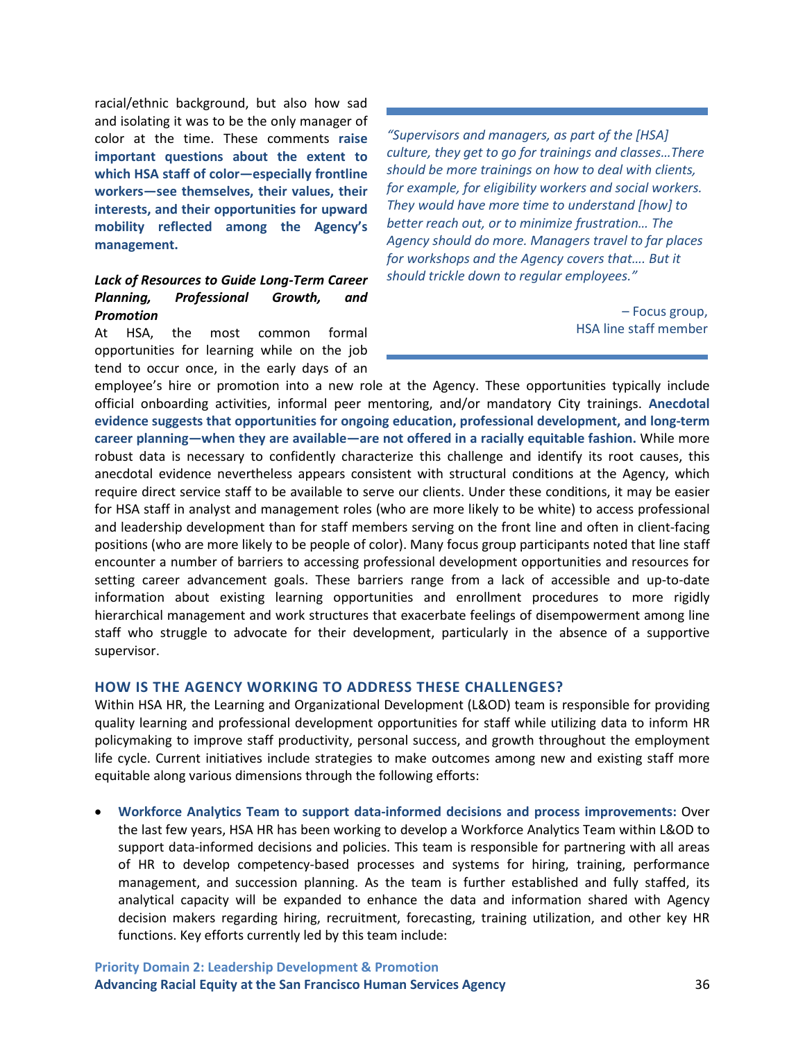racial/ethnic background, but also how sad and isolating it was to be the only manager of color at the time. These comments **raise important questions about the extent to which HSA staff of color—especially frontline workers—see themselves, their values, their interests, and their opportunities for upward mobility reflected among the Agency's management.**

> *"Supervisors and managers, as part of the [HSA] culture, they get to go for trainings and classes…There should be more trainings on how to deal with clients, for example, for eligibility workers and social workers. They would have more time to understand [how] to better reach out, or to minimize frustration… The Agency should do more. Managers travel to far places for workshops and the Agency covers that…. But it should trickle down to regular employees."*
>
> – Focus group, HSA line staff member

***Lack of Resources to Guide Long-Term Career Planning, Professional Growth, and Promotion***

At HSA, the most common formal opportunities for learning while on the job tend to occur once, in the early days of an employee's hire or promotion into a new role at the Agency. These opportunities typically include official onboarding activities, informal peer mentoring, and/or mandatory City trainings. **Anecdotal evidence suggests that opportunities for ongoing education, professional development, and long-term career planning—when they are available—are not offered in a racially equitable fashion.** While more robust data is necessary to confidently characterize this challenge and identify its root causes, this anecdotal evidence nevertheless appears consistent with structural conditions at the Agency, which require direct service staff to be available to serve our clients. Under these conditions, it may be easier for HSA staff in analyst and management roles (who are more likely to be white) to access professional and leadership development than for staff members serving on the front line and often in client-facing positions (who are more likely to be people of color). Many focus group participants noted that line staff encounter a number of barriers to accessing professional development opportunities and resources for setting career advancement goals. These barriers range from a lack of accessible and up-to-date information about existing learning opportunities and enrollment procedures to more rigidly hierarchical management and work structures that exacerbate feelings of disempowerment among line staff who struggle to advocate for their development, particularly in the absence of a supportive supervisor.

## HOW IS THE AGENCY WORKING TO ADDRESS THESE CHALLENGES?

Within HSA HR, the Learning and Organizational Development (L&OD) team is responsible for providing quality learning and professional development opportunities for staff while utilizing data to inform HR policymaking to improve staff productivity, personal success, and growth throughout the employment life cycle. Current initiatives include strategies to make outcomes among new and existing staff more equitable along various dimensions through the following efforts:

- **Workforce Analytics Team to support data-informed decisions and process improvements:** Over the last few years, HSA HR has been working to develop a Workforce Analytics Team within L&OD to support data-informed decisions and policies. This team is responsible for partnering with all areas of HR to develop competency-based processes and systems for hiring, training, performance management, and succession planning. As the team is further established and fully staffed, its analytical capacity will be expanded to enhance the data and information shared with Agency decision makers regarding hiring, recruitment, forecasting, training utilization, and other key HR functions. Key efforts currently led by this team include: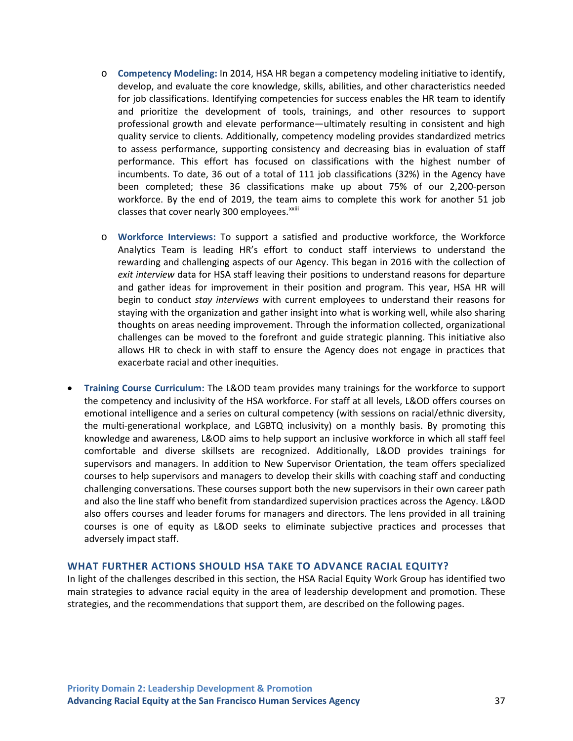- **Competency Modeling:** In 2014, HSA HR began a competency modeling initiative to identify, develop, and evaluate the core knowledge, skills, abilities, and other characteristics needed for job classifications. Identifying competencies for success enables the HR team to identify and prioritize the development of tools, trainings, and other resources to support professional growth and elevate performance—ultimately resulting in consistent and high quality service to clients. Additionally, competency modeling provides standardized metrics to assess performance, supporting consistency and decreasing bias in evaluation of staff performance. This effort has focused on classifications with the highest number of incumbents. To date, 36 out of a total of 111 job classifications (32%) in the Agency have been completed; these 36 classifications make up about 75% of our 2,200-person workforce. By the end of 2019, the team aims to complete this work for another 51 job classes that cover nearly 300 employees.[xxiii]

- **Workforce Interviews:** To support a satisfied and productive workforce, the Workforce Analytics Team is leading HR's effort to conduct staff interviews to understand the rewarding and challenging aspects of our Agency. This began in 2016 with the collection of *exit interview* data for HSA staff leaving their positions to understand reasons for departure and gather ideas for improvement in their position and program. This year, HSA HR will begin to conduct *stay interviews* with current employees to understand their reasons for staying with the organization and gather insight into what is working well, while also sharing thoughts on areas needing improvement. Through the information collected, organizational challenges can be moved to the forefront and guide strategic planning. This initiative also allows HR to check in with staff to ensure the Agency does not engage in practices that exacerbate racial and other inequities.

- **Training Course Curriculum:** The L&OD team provides many trainings for the workforce to support the competency and inclusivity of the HSA workforce. For staff at all levels, L&OD offers courses on emotional intelligence and a series on cultural competency (with sessions on racial/ethnic diversity, the multi-generational workplace, and LGBTQ inclusivity) on a monthly basis. By promoting this knowledge and awareness, L&OD aims to help support an inclusive workforce in which all staff feel comfortable and diverse skillsets are recognized. Additionally, L&OD provides trainings for supervisors and managers. In addition to New Supervisor Orientation, the team offers specialized courses to help supervisors and managers to develop their skills with coaching staff and conducting challenging conversations. These courses support both the new supervisors in their own career path and also the line staff who benefit from standardized supervision practices across the Agency. L&OD also offers courses and leader forums for managers and directors. The lens provided in all training courses is one of equity as L&OD seeks to eliminate subjective practices and processes that adversely impact staff.

## WHAT FURTHER ACTIONS SHOULD HSA TAKE TO ADVANCE RACIAL EQUITY?

In light of the challenges described in this section, the HSA Racial Equity Work Group has identified two main strategies to advance racial equity in the area of leadership development and promotion. These strategies, and the recommendations that support them, are described on the following pages.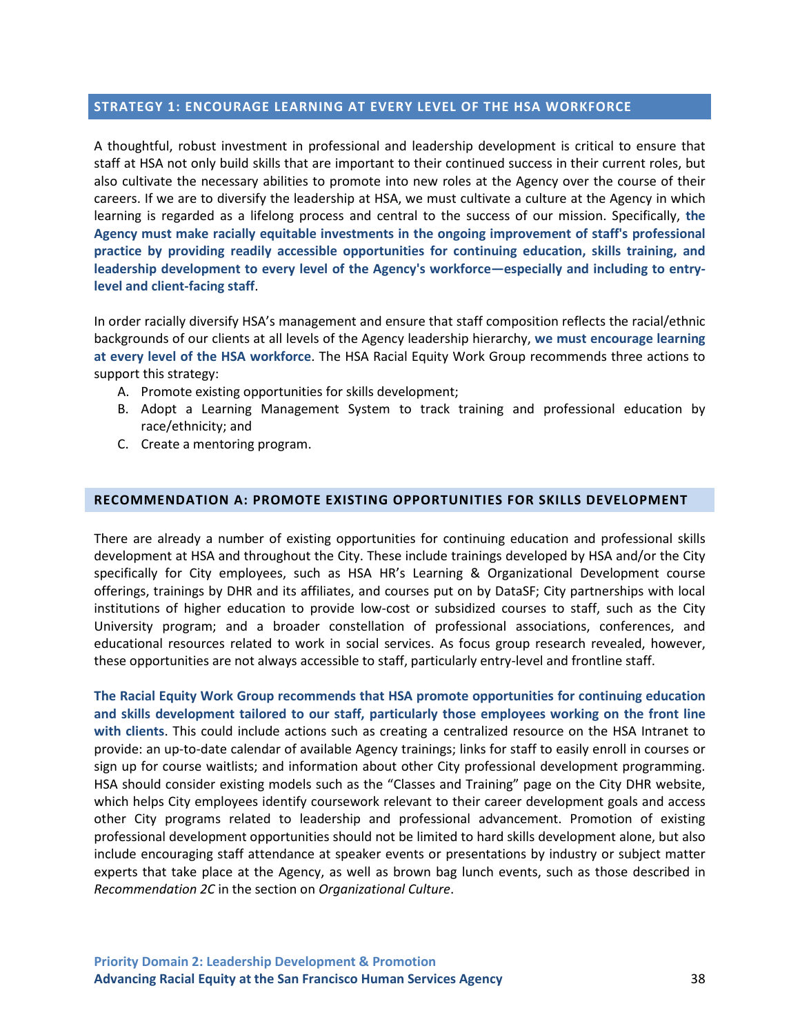## STRATEGY 1: ENCOURAGE LEARNING AT EVERY LEVEL OF THE HSA WORKFORCE

A thoughtful, robust investment in professional and leadership development is critical to ensure that staff at HSA not only build skills that are important to their continued success in their current roles, but also cultivate the necessary abilities to promote into new roles at the Agency over the course of their careers. If we are to diversify the leadership at HSA, we must cultivate a culture at the Agency in which learning is regarded as a lifelong process and central to the success of our mission. Specifically, **the Agency must make racially equitable investments in the ongoing improvement of staff's professional practice by providing readily accessible opportunities for continuing education, skills training, and leadership development to every level of the Agency's workforce—especially and including to entry-level and client-facing staff**.

In order racially diversify HSA's management and ensure that staff composition reflects the racial/ethnic backgrounds of our clients at all levels of the Agency leadership hierarchy, **we must encourage learning at every level of the HSA workforce**. The HSA Racial Equity Work Group recommends three actions to support this strategy:

A. Promote existing opportunities for skills development;
B. Adopt a Learning Management System to track training and professional education by race/ethnicity; and
C. Create a mentoring program.

### RECOMMENDATION A: PROMOTE EXISTING OPPORTUNITIES FOR SKILLS DEVELOPMENT

There are already a number of existing opportunities for continuing education and professional skills development at HSA and throughout the City. These include trainings developed by HSA and/or the City specifically for City employees, such as HSA HR's Learning & Organizational Development course offerings, trainings by DHR and its affiliates, and courses put on by DataSF; City partnerships with local institutions of higher education to provide low-cost or subsidized courses to staff, such as the City University program; and a broader constellation of professional associations, conferences, and educational resources related to work in social services. As focus group research revealed, however, these opportunities are not always accessible to staff, particularly entry-level and frontline staff.

**The Racial Equity Work Group recommends that HSA promote opportunities for continuing education and skills development tailored to our staff, particularly those employees working on the front line with clients**. This could include actions such as creating a centralized resource on the HSA Intranet to provide: an up-to-date calendar of available Agency trainings; links for staff to easily enroll in courses or sign up for course waitlists; and information about other City professional development programming. HSA should consider existing models such as the "Classes and Training" page on the City DHR website, which helps City employees identify coursework relevant to their career development goals and access other City programs related to leadership and professional advancement. Promotion of existing professional development opportunities should not be limited to hard skills development alone, but also include encouraging staff attendance at speaker events or presentations by industry or subject matter experts that take place at the Agency, as well as brown bag lunch events, such as those described in *Recommendation 2C* in the section on *Organizational Culture*.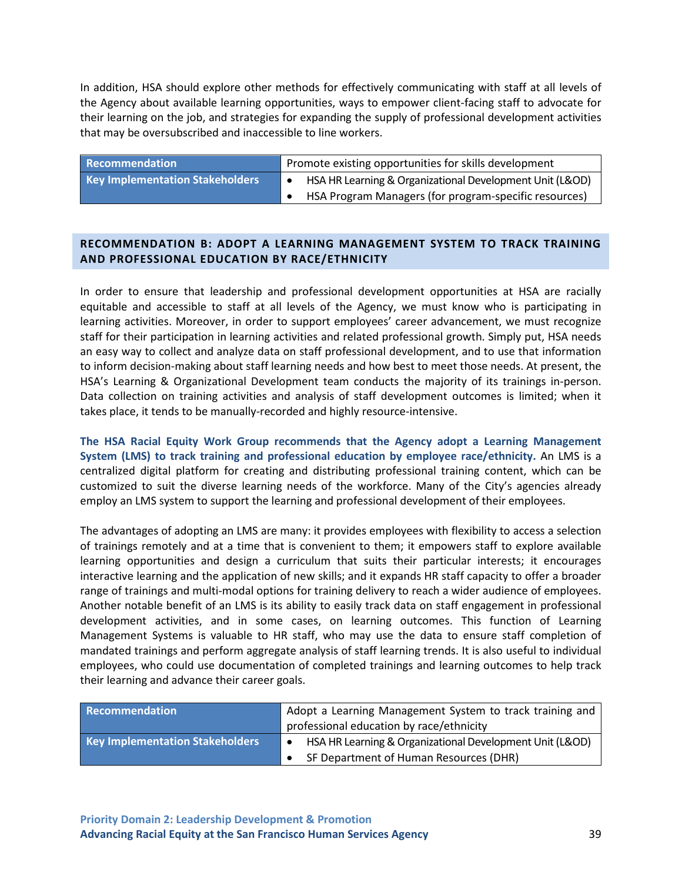In addition, HSA should explore other methods for effectively communicating with staff at all levels of the Agency about available learning opportunities, ways to empower client-facing staff to advocate for their learning on the job, and strategies for expanding the supply of professional development activities that may be oversubscribed and inaccessible to line workers.

| **Recommendation** | Promote existing opportunities for skills development |
|---|---|
| **Key Implementation Stakeholders** | • HSA HR Learning & Organizational Development Unit (L&OD)<br>• HSA Program Managers (for program-specific resources) |

## RECOMMENDATION B: ADOPT A LEARNING MANAGEMENT SYSTEM TO TRACK TRAINING AND PROFESSIONAL EDUCATION BY RACE/ETHNICITY

In order to ensure that leadership and professional development opportunities at HSA are racially equitable and accessible to staff at all levels of the Agency, we must know who is participating in learning activities. Moreover, in order to support employees' career advancement, we must recognize staff for their participation in learning activities and related professional growth. Simply put, HSA needs an easy way to collect and analyze data on staff professional development, and to use that information to inform decision-making about staff learning needs and how best to meet those needs. At present, the HSA's Learning & Organizational Development team conducts the majority of its trainings in-person. Data collection on training activities and analysis of staff development outcomes is limited; when it takes place, it tends to be manually-recorded and highly resource-intensive.

**The HSA Racial Equity Work Group recommends that the Agency adopt a Learning Management System (LMS) to track training and professional education by employee race/ethnicity.** An LMS is a centralized digital platform for creating and distributing professional training content, which can be customized to suit the diverse learning needs of the workforce. Many of the City's agencies already employ an LMS system to support the learning and professional development of their employees.

The advantages of adopting an LMS are many: it provides employees with flexibility to access a selection of trainings remotely and at a time that is convenient to them; it empowers staff to explore available learning opportunities and design a curriculum that suits their particular interests; it encourages interactive learning and the application of new skills; and it expands HR staff capacity to offer a broader range of trainings and multi-modal options for training delivery to reach a wider audience of employees. Another notable benefit of an LMS is its ability to easily track data on staff engagement in professional development activities, and in some cases, on learning outcomes. This function of Learning Management Systems is valuable to HR staff, who may use the data to ensure staff completion of mandated trainings and perform aggregate analysis of staff learning trends. It is also useful to individual employees, who could use documentation of completed trainings and learning outcomes to help track their learning and advance their career goals.

| **Recommendation** | Adopt a Learning Management System to track training and professional education by race/ethnicity |
|---|---|
| **Key Implementation Stakeholders** | • HSA HR Learning & Organizational Development Unit (L&OD)<br>• SF Department of Human Resources (DHR) |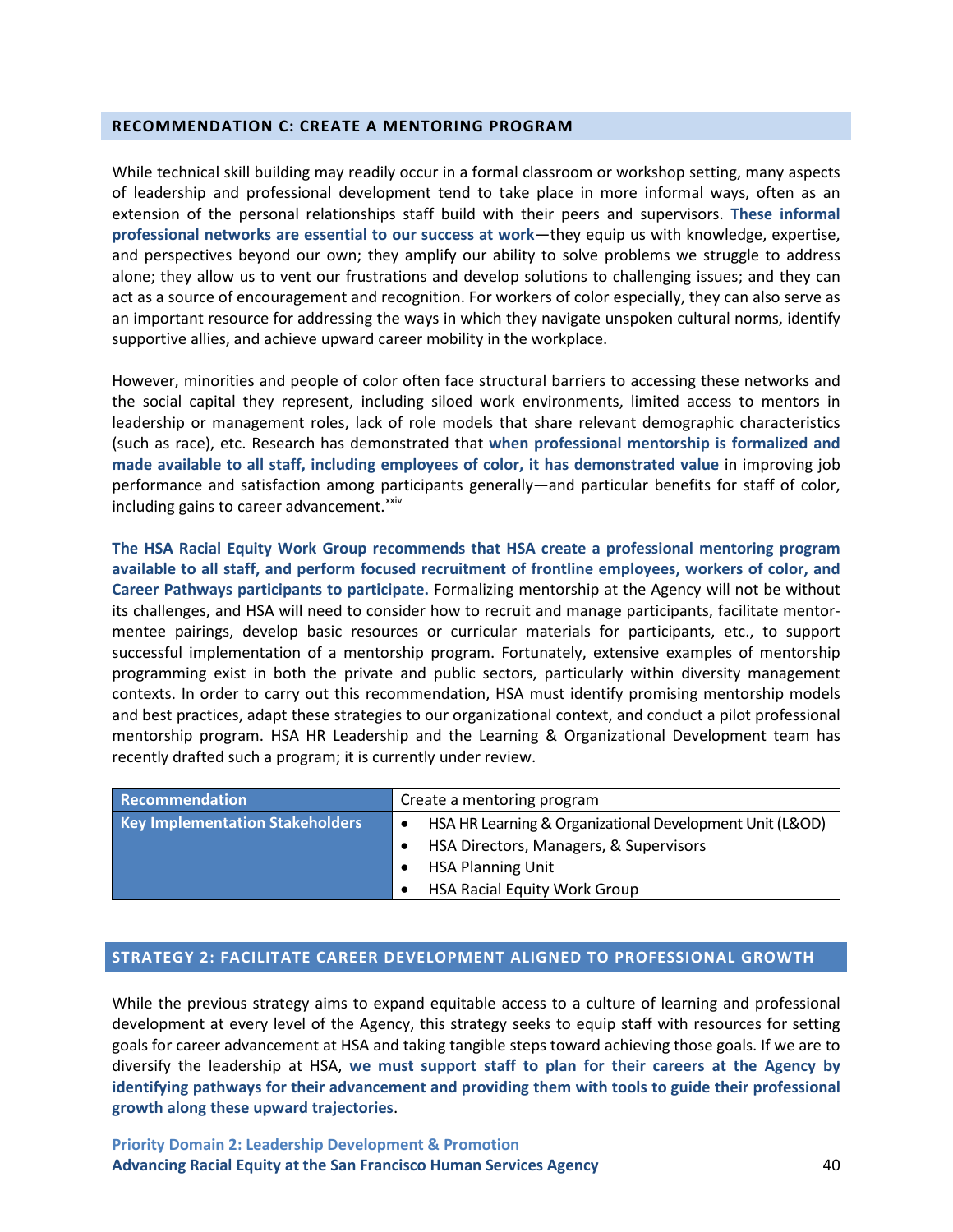## RECOMMENDATION C: CREATE A MENTORING PROGRAM

While technical skill building may readily occur in a formal classroom or workshop setting, many aspects of leadership and professional development tend to take place in more informal ways, often as an extension of the personal relationships staff build with their peers and supervisors. **These informal professional networks are essential to our success at work**—they equip us with knowledge, expertise, and perspectives beyond our own; they amplify our ability to solve problems we struggle to address alone; they allow us to vent our frustrations and develop solutions to challenging issues; and they can act as a source of encouragement and recognition. For workers of color especially, they can also serve as an important resource for addressing the ways in which they navigate unspoken cultural norms, identify supportive allies, and achieve upward career mobility in the workplace.

However, minorities and people of color often face structural barriers to accessing these networks and the social capital they represent, including siloed work environments, limited access to mentors in leadership or management roles, lack of role models that share relevant demographic characteristics (such as race), etc. Research has demonstrated that **when professional mentorship is formalized and made available to all staff, including employees of color, it has demonstrated value** in improving job performance and satisfaction among participants generally—and particular benefits for staff of color, including gains to career advancement.[xxiv]

**The HSA Racial Equity Work Group recommends that HSA create a professional mentoring program available to all staff, and perform focused recruitment of frontline employees, workers of color, and Career Pathways participants to participate.** Formalizing mentorship at the Agency will not be without its challenges, and HSA will need to consider how to recruit and manage participants, facilitate mentor-mentee pairings, develop basic resources or curricular materials for participants, etc., to support successful implementation of a mentorship program. Fortunately, extensive examples of mentorship programming exist in both the private and public sectors, particularly within diversity management contexts. In order to carry out this recommendation, HSA must identify promising mentorship models and best practices, adapt these strategies to our organizational context, and conduct a pilot professional mentorship program. HSA HR Leadership and the Learning & Organizational Development team has recently drafted such a program; it is currently under review.

| Recommendation | Create a mentoring program |
|---|---|
| Key Implementation Stakeholders | • HSA HR Learning & Organizational Development Unit (L&OD)<br>• HSA Directors, Managers, & Supervisors<br>• HSA Planning Unit<br>• HSA Racial Equity Work Group |

## STRATEGY 2: FACILITATE CAREER DEVELOPMENT ALIGNED TO PROFESSIONAL GROWTH

While the previous strategy aims to expand equitable access to a culture of learning and professional development at every level of the Agency, this strategy seeks to equip staff with resources for setting goals for career advancement at HSA and taking tangible steps toward achieving those goals. If we are to diversify the leadership at HSA, **we must support staff to plan for their careers at the Agency by identifying pathways for their advancement and providing them with tools to guide their professional growth along these upward trajectories**.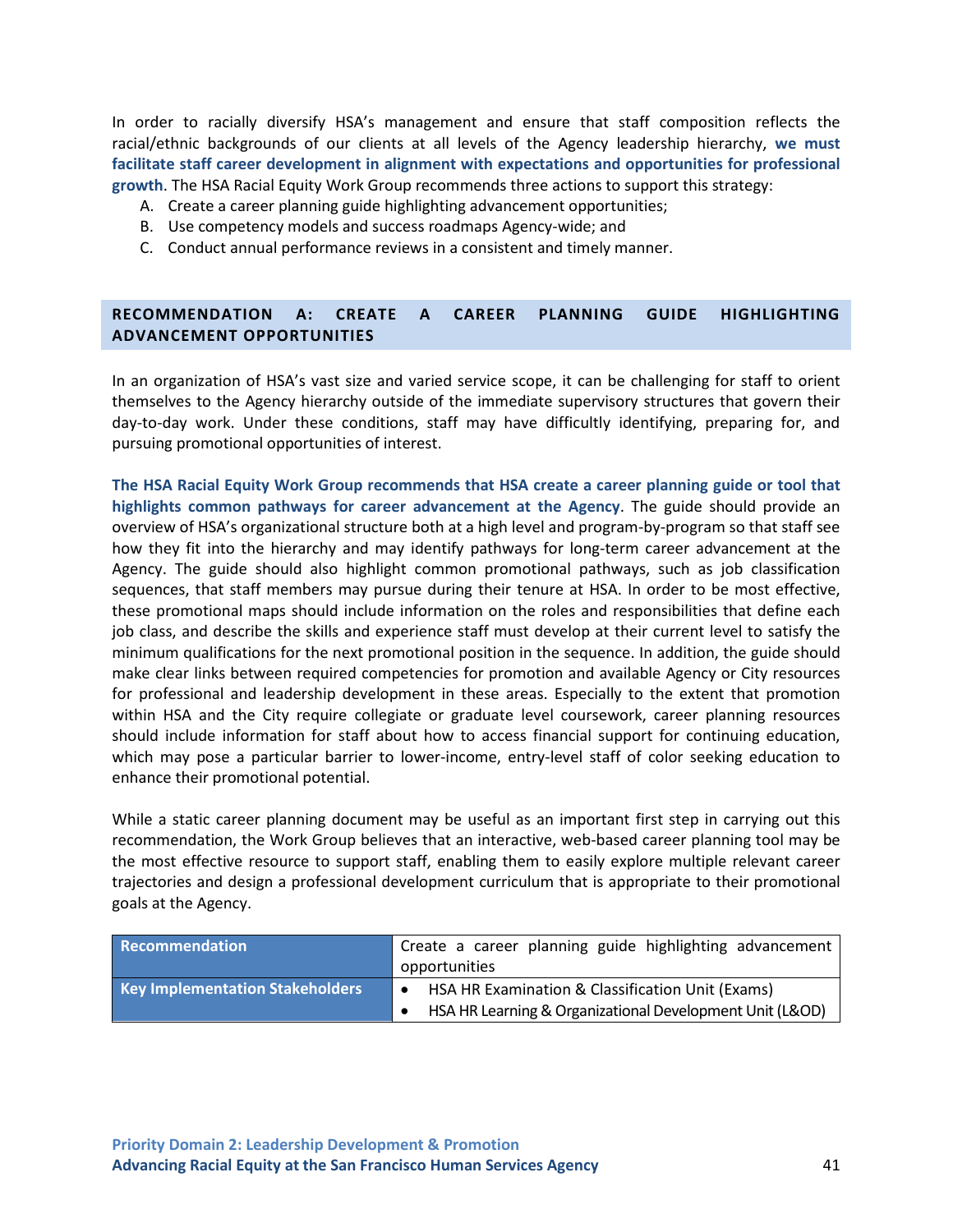In order to racially diversify HSA's management and ensure that staff composition reflects the racial/ethnic backgrounds of our clients at all levels of the Agency leadership hierarchy, **we must facilitate staff career development in alignment with expectations and opportunities for professional growth**. The HSA Racial Equity Work Group recommends three actions to support this strategy:

A. Create a career planning guide highlighting advancement opportunities;
B. Use competency models and success roadmaps Agency-wide; and
C. Conduct annual performance reviews in a consistent and timely manner.

## RECOMMENDATION A: CREATE A CAREER PLANNING GUIDE HIGHLIGHTING ADVANCEMENT OPPORTUNITIES

In an organization of HSA's vast size and varied service scope, it can be challenging for staff to orient themselves to the Agency hierarchy outside of the immediate supervisory structures that govern their day-to-day work. Under these conditions, staff may have difficultly identifying, preparing for, and pursuing promotional opportunities of interest.

**The HSA Racial Equity Work Group recommends that HSA create a career planning guide or tool that highlights common pathways for career advancement at the Agency**. The guide should provide an overview of HSA's organizational structure both at a high level and program-by-program so that staff see how they fit into the hierarchy and may identify pathways for long-term career advancement at the Agency. The guide should also highlight common promotional pathways, such as job classification sequences, that staff members may pursue during their tenure at HSA. In order to be most effective, these promotional maps should include information on the roles and responsibilities that define each job class, and describe the skills and experience staff must develop at their current level to satisfy the minimum qualifications for the next promotional position in the sequence. In addition, the guide should make clear links between required competencies for promotion and available Agency or City resources for professional and leadership development in these areas. Especially to the extent that promotion within HSA and the City require collegiate or graduate level coursework, career planning resources should include information for staff about how to access financial support for continuing education, which may pose a particular barrier to lower-income, entry-level staff of color seeking education to enhance their promotional potential.

While a static career planning document may be useful as an important first step in carrying out this recommendation, the Work Group believes that an interactive, web-based career planning tool may be the most effective resource to support staff, enabling them to easily explore multiple relevant career trajectories and design a professional development curriculum that is appropriate to their promotional goals at the Agency.

| **Recommendation** | Create a career planning guide highlighting advancement opportunities |
|---|---|
| **Key Implementation Stakeholders** | • HSA HR Examination & Classification Unit (Exams)<br>• HSA HR Learning & Organizational Development Unit (L&OD) |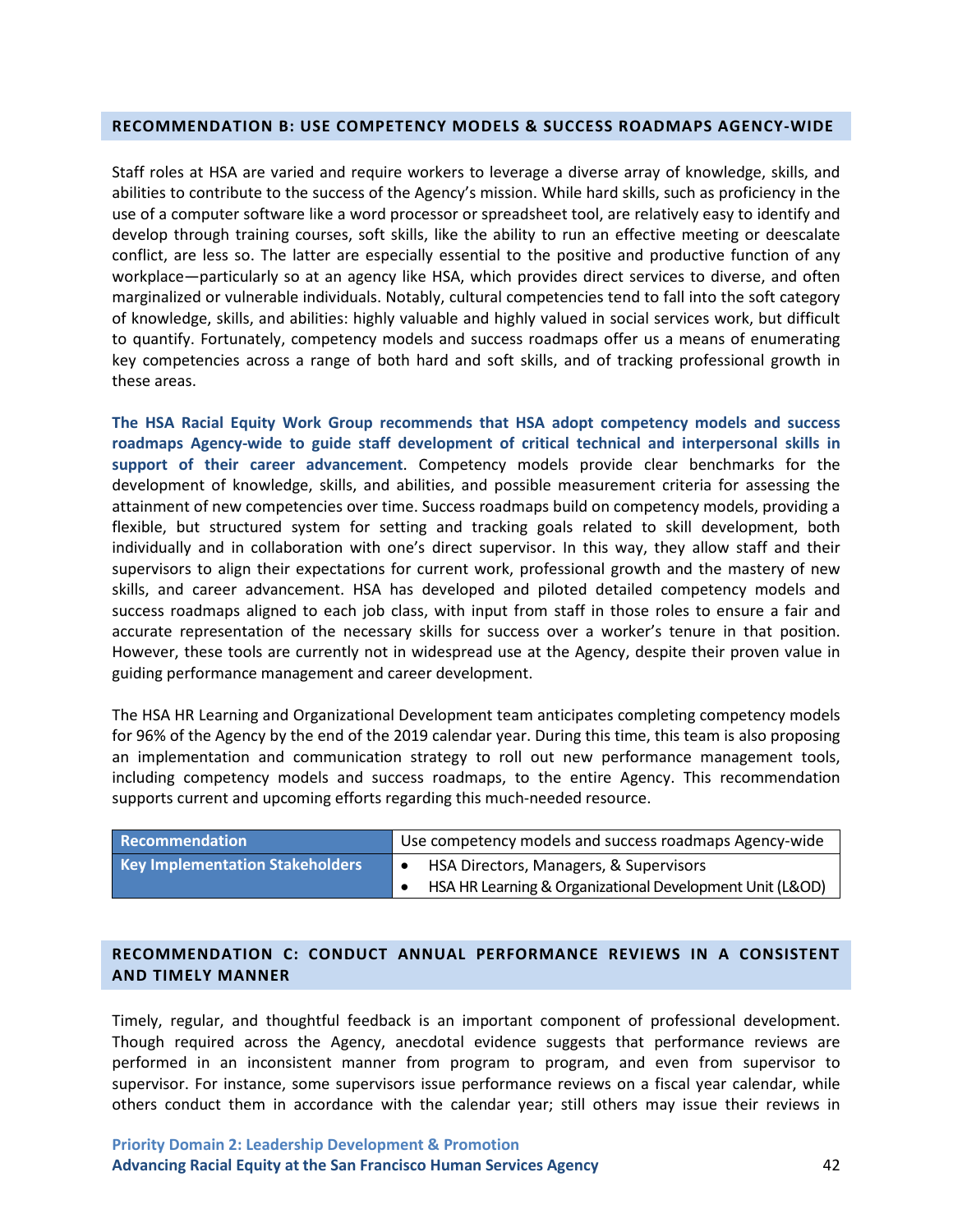## RECOMMENDATION B: USE COMPETENCY MODELS & SUCCESS ROADMAPS AGENCY-WIDE

Staff roles at HSA are varied and require workers to leverage a diverse array of knowledge, skills, and abilities to contribute to the success of the Agency's mission. While hard skills, such as proficiency in the use of a computer software like a word processor or spreadsheet tool, are relatively easy to identify and develop through training courses, soft skills, like the ability to run an effective meeting or deescalate conflict, are less so. The latter are especially essential to the positive and productive function of any workplace—particularly so at an agency like HSA, which provides direct services to diverse, and often marginalized or vulnerable individuals. Notably, cultural competencies tend to fall into the soft category of knowledge, skills, and abilities: highly valuable and highly valued in social services work, but difficult to quantify. Fortunately, competency models and success roadmaps offer us a means of enumerating key competencies across a range of both hard and soft skills, and of tracking professional growth in these areas.

**The HSA Racial Equity Work Group recommends that HSA adopt competency models and success roadmaps Agency-wide to guide staff development of critical technical and interpersonal skills in support of their career advancement**. Competency models provide clear benchmarks for the development of knowledge, skills, and abilities, and possible measurement criteria for assessing the attainment of new competencies over time. Success roadmaps build on competency models, providing a flexible, but structured system for setting and tracking goals related to skill development, both individually and in collaboration with one's direct supervisor. In this way, they allow staff and their supervisors to align their expectations for current work, professional growth and the mastery of new skills, and career advancement. HSA has developed and piloted detailed competency models and success roadmaps aligned to each job class, with input from staff in those roles to ensure a fair and accurate representation of the necessary skills for success over a worker's tenure in that position. However, these tools are currently not in widespread use at the Agency, despite their proven value in guiding performance management and career development.

The HSA HR Learning and Organizational Development team anticipates completing competency models for 96% of the Agency by the end of the 2019 calendar year. During this time, this team is also proposing an implementation and communication strategy to roll out new performance management tools, including competency models and success roadmaps, to the entire Agency. This recommendation supports current and upcoming efforts regarding this much-needed resource.

| Recommendation | Use competency models and success roadmaps Agency-wide |
|---|---|
| Key Implementation Stakeholders | • HSA Directors, Managers, & Supervisors<br>• HSA HR Learning & Organizational Development Unit (L&OD) |

## RECOMMENDATION C: CONDUCT ANNUAL PERFORMANCE REVIEWS IN A CONSISTENT AND TIMELY MANNER

Timely, regular, and thoughtful feedback is an important component of professional development. Though required across the Agency, anecdotal evidence suggests that performance reviews are performed in an inconsistent manner from program to program, and even from supervisor to supervisor. For instance, some supervisors issue performance reviews on a fiscal year calendar, while others conduct them in accordance with the calendar year; still others may issue their reviews in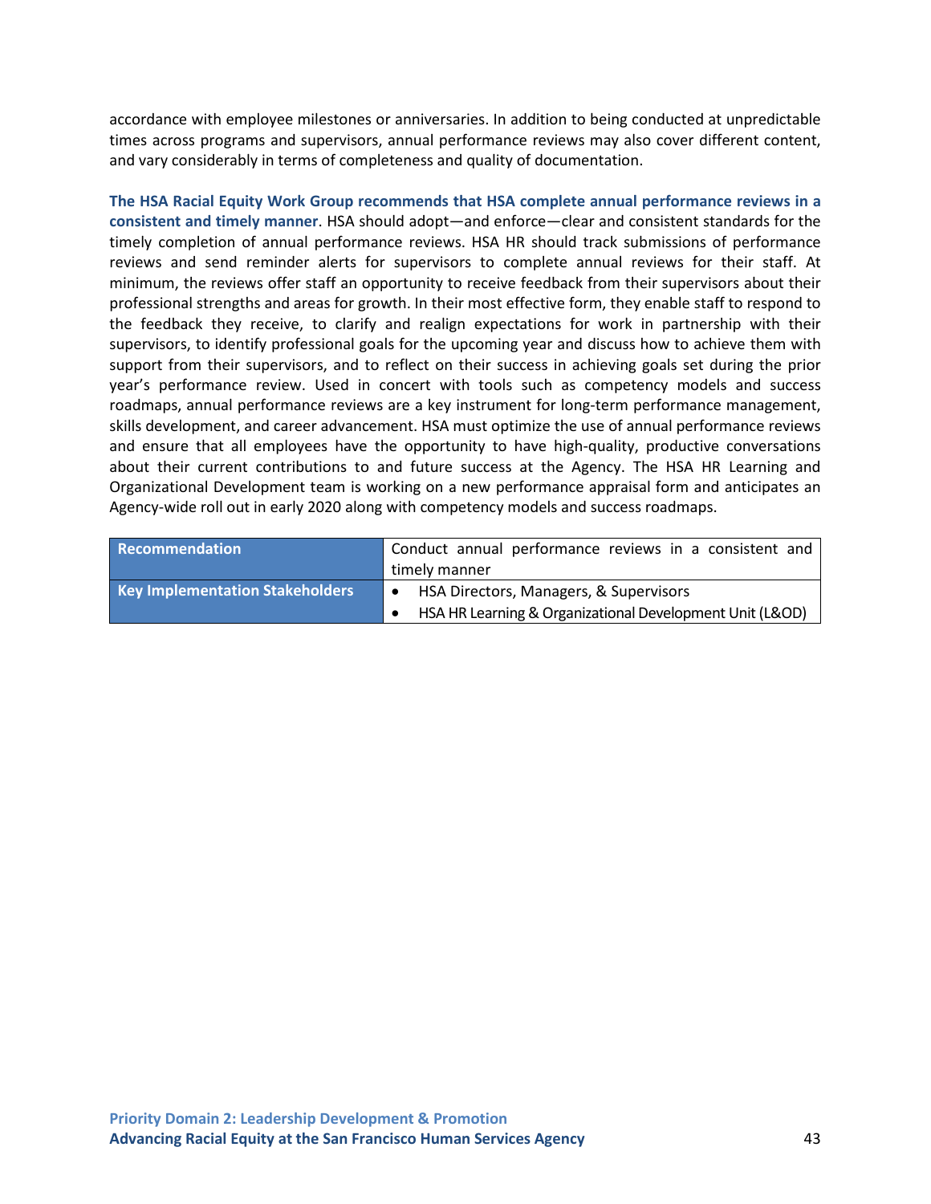accordance with employee milestones or anniversaries. In addition to being conducted at unpredictable times across programs and supervisors, annual performance reviews may also cover different content, and vary considerably in terms of completeness and quality of documentation.

**The HSA Racial Equity Work Group recommends that HSA complete annual performance reviews in a consistent and timely manner**. HSA should adopt—and enforce—clear and consistent standards for the timely completion of annual performance reviews. HSA HR should track submissions of performance reviews and send reminder alerts for supervisors to complete annual reviews for their staff. At minimum, the reviews offer staff an opportunity to receive feedback from their supervisors about their professional strengths and areas for growth. In their most effective form, they enable staff to respond to the feedback they receive, to clarify and realign expectations for work in partnership with their supervisors, to identify professional goals for the upcoming year and discuss how to achieve them with support from their supervisors, and to reflect on their success in achieving goals set during the prior year's performance review. Used in concert with tools such as competency models and success roadmaps, annual performance reviews are a key instrument for long-term performance management, skills development, and career advancement. HSA must optimize the use of annual performance reviews and ensure that all employees have the opportunity to have high-quality, productive conversations about their current contributions to and future success at the Agency. The HSA HR Learning and Organizational Development team is working on a new performance appraisal form and anticipates an Agency-wide roll out in early 2020 along with competency models and success roadmaps.

| **Recommendation** | Conduct annual performance reviews in a consistent and timely manner |
|---|---|
| **Key Implementation Stakeholders** | • HSA Directors, Managers, & Supervisors<br>• HSA HR Learning & Organizational Development Unit (L&OD) |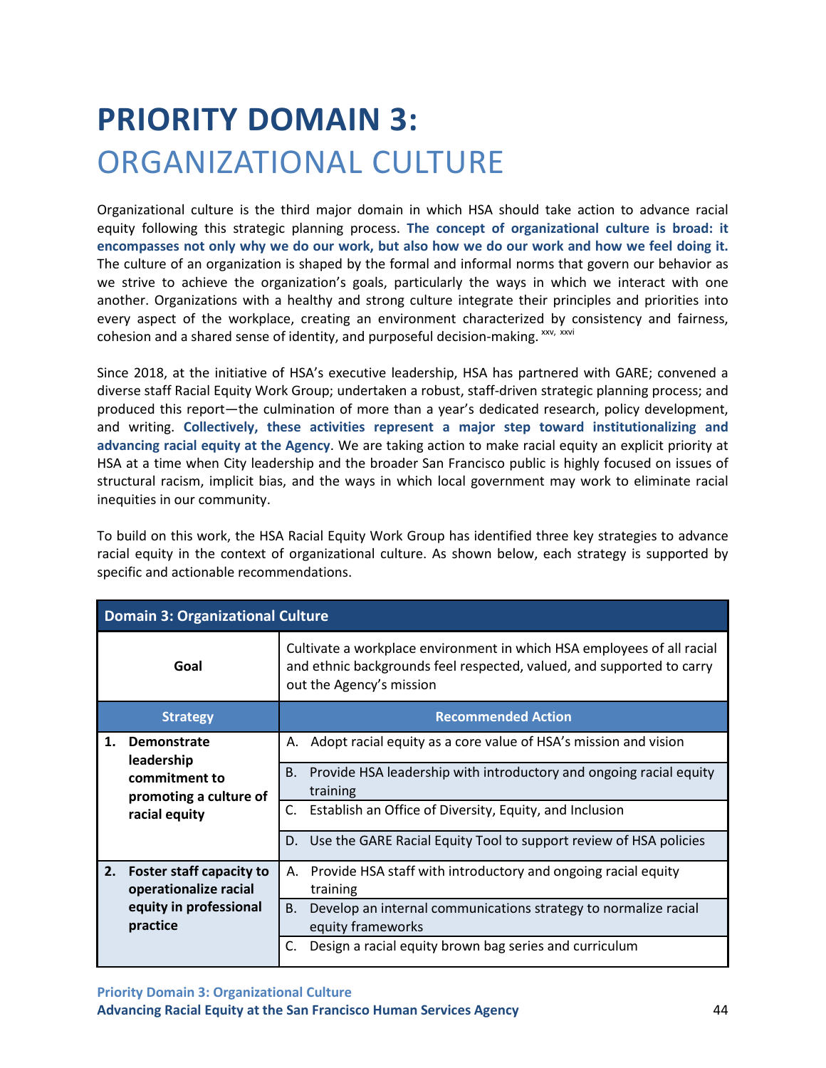# PRIORITY DOMAIN 3:
# ORGANIZATIONAL CULTURE

Organizational culture is the third major domain in which HSA should take action to advance racial equity following this strategic planning process. **The concept of organizational culture is broad: it encompasses not only why we do our work, but also how we do our work and how we feel doing it.** The culture of an organization is shaped by the formal and informal norms that govern our behavior as we strive to achieve the organization's goals, particularly the ways in which we interact with one another. Organizations with a healthy and strong culture integrate their principles and priorities into every aspect of the workplace, creating an environment characterized by consistency and fairness, cohesion and a shared sense of identity, and purposeful decision-making. [xxv, xxvi]

Since 2018, at the initiative of HSA's executive leadership, HSA has partnered with GARE; convened a diverse staff Racial Equity Work Group; undertaken a robust, staff-driven strategic planning process; and produced this report—the culmination of more than a year's dedicated research, policy development, and writing. **Collectively, these activities represent a major step toward institutionalizing and advancing racial equity at the Agency**. We are taking action to make racial equity an explicit priority at HSA at a time when City leadership and the broader San Francisco public is highly focused on issues of structural racism, implicit bias, and the ways in which local government may work to eliminate racial inequities in our community.

To build on this work, the HSA Racial Equity Work Group has identified three key strategies to advance racial equity in the context of organizational culture. As shown below, each strategy is supported by specific and actionable recommendations.

| Domain 3: Organizational Culture | |
|---|---|
| **Goal** | Cultivate a workplace environment in which HSA employees of all racial and ethnic backgrounds feel respected, valued, and supported to carry out the Agency's mission |
| **Strategy** | **Recommended Action** |
| **1. Demonstrate leadership commitment to promoting a culture of racial equity** | A. Adopt racial equity as a core value of HSA's mission and vision |
| | B. Provide HSA leadership with introductory and ongoing racial equity training |
| | C. Establish an Office of Diversity, Equity, and Inclusion |
| | D. Use the GARE Racial Equity Tool to support review of HSA policies |
| **2. Foster staff capacity to operationalize racial equity in professional practice** | A. Provide HSA staff with introductory and ongoing racial equity training |
| | B. Develop an internal communications strategy to normalize racial equity frameworks |
| | C. Design a racial equity brown bag series and curriculum |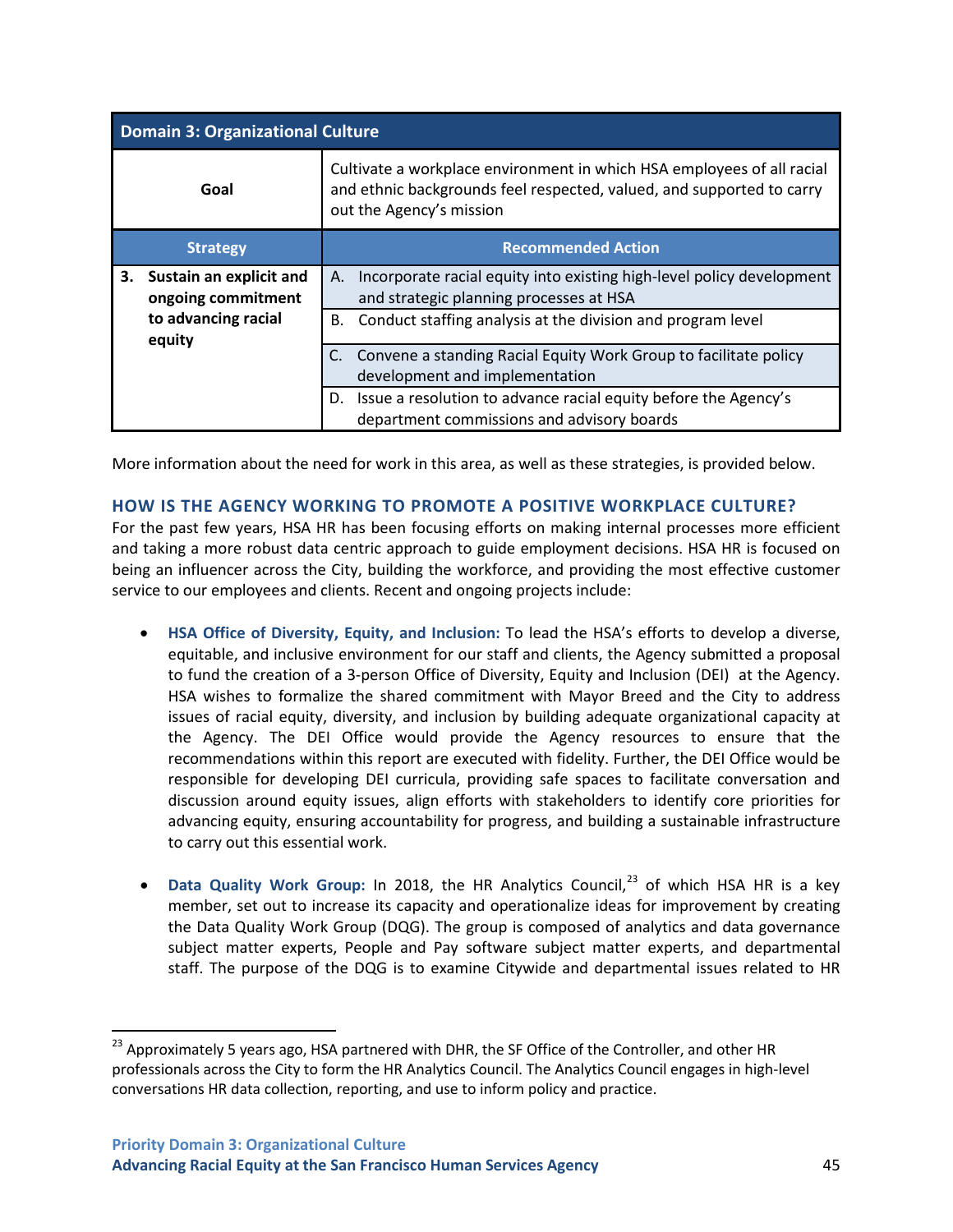| Domain 3: Organizational Culture | |
|---|---|
| **Goal** | Cultivate a workplace environment in which HSA employees of all racial and ethnic backgrounds feel respected, valued, and supported to carry out the Agency's mission |
| **Strategy** | **Recommended Action** |
| **3. Sustain an explicit and ongoing commitment to advancing racial equity** | A. Incorporate racial equity into existing high-level policy development and strategic planning processes at HSA |
| | B. Conduct staffing analysis at the division and program level |
| | C. Convene a standing Racial Equity Work Group to facilitate policy development and implementation |
| | D. Issue a resolution to advance racial equity before the Agency's department commissions and advisory boards |

More information about the need for work in this area, as well as these strategies, is provided below.

## HOW IS THE AGENCY WORKING TO PROMOTE A POSITIVE WORKPLACE CULTURE?

For the past few years, HSA HR has been focusing efforts on making internal processes more efficient and taking a more robust data centric approach to guide employment decisions. HSA HR is focused on being an influencer across the City, building the workforce, and providing the most effective customer service to our employees and clients. Recent and ongoing projects include:

- **HSA Office of Diversity, Equity, and Inclusion:** To lead the HSA's efforts to develop a diverse, equitable, and inclusive environment for our staff and clients, the Agency submitted a proposal to fund the creation of a 3-person Office of Diversity, Equity and Inclusion (DEI) at the Agency. HSA wishes to formalize the shared commitment with Mayor Breed and the City to address issues of racial equity, diversity, and inclusion by building adequate organizational capacity at the Agency. The DEI Office would provide the Agency resources to ensure that the recommendations within this report are executed with fidelity. Further, the DEI Office would be responsible for developing DEI curricula, providing safe spaces to facilitate conversation and discussion around equity issues, align efforts with stakeholders to identify core priorities for advancing equity, ensuring accountability for progress, and building a sustainable infrastructure to carry out this essential work.

- **Data Quality Work Group:** In 2018, the HR Analytics Council,[23] of which HSA HR is a key member, set out to increase its capacity and operationalize ideas for improvement by creating the Data Quality Work Group (DQG). The group is composed of analytics and data governance subject matter experts, People and Pay software subject matter experts, and departmental staff. The purpose of the DQG is to examine Citywide and departmental issues related to HR

[23] Approximately 5 years ago, HSA partnered with DHR, the SF Office of the Controller, and other HR professionals across the City to form the HR Analytics Council. The Analytics Council engages in high-level conversations HR data collection, reporting, and use to inform policy and practice.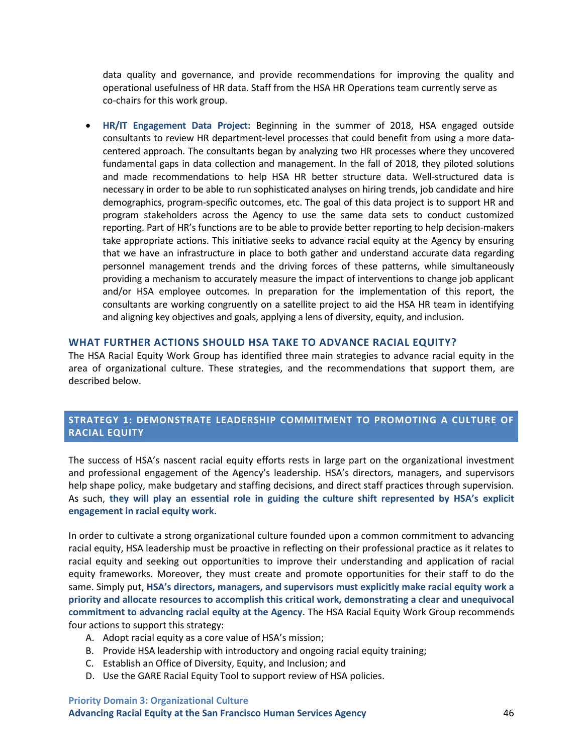data quality and governance, and provide recommendations for improving the quality and operational usefulness of HR data. Staff from the HSA HR Operations team currently serve as co-chairs for this work group.

- **HR/IT Engagement Data Project:** Beginning in the summer of 2018, HSA engaged outside consultants to review HR department-level processes that could benefit from using a more data-centered approach. The consultants began by analyzing two HR processes where they uncovered fundamental gaps in data collection and management. In the fall of 2018, they piloted solutions and made recommendations to help HSA HR better structure data. Well-structured data is necessary in order to be able to run sophisticated analyses on hiring trends, job candidate and hire demographics, program-specific outcomes, etc. The goal of this data project is to support HR and program stakeholders across the Agency to use the same data sets to conduct customized reporting. Part of HR's functions are to be able to provide better reporting to help decision-makers take appropriate actions. This initiative seeks to advance racial equity at the Agency by ensuring that we have an infrastructure in place to both gather and understand accurate data regarding personnel management trends and the driving forces of these patterns, while simultaneously providing a mechanism to accurately measure the impact of interventions to change job applicant and/or HSA employee outcomes. In preparation for the implementation of this report, the consultants are working congruently on a satellite project to aid the HSA HR team in identifying and aligning key objectives and goals, applying a lens of diversity, equity, and inclusion.

## WHAT FURTHER ACTIONS SHOULD HSA TAKE TO ADVANCE RACIAL EQUITY?

The HSA Racial Equity Work Group has identified three main strategies to advance racial equity in the area of organizational culture. These strategies, and the recommendations that support them, are described below.

### STRATEGY 1: DEMONSTRATE LEADERSHIP COMMITMENT TO PROMOTING A CULTURE OF RACIAL EQUITY

The success of HSA's nascent racial equity efforts rests in large part on the organizational investment and professional engagement of the Agency's leadership. HSA's directors, managers, and supervisors help shape policy, make budgetary and staffing decisions, and direct staff practices through supervision. As such, **they will play an essential role in guiding the culture shift represented by HSA's explicit engagement in racial equity work.**

In order to cultivate a strong organizational culture founded upon a common commitment to advancing racial equity, HSA leadership must be proactive in reflecting on their professional practice as it relates to racial equity and seeking out opportunities to improve their understanding and application of racial equity frameworks. Moreover, they must create and promote opportunities for their staff to do the same. Simply put, **HSA's directors, managers, and supervisors must explicitly make racial equity work a priority and allocate resources to accomplish this critical work, demonstrating a clear and unequivocal commitment to advancing racial equity at the Agency**. The HSA Racial Equity Work Group recommends four actions to support this strategy:

A. Adopt racial equity as a core value of HSA's mission;
B. Provide HSA leadership with introductory and ongoing racial equity training;
C. Establish an Office of Diversity, Equity, and Inclusion; and
D. Use the GARE Racial Equity Tool to support review of HSA policies.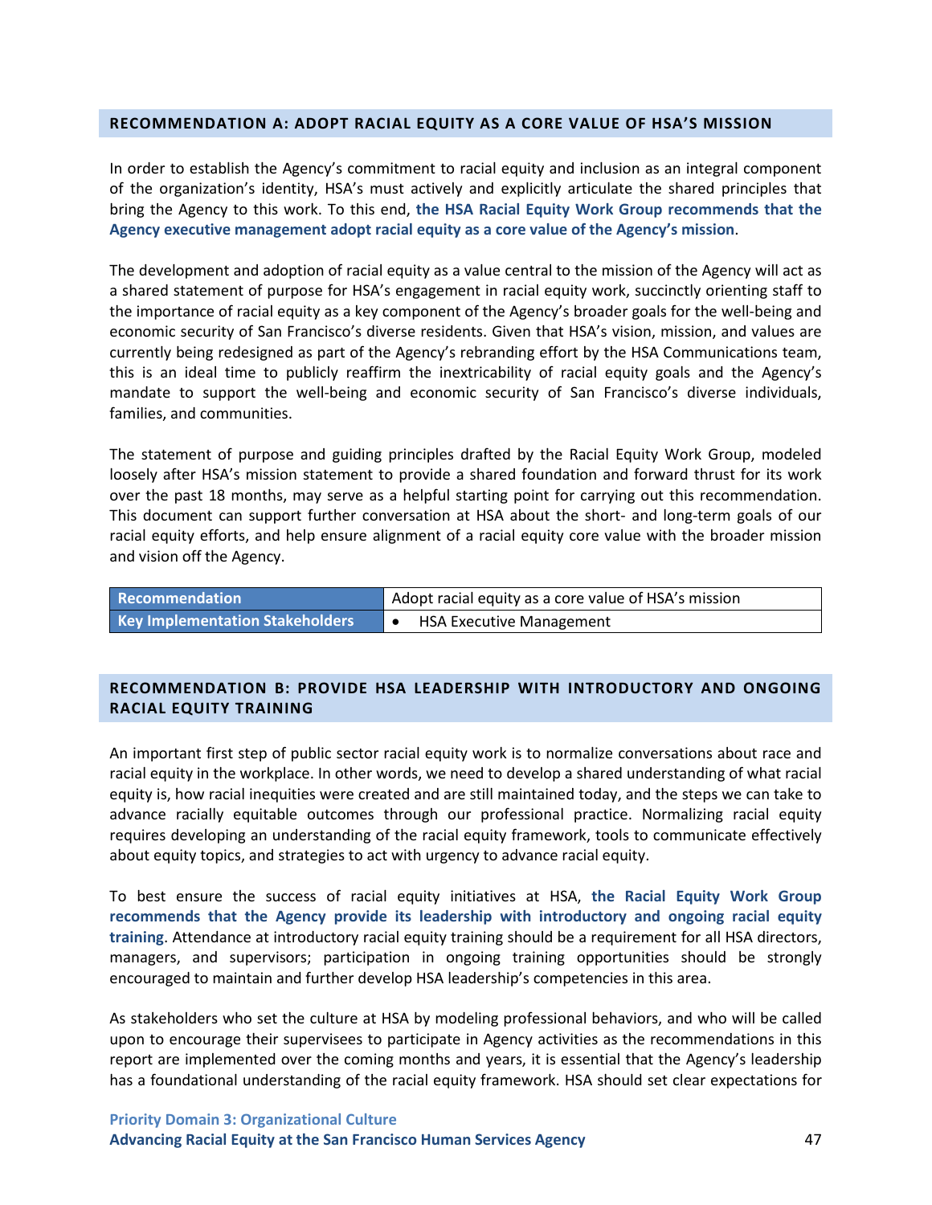## RECOMMENDATION A: ADOPT RACIAL EQUITY AS A CORE VALUE OF HSA'S MISSION

In order to establish the Agency's commitment to racial equity and inclusion as an integral component of the organization's identity, HSA's must actively and explicitly articulate the shared principles that bring the Agency to this work. To this end, **the HSA Racial Equity Work Group recommends that the Agency executive management adopt racial equity as a core value of the Agency's mission**.

The development and adoption of racial equity as a value central to the mission of the Agency will act as a shared statement of purpose for HSA's engagement in racial equity work, succinctly orienting staff to the importance of racial equity as a key component of the Agency's broader goals for the well-being and economic security of San Francisco's diverse residents. Given that HSA's vision, mission, and values are currently being redesigned as part of the Agency's rebranding effort by the HSA Communications team, this is an ideal time to publicly reaffirm the inextricability of racial equity goals and the Agency's mandate to support the well-being and economic security of San Francisco's diverse individuals, families, and communities.

The statement of purpose and guiding principles drafted by the Racial Equity Work Group, modeled loosely after HSA's mission statement to provide a shared foundation and forward thrust for its work over the past 18 months, may serve as a helpful starting point for carrying out this recommendation. This document can support further conversation at HSA about the short- and long-term goals of our racial equity efforts, and help ensure alignment of a racial equity core value with the broader mission and vision off the Agency.

| **Recommendation** | Adopt racial equity as a core value of HSA's mission |
|---|---|
| **Key Implementation Stakeholders** | • HSA Executive Management |

## RECOMMENDATION B: PROVIDE HSA LEADERSHIP WITH INTRODUCTORY AND ONGOING RACIAL EQUITY TRAINING

An important first step of public sector racial equity work is to normalize conversations about race and racial equity in the workplace. In other words, we need to develop a shared understanding of what racial equity is, how racial inequities were created and are still maintained today, and the steps we can take to advance racially equitable outcomes through our professional practice. Normalizing racial equity requires developing an understanding of the racial equity framework, tools to communicate effectively about equity topics, and strategies to act with urgency to advance racial equity.

To best ensure the success of racial equity initiatives at HSA, **the Racial Equity Work Group recommends that the Agency provide its leadership with introductory and ongoing racial equity training**. Attendance at introductory racial equity training should be a requirement for all HSA directors, managers, and supervisors; participation in ongoing training opportunities should be strongly encouraged to maintain and further develop HSA leadership's competencies in this area.

As stakeholders who set the culture at HSA by modeling professional behaviors, and who will be called upon to encourage their supervisees to participate in Agency activities as the recommendations in this report are implemented over the coming months and years, it is essential that the Agency's leadership has a foundational understanding of the racial equity framework. HSA should set clear expectations for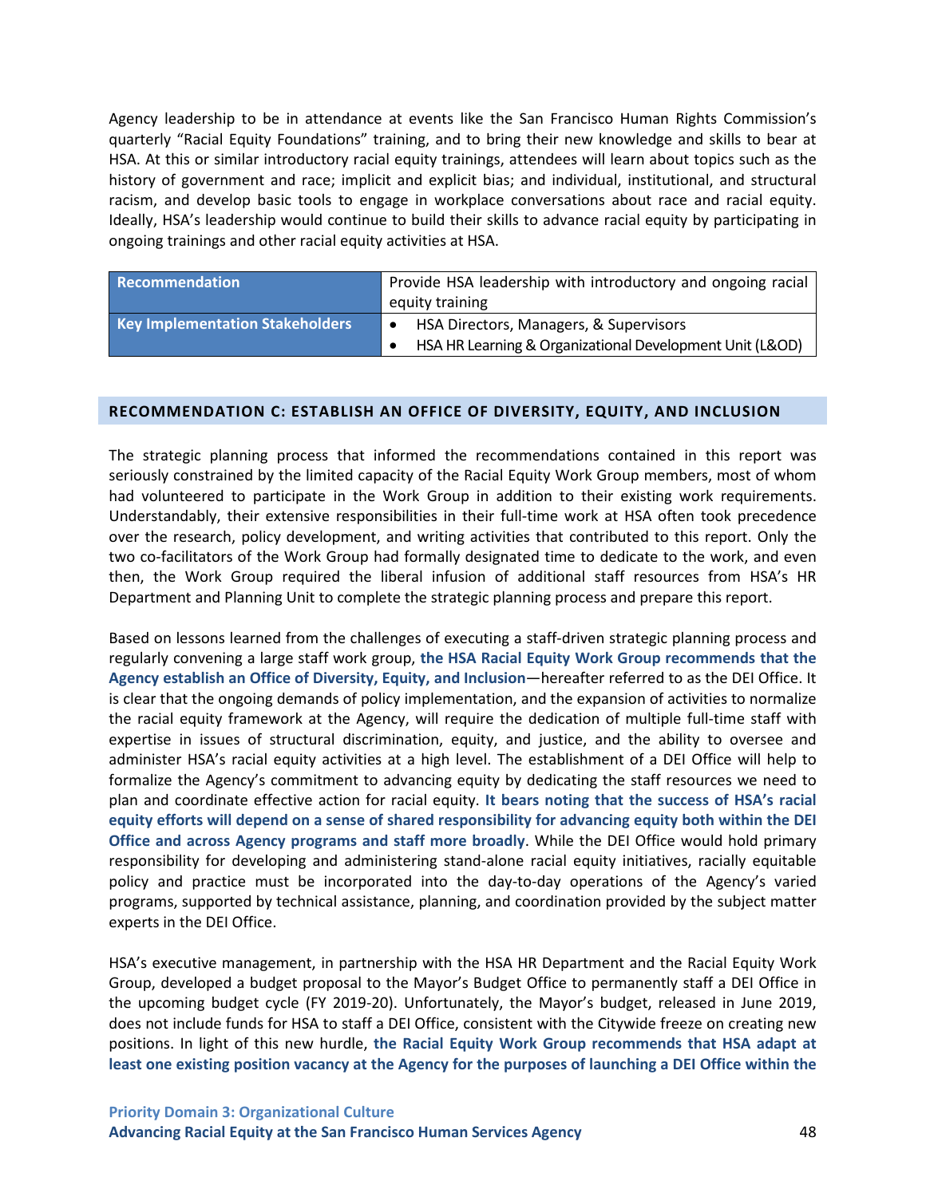Agency leadership to be in attendance at events like the San Francisco Human Rights Commission's quarterly "Racial Equity Foundations" training, and to bring their new knowledge and skills to bear at HSA. At this or similar introductory racial equity trainings, attendees will learn about topics such as the history of government and race; implicit and explicit bias; and individual, institutional, and structural racism, and develop basic tools to engage in workplace conversations about race and racial equity. Ideally, HSA's leadership would continue to build their skills to advance racial equity by participating in ongoing trainings and other racial equity activities at HSA.

| Recommendation | Provide HSA leadership with introductory and ongoing racial equity training |
|---|---|
| Key Implementation Stakeholders | • HSA Directors, Managers, & Supervisors<br>• HSA HR Learning & Organizational Development Unit (L&OD) |

## RECOMMENDATION C: ESTABLISH AN OFFICE OF DIVERSITY, EQUITY, AND INCLUSION

The strategic planning process that informed the recommendations contained in this report was seriously constrained by the limited capacity of the Racial Equity Work Group members, most of whom had volunteered to participate in the Work Group in addition to their existing work requirements. Understandably, their extensive responsibilities in their full-time work at HSA often took precedence over the research, policy development, and writing activities that contributed to this report. Only the two co-facilitators of the Work Group had formally designated time to dedicate to the work, and even then, the Work Group required the liberal infusion of additional staff resources from HSA's HR Department and Planning Unit to complete the strategic planning process and prepare this report.

Based on lessons learned from the challenges of executing a staff-driven strategic planning process and regularly convening a large staff work group, **the HSA Racial Equity Work Group recommends that the Agency establish an Office of Diversity, Equity, and Inclusion**—hereafter referred to as the DEI Office. It is clear that the ongoing demands of policy implementation, and the expansion of activities to normalize the racial equity framework at the Agency, will require the dedication of multiple full-time staff with expertise in issues of structural discrimination, equity, and justice, and the ability to oversee and administer HSA's racial equity activities at a high level. The establishment of a DEI Office will help to formalize the Agency's commitment to advancing equity by dedicating the staff resources we need to plan and coordinate effective action for racial equity. **It bears noting that the success of HSA's racial equity efforts will depend on a sense of shared responsibility for advancing equity both within the DEI Office and across Agency programs and staff more broadly**. While the DEI Office would hold primary responsibility for developing and administering stand-alone racial equity initiatives, racially equitable policy and practice must be incorporated into the day-to-day operations of the Agency's varied programs, supported by technical assistance, planning, and coordination provided by the subject matter experts in the DEI Office.

HSA's executive management, in partnership with the HSA HR Department and the Racial Equity Work Group, developed a budget proposal to the Mayor's Budget Office to permanently staff a DEI Office in the upcoming budget cycle (FY 2019-20). Unfortunately, the Mayor's budget, released in June 2019, does not include funds for HSA to staff a DEI Office, consistent with the Citywide freeze on creating new positions. In light of this new hurdle, **the Racial Equity Work Group recommends that HSA adapt at least one existing position vacancy at the Agency for the purposes of launching a DEI Office within the**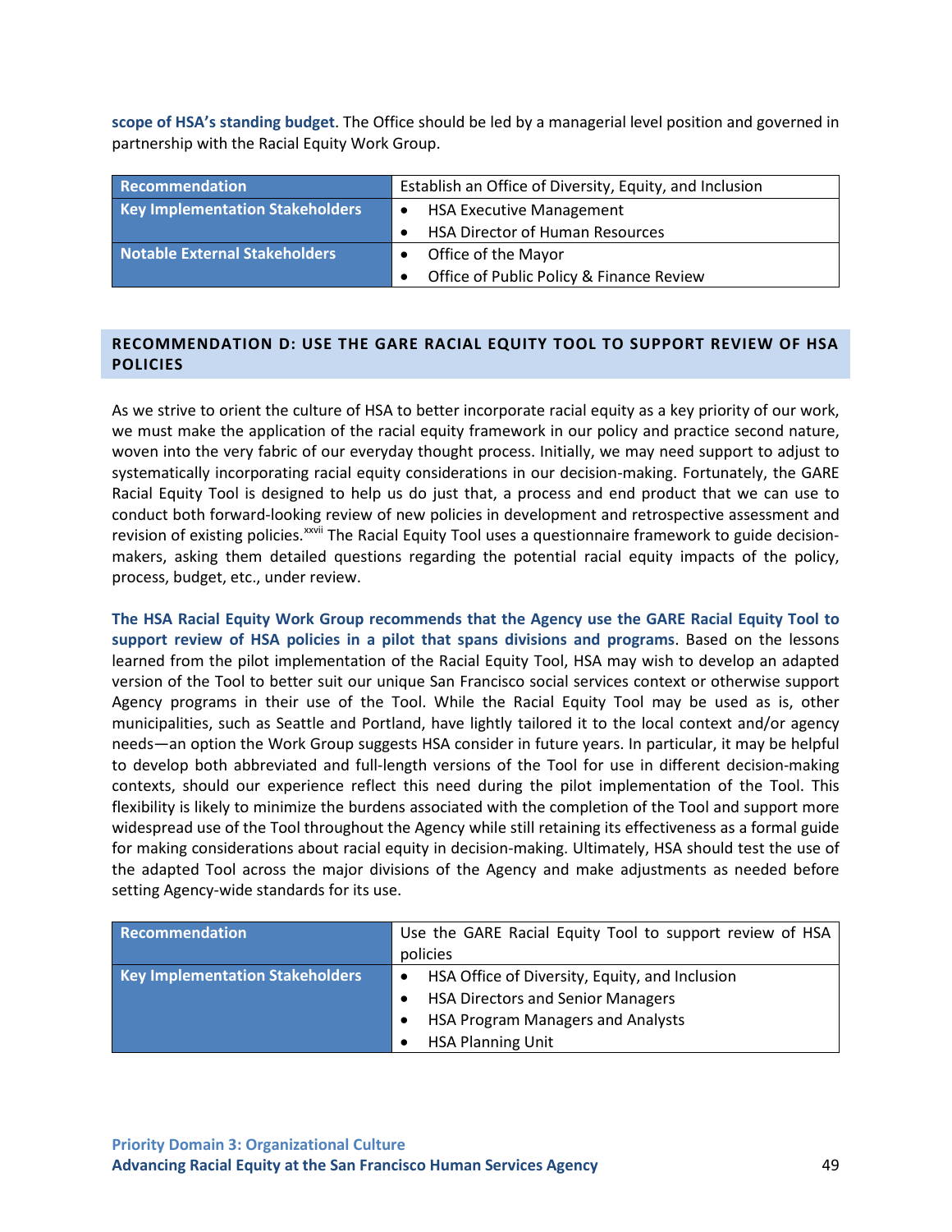**scope of HSA's standing budget**. The Office should be led by a managerial level position and governed in partnership with the Racial Equity Work Group.

| Recommendation | Establish an Office of Diversity, Equity, and Inclusion |
|---|---|
| Key Implementation Stakeholders | • HSA Executive Management<br>• HSA Director of Human Resources |
| Notable External Stakeholders | • Office of the Mayor<br>• Office of Public Policy & Finance Review |

## RECOMMENDATION D: USE THE GARE RACIAL EQUITY TOOL TO SUPPORT REVIEW OF HSA POLICIES

As we strive to orient the culture of HSA to better incorporate racial equity as a key priority of our work, we must make the application of the racial equity framework in our policy and practice second nature, woven into the very fabric of our everyday thought process. Initially, we may need support to adjust to systematically incorporating racial equity considerations in our decision-making. Fortunately, the GARE Racial Equity Tool is designed to help us do just that, a process and end product that we can use to conduct both forward-looking review of new policies in development and retrospective assessment and revision of existing policies.[xxvii] The Racial Equity Tool uses a questionnaire framework to guide decision-makers, asking them detailed questions regarding the potential racial equity impacts of the policy, process, budget, etc., under review.

**The HSA Racial Equity Work Group recommends that the Agency use the GARE Racial Equity Tool to support review of HSA policies in a pilot that spans divisions and programs**. Based on the lessons learned from the pilot implementation of the Racial Equity Tool, HSA may wish to develop an adapted version of the Tool to better suit our unique San Francisco social services context or otherwise support Agency programs in their use of the Tool. While the Racial Equity Tool may be used as is, other municipalities, such as Seattle and Portland, have lightly tailored it to the local context and/or agency needs—an option the Work Group suggests HSA consider in future years. In particular, it may be helpful to develop both abbreviated and full-length versions of the Tool for use in different decision-making contexts, should our experience reflect this need during the pilot implementation of the Tool. This flexibility is likely to minimize the burdens associated with the completion of the Tool and support more widespread use of the Tool throughout the Agency while still retaining its effectiveness as a formal guide for making considerations about racial equity in decision-making. Ultimately, HSA should test the use of the adapted Tool across the major divisions of the Agency and make adjustments as needed before setting Agency-wide standards for its use.

| Recommendation | Use the GARE Racial Equity Tool to support review of HSA policies |
|---|---|
| Key Implementation Stakeholders | • HSA Office of Diversity, Equity, and Inclusion<br>• HSA Directors and Senior Managers<br>• HSA Program Managers and Analysts<br>• HSA Planning Unit |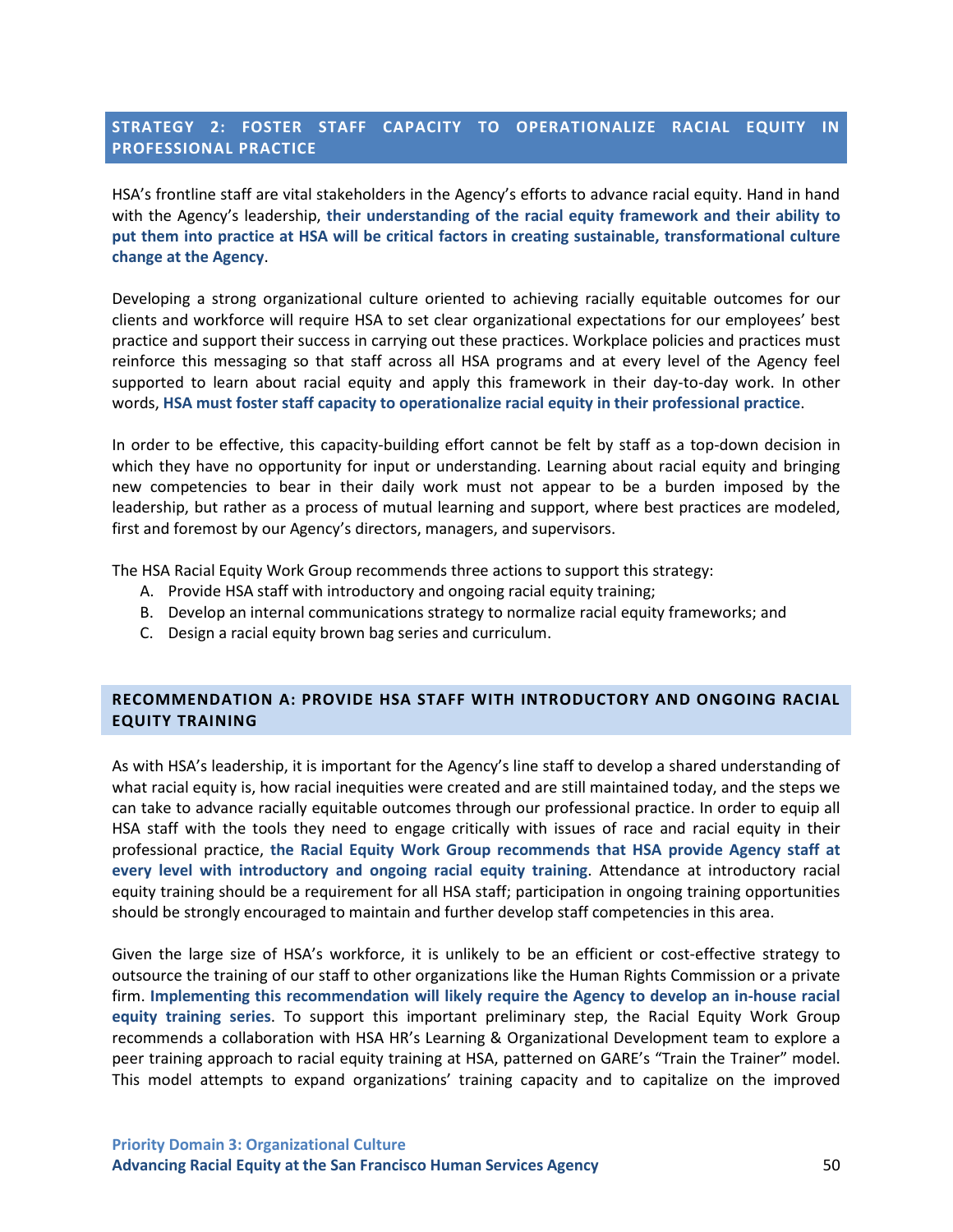## STRATEGY 2: FOSTER STAFF CAPACITY TO OPERATIONALIZE RACIAL EQUITY IN PROFESSIONAL PRACTICE

HSA's frontline staff are vital stakeholders in the Agency's efforts to advance racial equity. Hand in hand with the Agency's leadership, **their understanding of the racial equity framework and their ability to put them into practice at HSA will be critical factors in creating sustainable, transformational culture change at the Agency**.

Developing a strong organizational culture oriented to achieving racially equitable outcomes for our clients and workforce will require HSA to set clear organizational expectations for our employees' best practice and support their success in carrying out these practices. Workplace policies and practices must reinforce this messaging so that staff across all HSA programs and at every level of the Agency feel supported to learn about racial equity and apply this framework in their day-to-day work. In other words, **HSA must foster staff capacity to operationalize racial equity in their professional practice**.

In order to be effective, this capacity-building effort cannot be felt by staff as a top-down decision in which they have no opportunity for input or understanding. Learning about racial equity and bringing new competencies to bear in their daily work must not appear to be a burden imposed by the leadership, but rather as a process of mutual learning and support, where best practices are modeled, first and foremost by our Agency's directors, managers, and supervisors.

The HSA Racial Equity Work Group recommends three actions to support this strategy:

A. Provide HSA staff with introductory and ongoing racial equity training;
B. Develop an internal communications strategy to normalize racial equity frameworks; and
C. Design a racial equity brown bag series and curriculum.

### RECOMMENDATION A: PROVIDE HSA STAFF WITH INTRODUCTORY AND ONGOING RACIAL EQUITY TRAINING

As with HSA's leadership, it is important for the Agency's line staff to develop a shared understanding of what racial equity is, how racial inequities were created and are still maintained today, and the steps we can take to advance racially equitable outcomes through our professional practice. In order to equip all HSA staff with the tools they need to engage critically with issues of race and racial equity in their professional practice, **the Racial Equity Work Group recommends that HSA provide Agency staff at every level with introductory and ongoing racial equity training**. Attendance at introductory racial equity training should be a requirement for all HSA staff; participation in ongoing training opportunities should be strongly encouraged to maintain and further develop staff competencies in this area.

Given the large size of HSA's workforce, it is unlikely to be an efficient or cost-effective strategy to outsource the training of our staff to other organizations like the Human Rights Commission or a private firm. **Implementing this recommendation will likely require the Agency to develop an in-house racial equity training series**. To support this important preliminary step, the Racial Equity Work Group recommends a collaboration with HSA HR's Learning & Organizational Development team to explore a peer training approach to racial equity training at HSA, patterned on GARE's "Train the Trainer" model. This model attempts to expand organizations' training capacity and to capitalize on the improved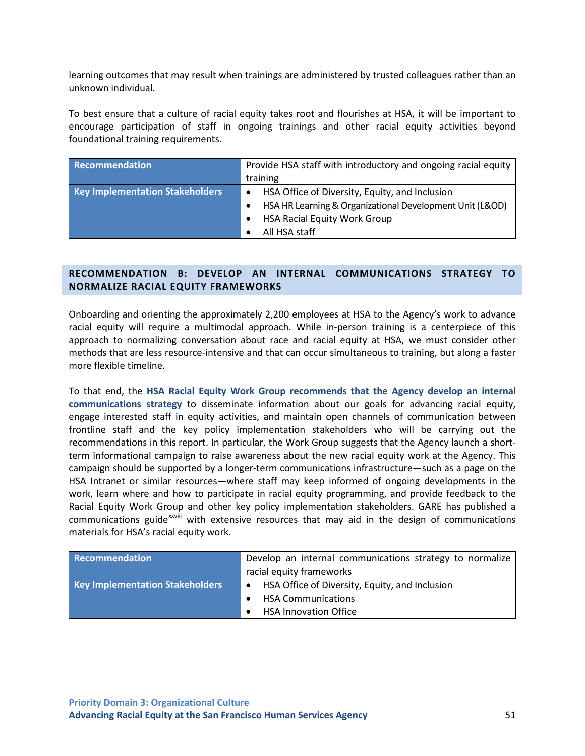learning outcomes that may result when trainings are administered by trusted colleagues rather than an unknown individual.

To best ensure that a culture of racial equity takes root and flourishes at HSA, it will be important to encourage participation of staff in ongoing trainings and other racial equity activities beyond foundational training requirements.

| **Recommendation** | Provide HSA staff with introductory and ongoing racial equity training |
|---|---|
| **Key Implementation Stakeholders** | • HSA Office of Diversity, Equity, and Inclusion<br>• HSA HR Learning & Organizational Development Unit (L&OD)<br>• HSA Racial Equity Work Group<br>• All HSA staff |

## RECOMMENDATION B: DEVELOP AN INTERNAL COMMUNICATIONS STRATEGY TO NORMALIZE RACIAL EQUITY FRAMEWORKS

Onboarding and orienting the approximately 2,200 employees at HSA to the Agency's work to advance racial equity will require a multimodal approach. While in-person training is a centerpiece of this approach to normalizing conversation about race and racial equity at HSA, we must consider other methods that are less resource-intensive and that can occur simultaneous to training, but along a faster more flexible timeline.

To that end, the **HSA Racial Equity Work Group recommends that the Agency develop an internal communications strategy** to disseminate information about our goals for advancing racial equity, engage interested staff in equity activities, and maintain open channels of communication between frontline staff and the key policy implementation stakeholders who will be carrying out the recommendations in this report. In particular, the Work Group suggests that the Agency launch a short-term informational campaign to raise awareness about the new racial equity work at the Agency. This campaign should be supported by a longer-term communications infrastructure—such as a page on the HSA Intranet or similar resources—where staff may keep informed of ongoing developments in the work, learn where and how to participate in racial equity programming, and provide feedback to the Racial Equity Work Group and other key policy implementation stakeholders. GARE has published a communications guide[xxviii] with extensive resources that may aid in the design of communications materials for HSA's racial equity work.

| **Recommendation** | Develop an internal communications strategy to normalize racial equity frameworks |
|---|---|
| **Key Implementation Stakeholders** | • HSA Office of Diversity, Equity, and Inclusion<br>• HSA Communications<br>• HSA Innovation Office |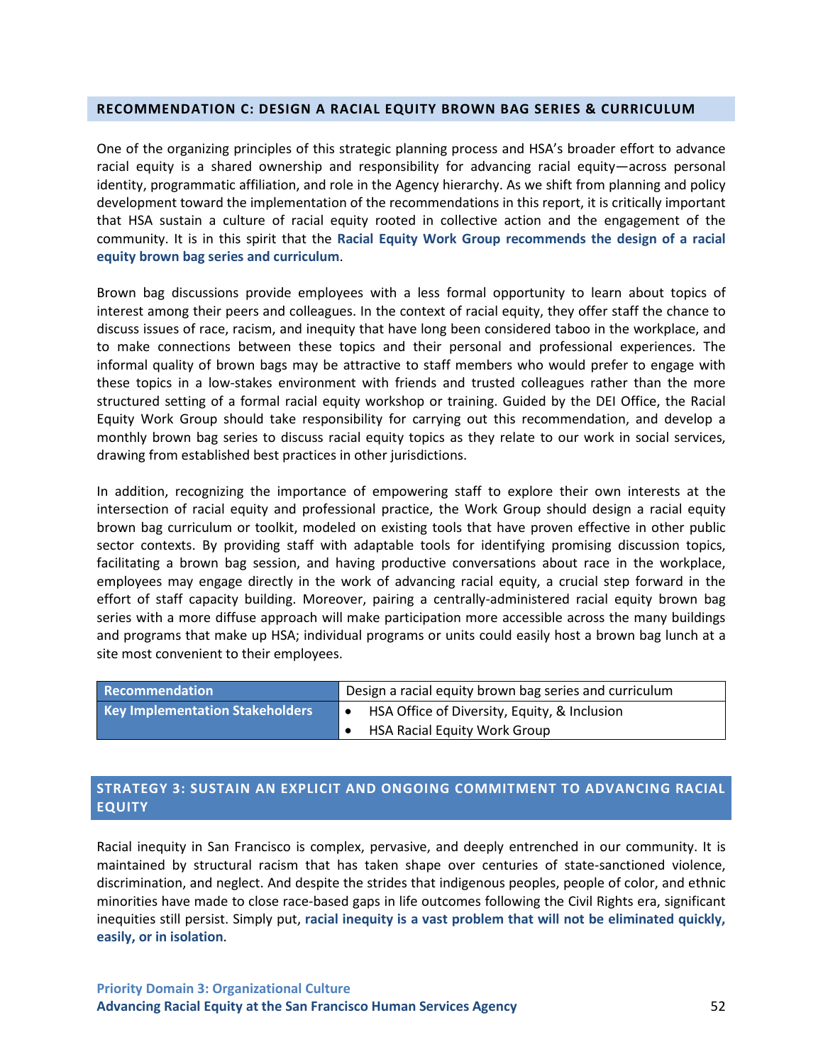## RECOMMENDATION C: DESIGN A RACIAL EQUITY BROWN BAG SERIES & CURRICULUM

One of the organizing principles of this strategic planning process and HSA's broader effort to advance racial equity is a shared ownership and responsibility for advancing racial equity—across personal identity, programmatic affiliation, and role in the Agency hierarchy. As we shift from planning and policy development toward the implementation of the recommendations in this report, it is critically important that HSA sustain a culture of racial equity rooted in collective action and the engagement of the community. It is in this spirit that the **Racial Equity Work Group recommends the design of a racial equity brown bag series and curriculum**.

Brown bag discussions provide employees with a less formal opportunity to learn about topics of interest among their peers and colleagues. In the context of racial equity, they offer staff the chance to discuss issues of race, racism, and inequity that have long been considered taboo in the workplace, and to make connections between these topics and their personal and professional experiences. The informal quality of brown bags may be attractive to staff members who would prefer to engage with these topics in a low-stakes environment with friends and trusted colleagues rather than the more structured setting of a formal racial equity workshop or training. Guided by the DEI Office, the Racial Equity Work Group should take responsibility for carrying out this recommendation, and develop a monthly brown bag series to discuss racial equity topics as they relate to our work in social services, drawing from established best practices in other jurisdictions.

In addition, recognizing the importance of empowering staff to explore their own interests at the intersection of racial equity and professional practice, the Work Group should design a racial equity brown bag curriculum or toolkit, modeled on existing tools that have proven effective in other public sector contexts. By providing staff with adaptable tools for identifying promising discussion topics, facilitating a brown bag session, and having productive conversations about race in the workplace, employees may engage directly in the work of advancing racial equity, a crucial step forward in the effort of staff capacity building. Moreover, pairing a centrally-administered racial equity brown bag series with a more diffuse approach will make participation more accessible across the many buildings and programs that make up HSA; individual programs or units could easily host a brown bag lunch at a site most convenient to their employees.

| **Recommendation** | Design a racial equity brown bag series and curriculum |
|---|---|
| **Key Implementation Stakeholders** | • HSA Office of Diversity, Equity, & Inclusion<br>• HSA Racial Equity Work Group |

## STRATEGY 3: SUSTAIN AN EXPLICIT AND ONGOING COMMITMENT TO ADVANCING RACIAL EQUITY

Racial inequity in San Francisco is complex, pervasive, and deeply entrenched in our community. It is maintained by structural racism that has taken shape over centuries of state-sanctioned violence, discrimination, and neglect. And despite the strides that indigenous peoples, people of color, and ethnic minorities have made to close race-based gaps in life outcomes following the Civil Rights era, significant inequities still persist. Simply put, **racial inequity is a vast problem that will not be eliminated quickly, easily, or in isolation**.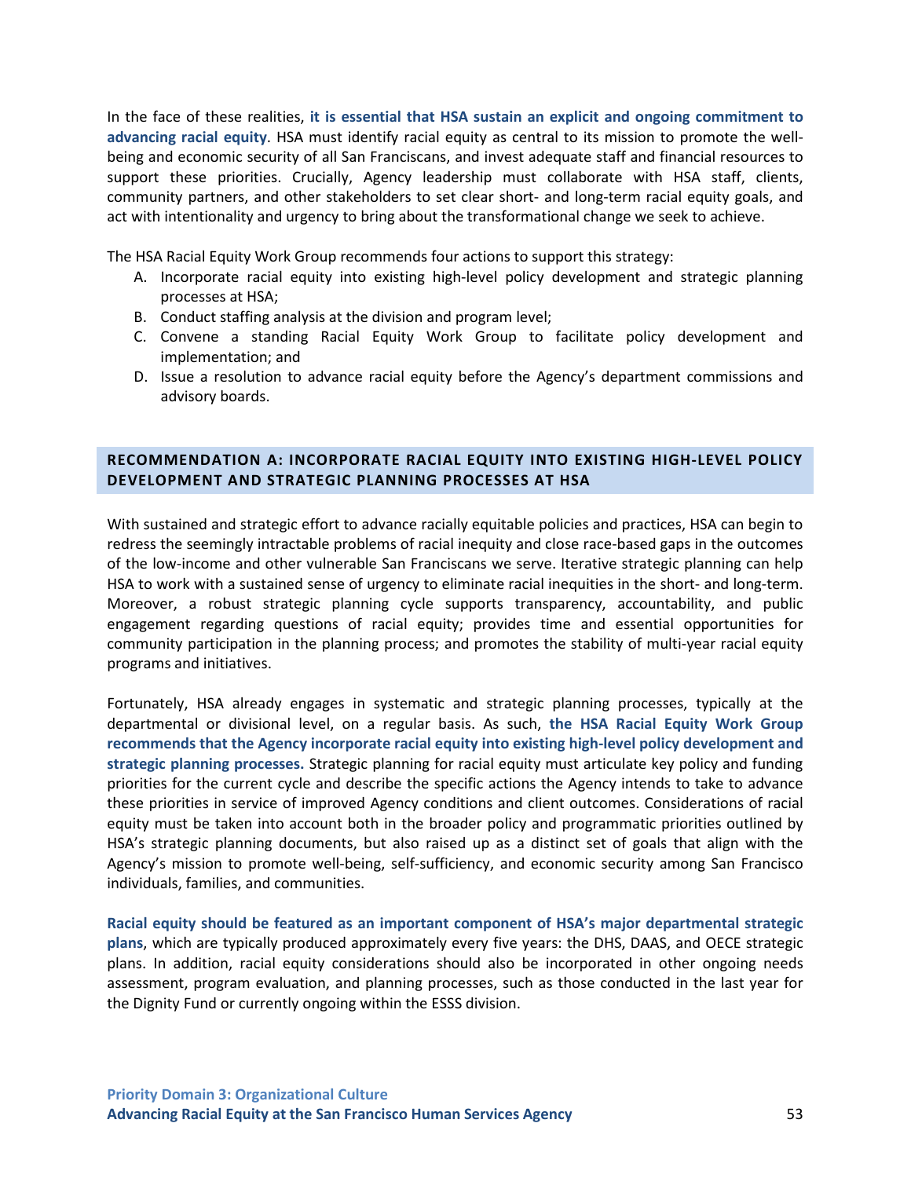In the face of these realities, **it is essential that HSA sustain an explicit and ongoing commitment to advancing racial equity**. HSA must identify racial equity as central to its mission to promote the well-being and economic security of all San Franciscans, and invest adequate staff and financial resources to support these priorities. Crucially, Agency leadership must collaborate with HSA staff, clients, community partners, and other stakeholders to set clear short- and long-term racial equity goals, and act with intentionality and urgency to bring about the transformational change we seek to achieve.

The HSA Racial Equity Work Group recommends four actions to support this strategy:

A. Incorporate racial equity into existing high-level policy development and strategic planning processes at HSA;
B. Conduct staffing analysis at the division and program level;
C. Convene a standing Racial Equity Work Group to facilitate policy development and implementation; and
D. Issue a resolution to advance racial equity before the Agency's department commissions and advisory boards.

## RECOMMENDATION A: INCORPORATE RACIAL EQUITY INTO EXISTING HIGH-LEVEL POLICY DEVELOPMENT AND STRATEGIC PLANNING PROCESSES AT HSA

With sustained and strategic effort to advance racially equitable policies and practices, HSA can begin to redress the seemingly intractable problems of racial inequity and close race-based gaps in the outcomes of the low-income and other vulnerable San Franciscans we serve. Iterative strategic planning can help HSA to work with a sustained sense of urgency to eliminate racial inequities in the short- and long-term. Moreover, a robust strategic planning cycle supports transparency, accountability, and public engagement regarding questions of racial equity; provides time and essential opportunities for community participation in the planning process; and promotes the stability of multi-year racial equity programs and initiatives.

Fortunately, HSA already engages in systematic and strategic planning processes, typically at the departmental or divisional level, on a regular basis. As such, **the HSA Racial Equity Work Group recommends that the Agency incorporate racial equity into existing high-level policy development and strategic planning processes.** Strategic planning for racial equity must articulate key policy and funding priorities for the current cycle and describe the specific actions the Agency intends to take to advance these priorities in service of improved Agency conditions and client outcomes. Considerations of racial equity must be taken into account both in the broader policy and programmatic priorities outlined by HSA's strategic planning documents, but also raised up as a distinct set of goals that align with the Agency's mission to promote well-being, self-sufficiency, and economic security among San Francisco individuals, families, and communities.

**Racial equity should be featured as an important component of HSA's major departmental strategic plans**, which are typically produced approximately every five years: the DHS, DAAS, and OECE strategic plans. In addition, racial equity considerations should also be incorporated in other ongoing needs assessment, program evaluation, and planning processes, such as those conducted in the last year for the Dignity Fund or currently ongoing within the ESSS division.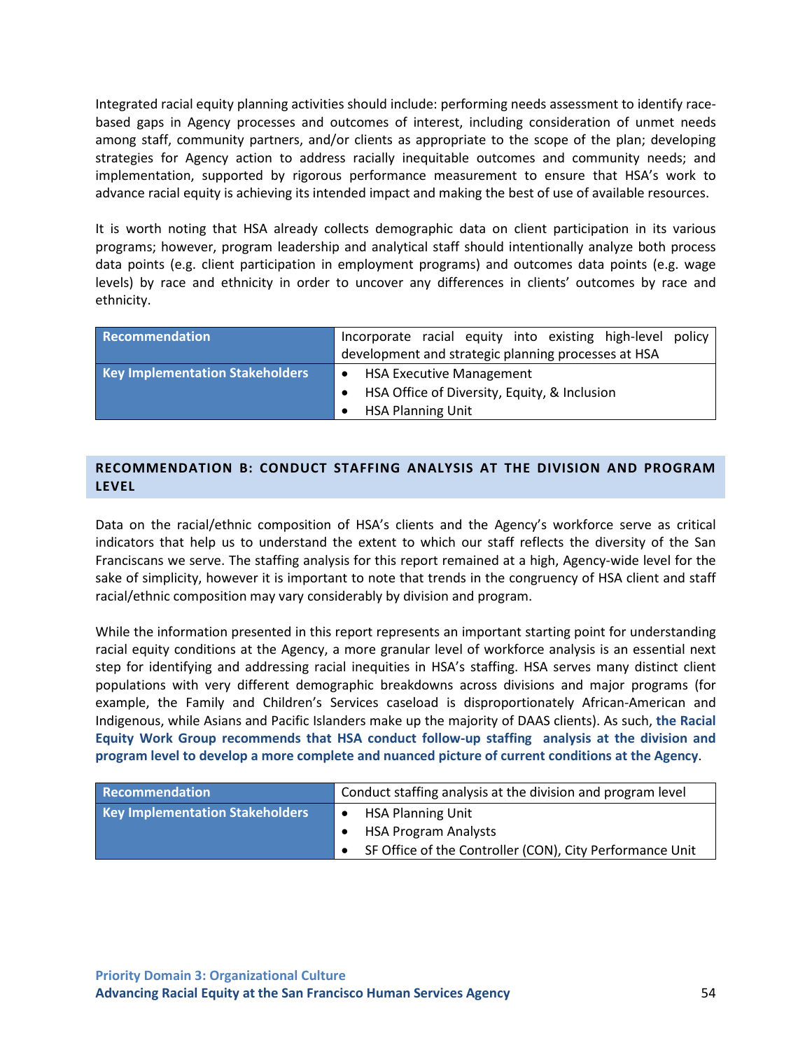Integrated racial equity planning activities should include: performing needs assessment to identify race-based gaps in Agency processes and outcomes of interest, including consideration of unmet needs among staff, community partners, and/or clients as appropriate to the scope of the plan; developing strategies for Agency action to address racially inequitable outcomes and community needs; and implementation, supported by rigorous performance measurement to ensure that HSA's work to advance racial equity is achieving its intended impact and making the best of use of available resources.

It is worth noting that HSA already collects demographic data on client participation in its various programs; however, program leadership and analytical staff should intentionally analyze both process data points (e.g. client participation in employment programs) and outcomes data points (e.g. wage levels) by race and ethnicity in order to uncover any differences in clients' outcomes by race and ethnicity.

| **Recommendation** | Incorporate racial equity into existing high-level policy development and strategic planning processes at HSA |
|---|---|
| **Key Implementation Stakeholders** | • HSA Executive Management<br>• HSA Office of Diversity, Equity, & Inclusion<br>• HSA Planning Unit |

## RECOMMENDATION B: CONDUCT STAFFING ANALYSIS AT THE DIVISION AND PROGRAM LEVEL

Data on the racial/ethnic composition of HSA's clients and the Agency's workforce serve as critical indicators that help us to understand the extent to which our staff reflects the diversity of the San Franciscans we serve. The staffing analysis for this report remained at a high, Agency-wide level for the sake of simplicity, however it is important to note that trends in the congruency of HSA client and staff racial/ethnic composition may vary considerably by division and program.

While the information presented in this report represents an important starting point for understanding racial equity conditions at the Agency, a more granular level of workforce analysis is an essential next step for identifying and addressing racial inequities in HSA's staffing. HSA serves many distinct client populations with very different demographic breakdowns across divisions and major programs (for example, the Family and Children's Services caseload is disproportionately African-American and Indigenous, while Asians and Pacific Islanders make up the majority of DAAS clients). As such, **the Racial Equity Work Group recommends that HSA conduct follow-up staffing analysis at the division and program level to develop a more complete and nuanced picture of current conditions at the Agency**.

| **Recommendation** | Conduct staffing analysis at the division and program level |
|---|---|
| **Key Implementation Stakeholders** | • HSA Planning Unit<br>• HSA Program Analysts<br>• SF Office of the Controller (CON), City Performance Unit |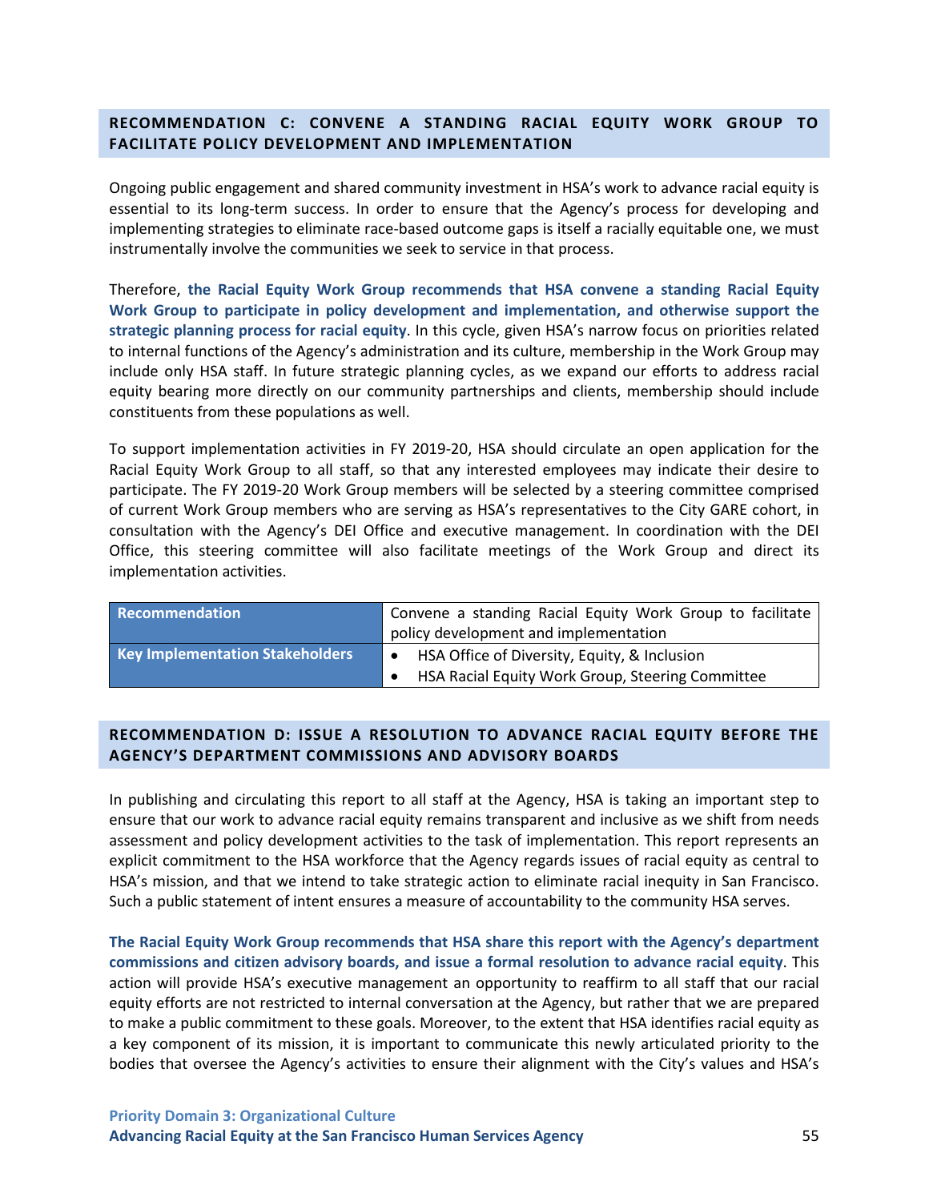### RECOMMENDATION C: CONVENE A STANDING RACIAL EQUITY WORK GROUP TO FACILITATE POLICY DEVELOPMENT AND IMPLEMENTATION

Ongoing public engagement and shared community investment in HSA's work to advance racial equity is essential to its long-term success. In order to ensure that the Agency's process for developing and implementing strategies to eliminate race-based outcome gaps is itself a racially equitable one, we must instrumentally involve the communities we seek to service in that process.

Therefore, **the Racial Equity Work Group recommends that HSA convene a standing Racial Equity Work Group to participate in policy development and implementation, and otherwise support the strategic planning process for racial equity**. In this cycle, given HSA's narrow focus on priorities related to internal functions of the Agency's administration and its culture, membership in the Work Group may include only HSA staff. In future strategic planning cycles, as we expand our efforts to address racial equity bearing more directly on our community partnerships and clients, membership should include constituents from these populations as well.

To support implementation activities in FY 2019-20, HSA should circulate an open application for the Racial Equity Work Group to all staff, so that any interested employees may indicate their desire to participate. The FY 2019-20 Work Group members will be selected by a steering committee comprised of current Work Group members who are serving as HSA's representatives to the City GARE cohort, in consultation with the Agency's DEI Office and executive management. In coordination with the DEI Office, this steering committee will also facilitate meetings of the Work Group and direct its implementation activities.

| Recommendation | Convene a standing Racial Equity Work Group to facilitate policy development and implementation |
|---|---|
| Key Implementation Stakeholders | • HSA Office of Diversity, Equity, & Inclusion<br>• HSA Racial Equity Work Group, Steering Committee |

### RECOMMENDATION D: ISSUE A RESOLUTION TO ADVANCE RACIAL EQUITY BEFORE THE AGENCY'S DEPARTMENT COMMISSIONS AND ADVISORY BOARDS

In publishing and circulating this report to all staff at the Agency, HSA is taking an important step to ensure that our work to advance racial equity remains transparent and inclusive as we shift from needs assessment and policy development activities to the task of implementation. This report represents an explicit commitment to the HSA workforce that the Agency regards issues of racial equity as central to HSA's mission, and that we intend to take strategic action to eliminate racial inequity in San Francisco. Such a public statement of intent ensures a measure of accountability to the community HSA serves.

**The Racial Equity Work Group recommends that HSA share this report with the Agency's department commissions and citizen advisory boards, and issue a formal resolution to advance racial equity**. This action will provide HSA's executive management an opportunity to reaffirm to all staff that our racial equity efforts are not restricted to internal conversation at the Agency, but rather that we are prepared to make a public commitment to these goals. Moreover, to the extent that HSA identifies racial equity as a key component of its mission, it is important to communicate this newly articulated priority to the bodies that oversee the Agency's activities to ensure their alignment with the City's values and HSA's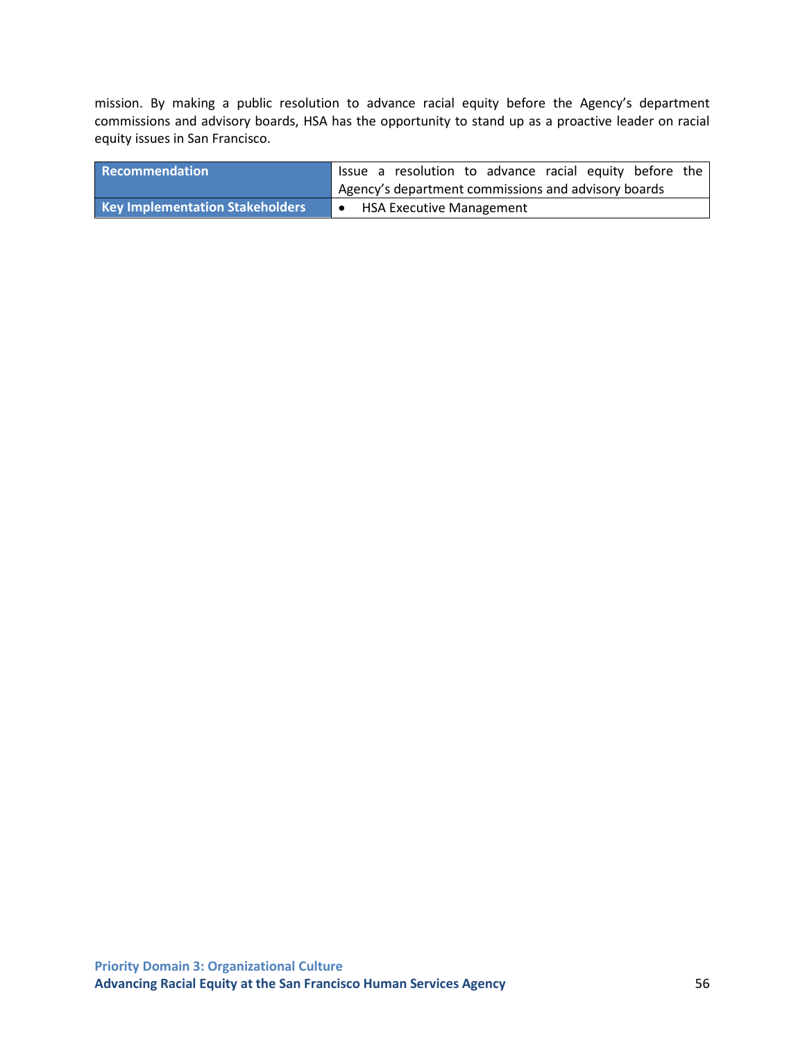mission. By making a public resolution to advance racial equity before the Agency's department commissions and advisory boards, HSA has the opportunity to stand up as a proactive leader on racial equity issues in San Francisco.

| **Recommendation** | Issue a resolution to advance racial equity before the Agency's department commissions and advisory boards |
|---|---|
| **Key Implementation Stakeholders** | • HSA Executive Management |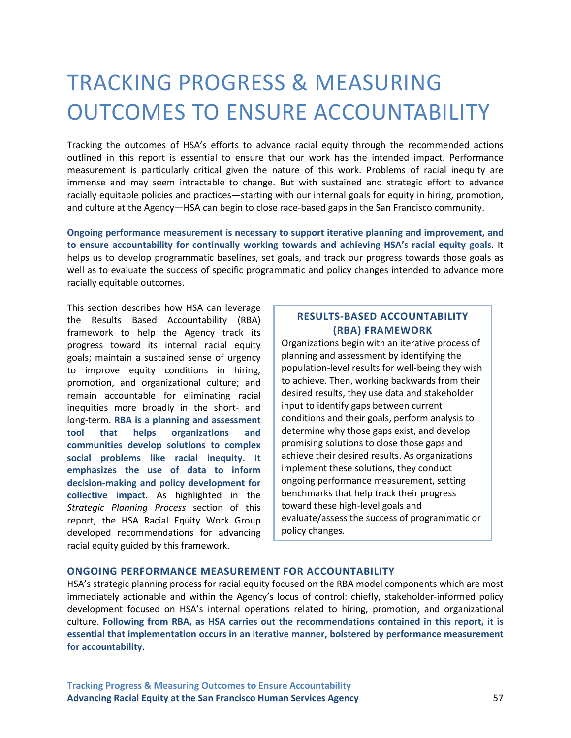# TRACKING PROGRESS & MEASURING OUTCOMES TO ENSURE ACCOUNTABILITY

Tracking the outcomes of HSA's efforts to advance racial equity through the recommended actions outlined in this report is essential to ensure that our work has the intended impact. Performance measurement is particularly critical given the nature of this work. Problems of racial inequity are immense and may seem intractable to change. But with sustained and strategic effort to advance racially equitable policies and practices—starting with our internal goals for equity in hiring, promotion, and culture at the Agency—HSA can begin to close race-based gaps in the San Francisco community.

**Ongoing performance measurement is necessary to support iterative planning and improvement, and to ensure accountability for continually working towards and achieving HSA's racial equity goals**. It helps us to develop programmatic baselines, set goals, and track our progress towards those goals as well as to evaluate the success of specific programmatic and policy changes intended to advance more racially equitable outcomes.

This section describes how HSA can leverage the Results Based Accountability (RBA) framework to help the Agency track its progress toward its internal racial equity goals; maintain a sustained sense of urgency to improve equity conditions in hiring, promotion, and organizational culture; and remain accountable for eliminating racial inequities more broadly in the short- and long-term. **RBA is a planning and assessment tool that helps organizations and communities develop solutions to complex social problems like racial inequity. It emphasizes the use of data to inform decision-making and policy development for collective impact**. As highlighted in the *Strategic Planning Process* section of this report, the HSA Racial Equity Work Group developed recommendations for advancing racial equity guided by this framework.

> **RESULTS-BASED ACCOUNTABILITY (RBA) FRAMEWORK**
>
> Organizations begin with an iterative process of planning and assessment by identifying the population-level results for well-being they wish to achieve. Then, working backwards from their desired results, they use data and stakeholder input to identify gaps between current conditions and their goals, perform analysis to determine why those gaps exist, and develop promising solutions to close those gaps and achieve their desired results. As organizations implement these solutions, they conduct ongoing performance measurement, setting benchmarks that help track their progress toward these high-level goals and evaluate/assess the success of programmatic or policy changes.

### ONGOING PERFORMANCE MEASUREMENT FOR ACCOUNTABILITY

HSA's strategic planning process for racial equity focused on the RBA model components which are most immediately actionable and within the Agency's locus of control: chiefly, stakeholder-informed policy development focused on HSA's internal operations related to hiring, promotion, and organizational culture. **Following from RBA, as HSA carries out the recommendations contained in this report, it is essential that implementation occurs in an iterative manner, bolstered by performance measurement for accountability**.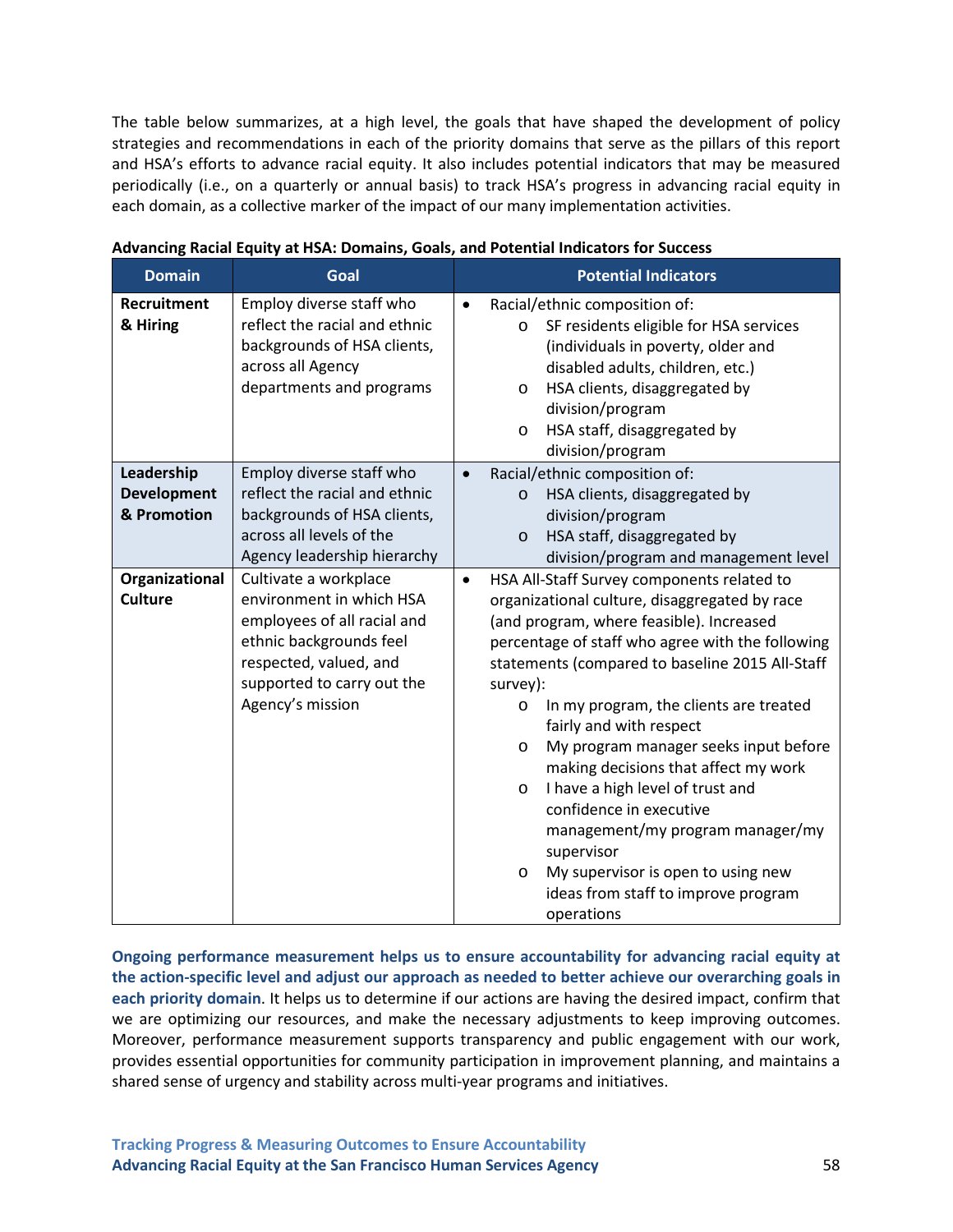The table below summarizes, at a high level, the goals that have shaped the development of policy strategies and recommendations in each of the priority domains that serve as the pillars of this report and HSA's efforts to advance racial equity. It also includes potential indicators that may be measured periodically (i.e., on a quarterly or annual basis) to track HSA's progress in advancing racial equity in each domain, as a collective marker of the impact of our many implementation activities.

**Advancing Racial Equity at HSA: Domains, Goals, and Potential Indicators for Success**

| Domain | Goal | Potential Indicators |
|---|---|---|
| **Recruitment & Hiring** | Employ diverse staff who reflect the racial and ethnic backgrounds of HSA clients, across all Agency departments and programs | • Racial/ethnic composition of:<br>  o SF residents eligible for HSA services (individuals in poverty, older and disabled adults, children, etc.)<br>  o HSA clients, disaggregated by division/program<br>  o HSA staff, disaggregated by division/program |
| **Leadership Development & Promotion** | Employ diverse staff who reflect the racial and ethnic backgrounds of HSA clients, across all levels of the Agency leadership hierarchy | • Racial/ethnic composition of:<br>  o HSA clients, disaggregated by division/program<br>  o HSA staff, disaggregated by division/program and management level |
| **Organizational Culture** | Cultivate a workplace environment in which HSA employees of all racial and ethnic backgrounds feel respected, valued, and supported to carry out the Agency's mission | • HSA All-Staff Survey components related to organizational culture, disaggregated by race (and program, where feasible). Increased percentage of staff who agree with the following statements (compared to baseline 2015 All-Staff survey):<br>  o In my program, the clients are treated fairly and with respect<br>  o My program manager seeks input before making decisions that affect my work<br>  o I have a high level of trust and confidence in executive management/my program manager/my supervisor<br>  o My supervisor is open to using new ideas from staff to improve program operations |

**Ongoing performance measurement helps us to ensure accountability for advancing racial equity at the action-specific level and adjust our approach as needed to better achieve our overarching goals in each priority domain**. It helps us to determine if our actions are having the desired impact, confirm that we are optimizing our resources, and make the necessary adjustments to keep improving outcomes. Moreover, performance measurement supports transparency and public engagement with our work, provides essential opportunities for community participation in improvement planning, and maintains a shared sense of urgency and stability across multi-year programs and initiatives.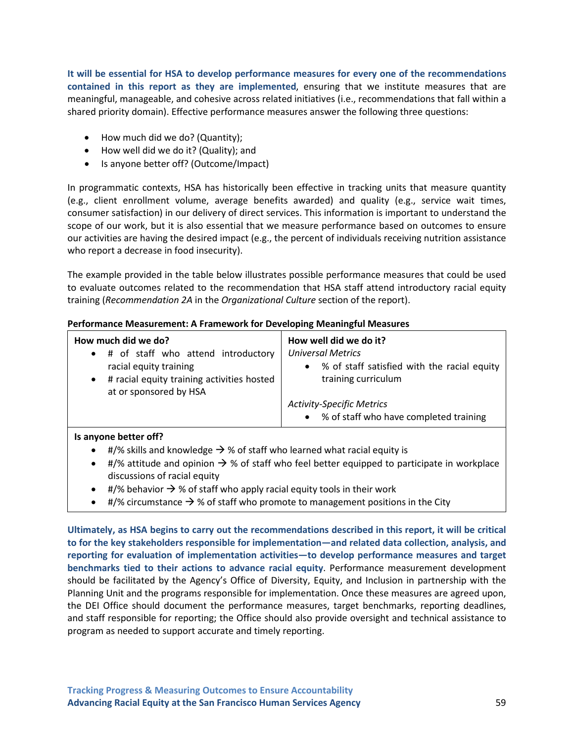**It will be essential for HSA to develop performance measures for every one of the recommendations contained in this report as they are implemented**, ensuring that we institute measures that are meaningful, manageable, and cohesive across related initiatives (i.e., recommendations that fall within a shared priority domain). Effective performance measures answer the following three questions:

- How much did we do? (Quantity);
- How well did we do it? (Quality); and
- Is anyone better off? (Outcome/Impact)

In programmatic contexts, HSA has historically been effective in tracking units that measure quantity (e.g., client enrollment volume, average benefits awarded) and quality (e.g., service wait times, consumer satisfaction) in our delivery of direct services. This information is important to understand the scope of our work, but it is also essential that we measure performance based on outcomes to ensure our activities are having the desired impact (e.g., the percent of individuals receiving nutrition assistance who report a decrease in food insecurity).

The example provided in the table below illustrates possible performance measures that could be used to evaluate outcomes related to the recommendation that HSA staff attend introductory racial equity training (*Recommendation 2A* in the *Organizational Culture* section of the report).

**Performance Measurement: A Framework for Developing Meaningful Measures**

| **How much did we do?** | **How well did we do it?** |
|---|---|
| • # of staff who attend introductory racial equity training<br>• # racial equity training activities hosted at or sponsored by HSA | *Universal Metrics*<br>• % of staff satisfied with the racial equity training curriculum<br><br>*Activity-Specific Metrics*<br>• % of staff who have completed training |
| **Is anyone better off?**<br>• #/% skills and knowledge → % of staff who learned what racial equity is<br>• #/% attitude and opinion → % of staff who feel better equipped to participate in workplace discussions of racial equity<br>• #/% behavior → % of staff who apply racial equity tools in their work<br>• #/% circumstance → % of staff who promote to management positions in the City | |

**Ultimately, as HSA begins to carry out the recommendations described in this report, it will be critical to for the key stakeholders responsible for implementation—and related data collection, analysis, and reporting for evaluation of implementation activities—to develop performance measures and target benchmarks tied to their actions to advance racial equity**. Performance measurement development should be facilitated by the Agency's Office of Diversity, Equity, and Inclusion in partnership with the Planning Unit and the programs responsible for implementation. Once these measures are agreed upon, the DEI Office should document the performance measures, target benchmarks, reporting deadlines, and staff responsible for reporting; the Office should also provide oversight and technical assistance to program as needed to support accurate and timely reporting.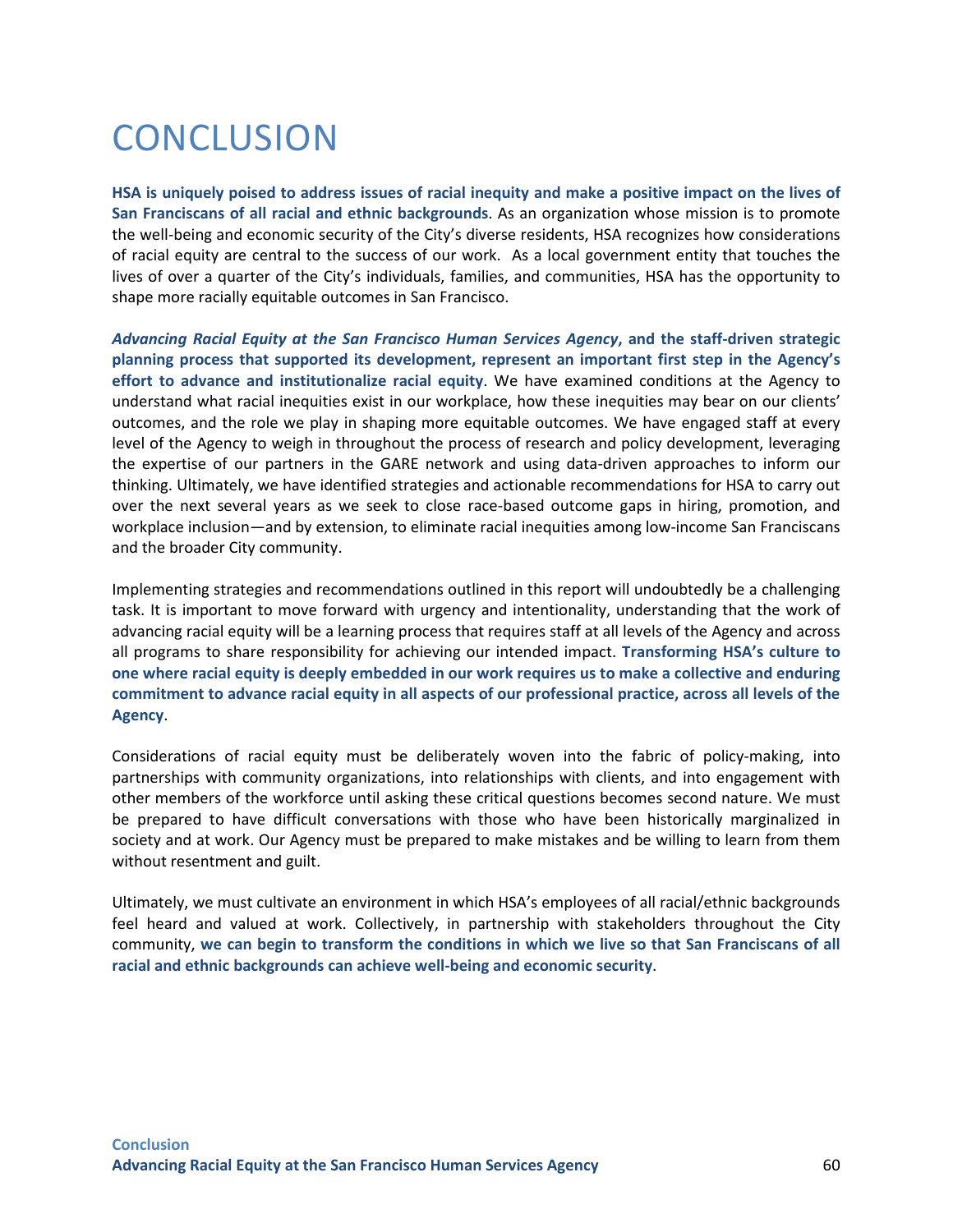# CONCLUSION

**HSA is uniquely poised to address issues of racial inequity and make a positive impact on the lives of San Franciscans of all racial and ethnic backgrounds**. As an organization whose mission is to promote the well-being and economic security of the City's diverse residents, HSA recognizes how considerations of racial equity are central to the success of our work. As a local government entity that touches the lives of over a quarter of the City's individuals, families, and communities, HSA has the opportunity to shape more racially equitable outcomes in San Francisco.

***Advancing Racial Equity at the San Francisco Human Services Agency*, and the staff-driven strategic planning process that supported its development, represent an important first step in the Agency's effort to advance and institutionalize racial equity**. We have examined conditions at the Agency to understand what racial inequities exist in our workplace, how these inequities may bear on our clients' outcomes, and the role we play in shaping more equitable outcomes. We have engaged staff at every level of the Agency to weigh in throughout the process of research and policy development, leveraging the expertise of our partners in the GARE network and using data-driven approaches to inform our thinking. Ultimately, we have identified strategies and actionable recommendations for HSA to carry out over the next several years as we seek to close race-based outcome gaps in hiring, promotion, and workplace inclusion—and by extension, to eliminate racial inequities among low-income San Franciscans and the broader City community.

Implementing strategies and recommendations outlined in this report will undoubtedly be a challenging task. It is important to move forward with urgency and intentionality, understanding that the work of advancing racial equity will be a learning process that requires staff at all levels of the Agency and across all programs to share responsibility for achieving our intended impact. **Transforming HSA's culture to one where racial equity is deeply embedded in our work requires us to make a collective and enduring commitment to advance racial equity in all aspects of our professional practice, across all levels of the Agency**.

Considerations of racial equity must be deliberately woven into the fabric of policy-making, into partnerships with community organizations, into relationships with clients, and into engagement with other members of the workforce until asking these critical questions becomes second nature. We must be prepared to have difficult conversations with those who have been historically marginalized in society and at work. Our Agency must be prepared to make mistakes and be willing to learn from them without resentment and guilt.

Ultimately, we must cultivate an environment in which HSA's employees of all racial/ethnic backgrounds feel heard and valued at work. Collectively, in partnership with stakeholders throughout the City community, **we can begin to transform the conditions in which we live so that San Franciscans of all racial and ethnic backgrounds can achieve well-being and economic security**.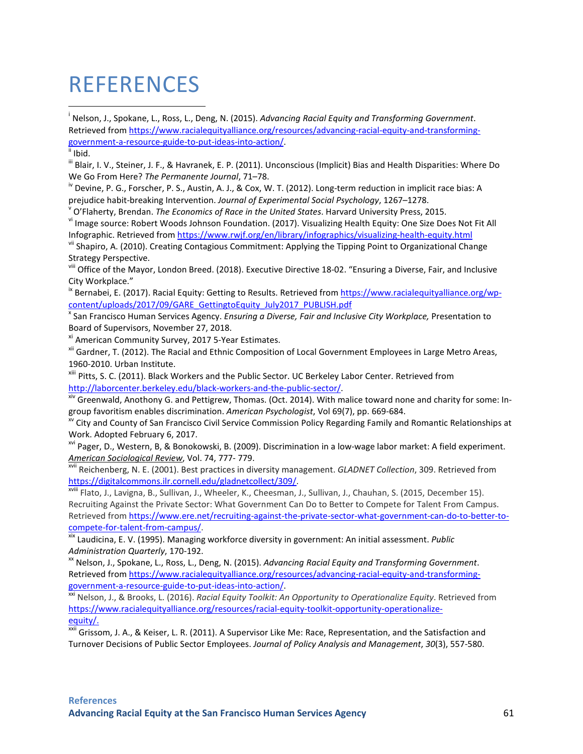# REFERENCES

[i] Nelson, J., Spokane, L., Ross, L., Deng, N. (2015). *Advancing Racial Equity and Transforming Government*. Retrieved from https://www.racialequityalliance.org/resources/advancing-racial-equity-and-transforming-government-a-resource-guide-to-put-ideas-into-action/.

[ii] Ibid.

[iii] Blair, I. V., Steiner, J. F., & Havranek, E. P. (2011). Unconscious (Implicit) Bias and Health Disparities: Where Do We Go From Here? *The Permanente Journal*, 71–78.

[iv] Devine, P. G., Forscher, P. S., Austin, A. J., & Cox, W. T. (2012). Long-term reduction in implicit race bias: A prejudice habit-breaking Intervention. *Journal of Experimental Social Psychology*, 1267–1278.

[v] O'Flaherty, Brendan. *The Economics of Race in the United States*. Harvard University Press, 2015.

[vi] Image source: Robert Woods Johnson Foundation. (2017). Visualizing Health Equity: One Size Does Not Fit All Infographic. Retrieved from https://www.rwjf.org/en/library/infographics/visualizing-health-equity.html

[vii] Shapiro, A. (2010). Creating Contagious Commitment: Applying the Tipping Point to Organizational Change Strategy Perspective.

[viii] Office of the Mayor, London Breed. (2018). Executive Directive 18-02. "Ensuring a Diverse, Fair, and Inclusive City Workplace."

[ix] Bernabei, E. (2017). Racial Equity: Getting to Results. Retrieved from https://www.racialequityalliance.org/wp-content/uploads/2017/09/GARE_GettingtoEquity_July2017_PUBLISH.pdf

[x] San Francisco Human Services Agency. *Ensuring a Diverse, Fair and Inclusive City Workplace,* Presentation to Board of Supervisors, November 27, 2018.

[xi] American Community Survey, 2017 5-Year Estimates.

[xii] Gardner, T. (2012). The Racial and Ethnic Composition of Local Government Employees in Large Metro Areas, 1960-2010. Urban Institute.

[xiii] Pitts, S. C. (2011). Black Workers and the Public Sector. UC Berkeley Labor Center. Retrieved from http://laborcenter.berkeley.edu/black-workers-and-the-public-sector/.

[xiv] Greenwald, Anothony G. and Pettigrew, Thomas. (Oct. 2014). With malice toward none and charity for some: In-group favoritism enables discrimination. *American Psychologist*, Vol 69(7), pp. 669-684.

[xv] City and County of San Francisco Civil Service Commission Policy Regarding Family and Romantic Relationships at Work. Adopted February 6, 2017.

[xvi] Pager, D., Western, B, & Bonokowski, B. (2009). Discrimination in a low-wage labor market: A field experiment. *American Sociological Review*, Vol. 74, 777- 779.

[xvii] Reichenberg, N. E. (2001). Best practices in diversity management. *GLADNET Collection*, 309. Retrieved from https://digitalcommons.ilr.cornell.edu/gladnetcollect/309/.

[xviii] Flato, J., Lavigna, B., Sullivan, J., Wheeler, K., Cheesman, J., Sullivan, J., Chauhan, S. (2015, December 15). Recruiting Against the Private Sector: What Government Can Do to Better to Compete for Talent From Campus. Retrieved from https://www.ere.net/recruiting-against-the-private-sector-what-government-can-do-to-better-to-compete-for-talent-from-campus/.

[xix] Laudicina, E. V. (1995). Managing workforce diversity in government: An initial assessment. *Public Administration Quarterly*, 170-192.

[xx] Nelson, J., Spokane, L., Ross, L., Deng, N. (2015). *Advancing Racial Equity and Transforming Government*. Retrieved from https://www.racialequityalliance.org/resources/advancing-racial-equity-and-transforming-government-a-resource-guide-to-put-ideas-into-action/.

[xxi] Nelson, J., & Brooks, L. (2016). *Racial Equity Toolkit: An Opportunity to Operationalize Equity*. Retrieved from https://www.racialequityalliance.org/resources/racial-equity-toolkit-opportunity-operationalize-equity/.

[xxii] Grissom, J. A., & Keiser, L. R. (2011). A Supervisor Like Me: Race, Representation, and the Satisfaction and Turnover Decisions of Public Sector Employees. *Journal of Policy Analysis and Management*, *30*(3), 557-580.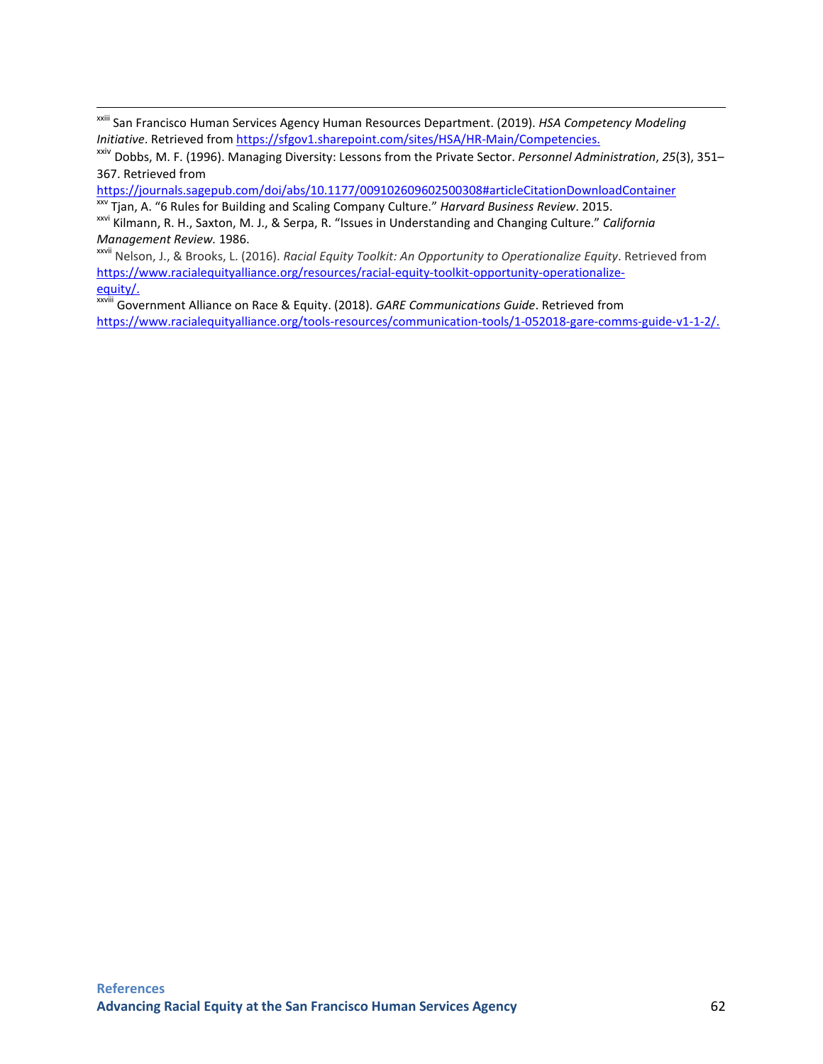[xxiii] San Francisco Human Services Agency Human Resources Department. (2019). *HSA Competency Modeling Initiative*. Retrieved from https://sfgov1.sharepoint.com/sites/HSA/HR-Main/Competencies.

[xxiv] Dobbs, M. F. (1996). Managing Diversity: Lessons from the Private Sector. *Personnel Administration*, *25*(3), 351–367. Retrieved from https://journals.sagepub.com/doi/abs/10.1177/009102609602500308#articleCitationDownloadContainer

[xxv] Tjan, A. "6 Rules for Building and Scaling Company Culture." *Harvard Business Review*. 2015.

[xxvi] Kilmann, R. H., Saxton, M. J., & Serpa, R. "Issues in Understanding and Changing Culture." *California Management Review.* 1986.

[xxvii] Nelson, J., & Brooks, L. (2016). *Racial Equity Toolkit: An Opportunity to Operationalize Equity*. Retrieved from https://www.racialequityalliance.org/resources/racial-equity-toolkit-opportunity-operationalize-equity/.

[xxviii] Government Alliance on Race & Equity. (2018). *GARE Communications Guide*. Retrieved from https://www.racialequityalliance.org/tools-resources/communication-tools/1-052018-gare-comms-guide-v1-1-2/.